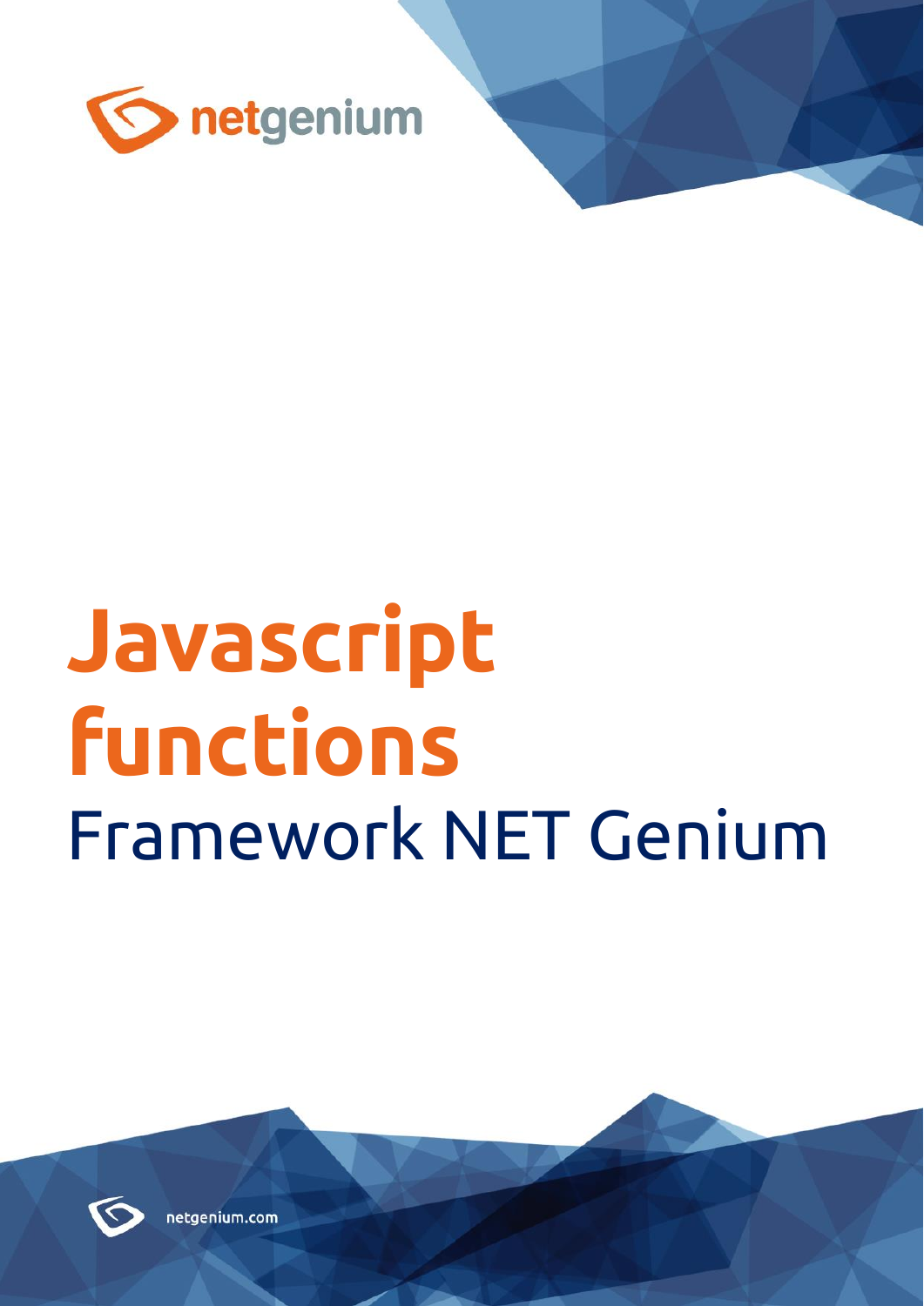netgenium

# Javascript functions

## Framework NET Genium

netgenium.com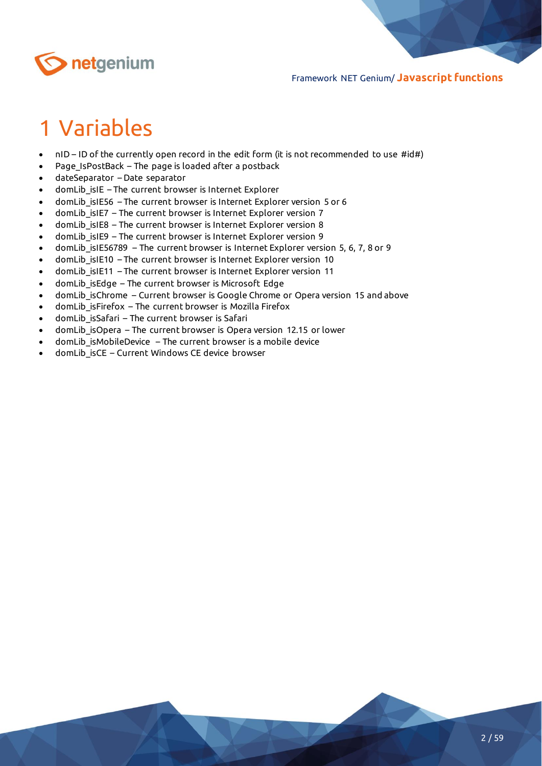# 1 Variables

- nID – ID of the currently open record in the edit form (it is not recommended to use #id#)
- Page_IsPostBack – The page is loaded after a postback
- dateSeparator – Date separator
- domLib_isIE – The current browser is Internet Explorer
- domLib_isIE56 – The current browser is Internet Explorer version 5 or 6
- domLib_isIE7 – The current browser is Internet Explorer version 7
- domLib_isIE8 – The current browser is Internet Explorer version 8
- domLib_isIE9 – The current browser is Internet Explorer version 9
- domLib_isIE56789 – The current browser is Internet Explorer version 5, 6, 7, 8 or 9
- domLib_isIE10 – The current browser is Internet Explorer version 10
- domLib_isIE11 – The current browser is Internet Explorer version 11
- domLib_isEdge – The current browser is Microsoft Edge
- domLib_isChrome – Current browser is Google Chrome or Opera version 15 and above
- domLib_isFirefox – The current browser is Mozilla Firefox
- domLib_isSafari – The current browser is Safari
- domLib_isOpera – The current browser is Opera version 12.15 or lower
- domLib_isMobileDevice – The current browser is a mobile device
- domLib_isCE – Current Windows CE device browser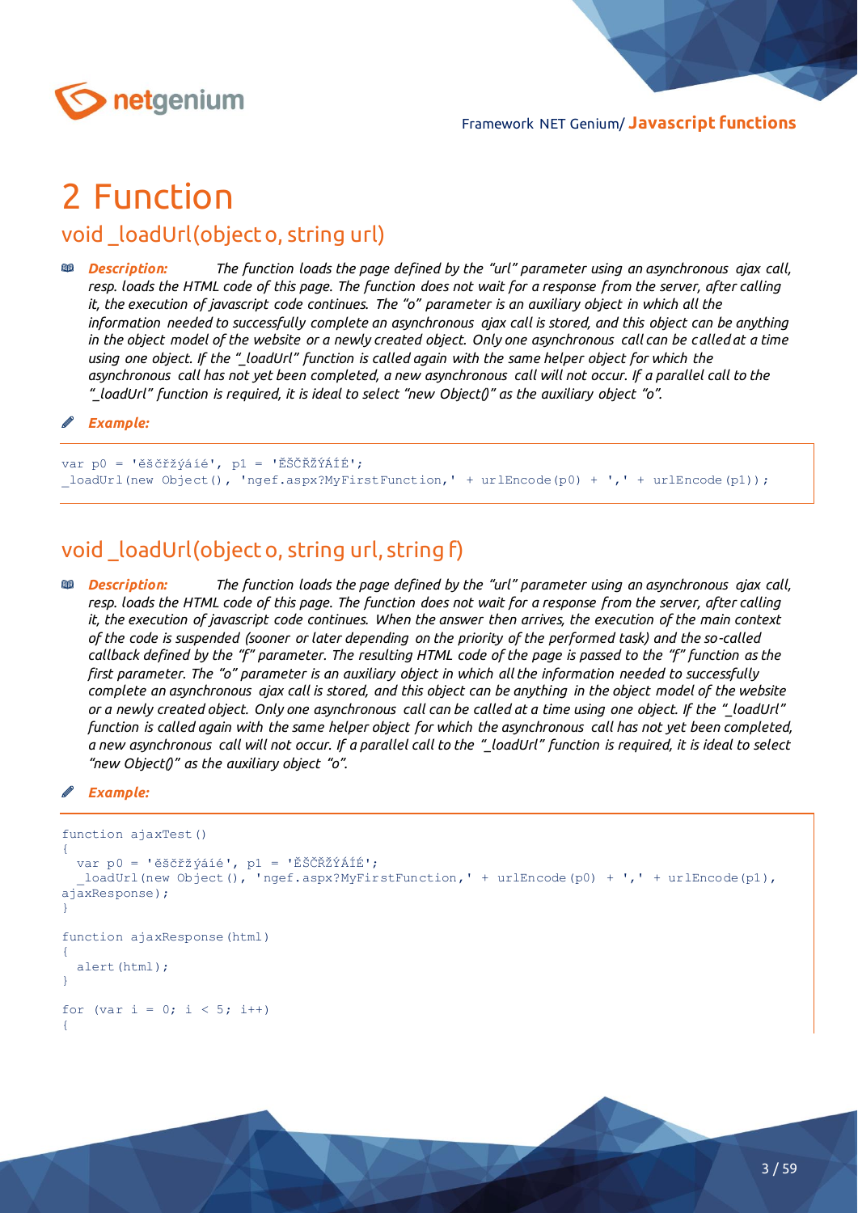# 2 Function

## void _loadUrl(object o, string url)

***Description:*** *The function loads the page defined by the "url" parameter using an asynchronous ajax call, resp. loads the HTML code of this page. The function does not wait for a response from the server, after calling it, the execution of javascript code continues. The "o" parameter is an auxiliary object in which all the information needed to successfully complete an asynchronous ajax call is stored, and this object can be anything in the object model of the website or a newly created object. Only one asynchronous call can be called at a time using one object. If the "_loadUrl" function is called again with the same helper object for which the asynchronous call has not yet been completed, a new asynchronous call will not occur. If a parallel call to the "_loadUrl" function is required, it is ideal to select "new Object()" as the auxiliary object "o".*

***Example:***

```
var p0 = 'ěščřžýáié', p1 = 'ĚŠČŘŽÝÁÍÉ';
_loadUrl(new Object(), 'ngef.aspx?MyFirstFunction,' + urlEncode(p0) + ',' + urlEncode(p1));
```

## void _loadUrl(object o, string url, string f)

***Description:*** *The function loads the page defined by the "url" parameter using an asynchronous ajax call, resp. loads the HTML code of this page. The function does not wait for a response from the server, after calling it, the execution of javascript code continues. When the answer then arrives, the execution of the main context of the code is suspended (sooner or later depending on the priority of the performed task) and the so-called callback defined by the "f" parameter. The resulting HTML code of the page is passed to the "f" function as the first parameter. The "o" parameter is an auxiliary object in which all the information needed to successfully complete an asynchronous ajax call is stored, and this object can be anything in the object model of the website or a newly created object. Only one asynchronous call can be called at a time using one object. If the "_loadUrl" function is called again with the same helper object for which the asynchronous call has not yet been completed, a new asynchronous call will not occur. If a parallel call to the "_loadUrl" function is required, it is ideal to select "new Object()" as the auxiliary object "o".*

***Example:***

```
function ajaxTest()
{
  var p0 = 'ěščřžýáié', p1 = 'ĚŠČŘŽÝÁÍÉ';
  _loadUrl(new Object(), 'ngef.aspx?MyFirstFunction,' + urlEncode(p0) + ',' + urlEncode(p1),
ajaxResponse);
}

function ajaxResponse(html)
{
  alert(html);
}

for (var i = 0; i < 5; i++)
{
```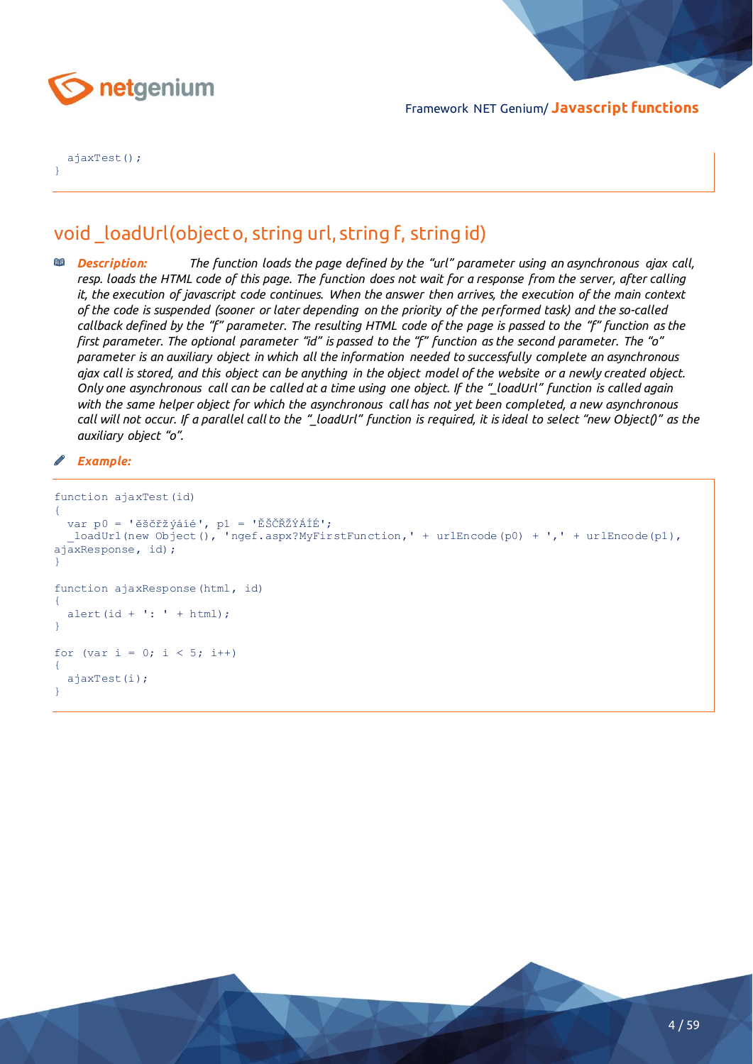```
  ajaxTest();
}
```

## void _loadUrl(object o, string url, string f, string id)

***Description:*** *The function loads the page defined by the "url" parameter using an asynchronous ajax call, resp. loads the HTML code of this page. The function does not wait for a response from the server, after calling it, the execution of javascript code continues. When the answer then arrives, the execution of the main context of the code is suspended (sooner or later depending on the priority of the performed task) and the so-called callback defined by the "f" parameter. The resulting HTML code of the page is passed to the "f" function as the first parameter. The optional parameter "id" is passed to the "f" function as the second parameter. The "o" parameter is an auxiliary object in which all the information needed to successfully complete an asynchronous ajax call is stored, and this object can be anything in the object model of the website or a newly created object. Only one asynchronous call can be called at a time using one object. If the "_loadUrl" function is called again with the same helper object for which the asynchronous call has not yet been completed, a new asynchronous call will not occur. If a parallel call to the "_loadUrl" function is required, it is ideal to select "new Object()" as the auxiliary object "o".*

***Example:***

```
function ajaxTest(id)
{
  var p0 = 'ěščřžýáíé', p1 = 'ĚŠČŘŽÝÁÍÉ';
  _loadUrl(new Object(), 'ngef.aspx?MyFirstFunction,' + urlEncode(p0) + ',' + urlEncode(p1),
ajaxResponse, id);
}

function ajaxResponse(html, id)
{
  alert(id + ': ' + html);
}

for (var i = 0; i < 5; i++)
{
  ajaxTest(i);
}
```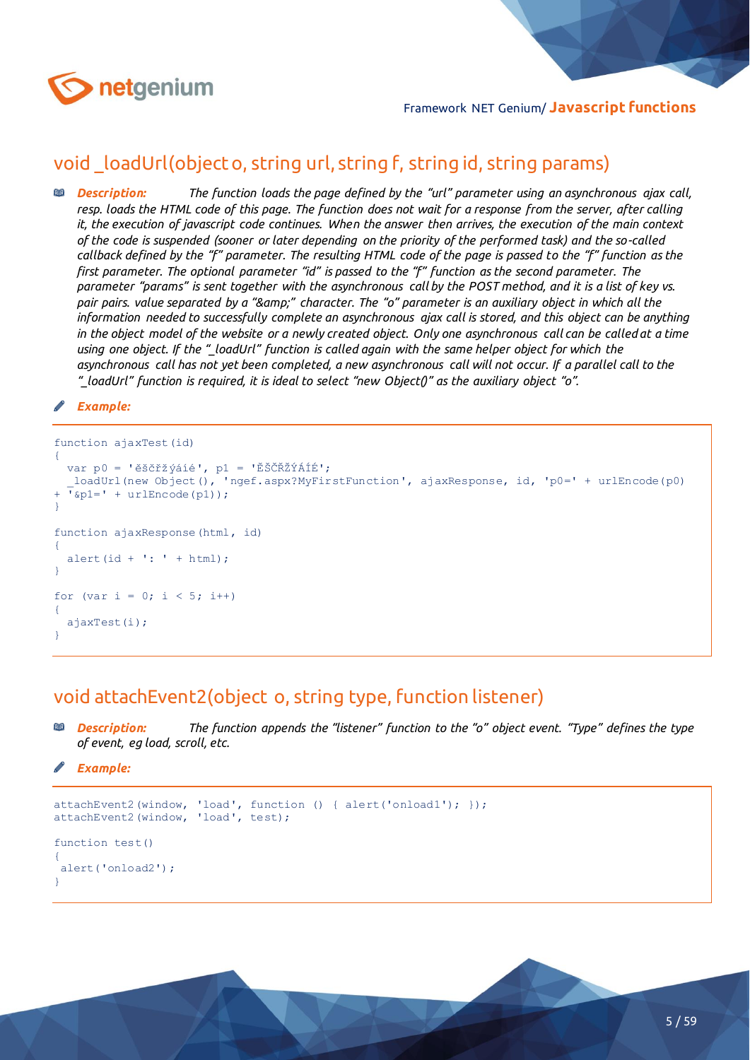## void _loadUrl(object o, string url, string f, string id, string params)

***Description:*** *The function loads the page defined by the "url" parameter using an asynchronous ajax call, resp. loads the HTML code of this page. The function does not wait for a response from the server, after calling it, the execution of javascript code continues. When the answer then arrives, the execution of the main context of the code is suspended (sooner or later depending on the priority of the performed task) and the so-called callback defined by the "f" parameter. The resulting HTML code of the page is passed to the "f" function as the first parameter. The optional parameter "id" is passed to the "f" function as the second parameter. The parameter "params" is sent together with the asynchronous call by the POST method, and it is a list of key vs. pair pairs. value separated by a "&amp;" character. The "o" parameter is an auxiliary object in which all the information needed to successfully complete an asynchronous ajax call is stored, and this object can be anything in the object model of the website or a newly created object. Only one asynchronous call can be called at a time using one object. If the "_loadUrl" function is called again with the same helper object for which the asynchronous call has not yet been completed, a new asynchronous call will not occur. If a parallel call to the "_loadUrl" function is required, it is ideal to select "new Object()" as the auxiliary object "o".*

***Example:***

```
function ajaxTest(id)
{
  var p0 = 'ěščřžýáíé', p1 = 'ĚŠČŘŽÝÁÍÉ';
  _loadUrl(new Object(), 'ngef.aspx?MyFirstFunction', ajaxResponse, id, 'p0=' + urlEncode(p0)
+ '&p1=' + urlEncode(p1));
}

function ajaxResponse(html, id)
{
  alert(id + ': ' + html);
}

for (var i = 0; i < 5; i++)
{
  ajaxTest(i);
}
```

## void attachEvent2(object o, string type, function listener)

***Description:*** *The function appends the "listener" function to the "o" object event. "Type" defines the type of event, eg load, scroll, etc.*

***Example:***

```
attachEvent2(window, 'load', function () { alert('onload1'); });
attachEvent2(window, 'load', test);

function test()
{
 alert('onload2');
}
```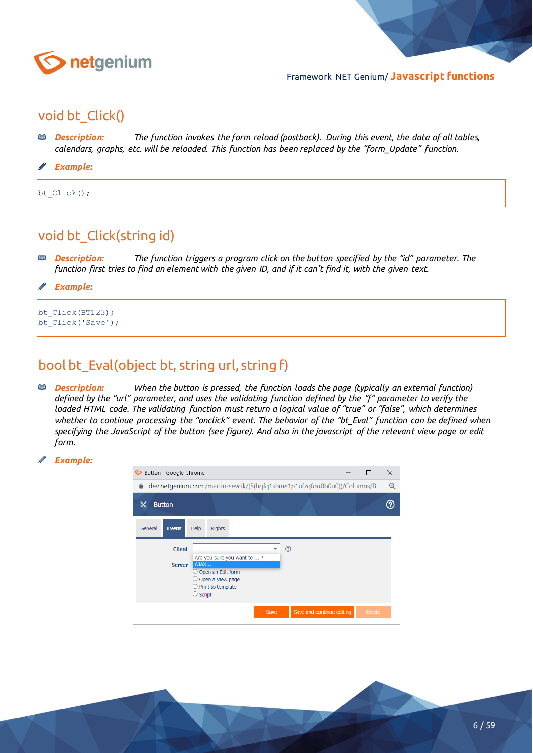## void bt_Click()

***Description:*** *The function invokes the form reload (postback). During this event, the data of all tables, calendars, graphs, etc. will be reloaded. This function has been replaced by the "form_Update" function.*

***Example:***

```
bt_Click();
```

## void bt_Click(string id)

***Description:*** *The function triggers a program click on the button specified by the "id" parameter. The function first tries to find an element with the given ID, and if it can't find it, with the given text.*

***Example:***

```
bt_Click(BT123);
bt_Click('Save');
```

## bool bt_Eval(object bt, string url, string f)

***Description:*** *When the button is pressed, the function loads the page (typically an external function) defined by the "url" parameter, and uses the validating function defined by the "f" parameter to verify the loaded HTML code. The validating function must return a logical value of "true" or "false", which determines whether to continue processing the "onclick" event. The behavior of the "bt_Eval" function can be defined when specifying the JavaScript of the button (see figure). And also in the javascript of the relevant view page or edit form.*

***Example:***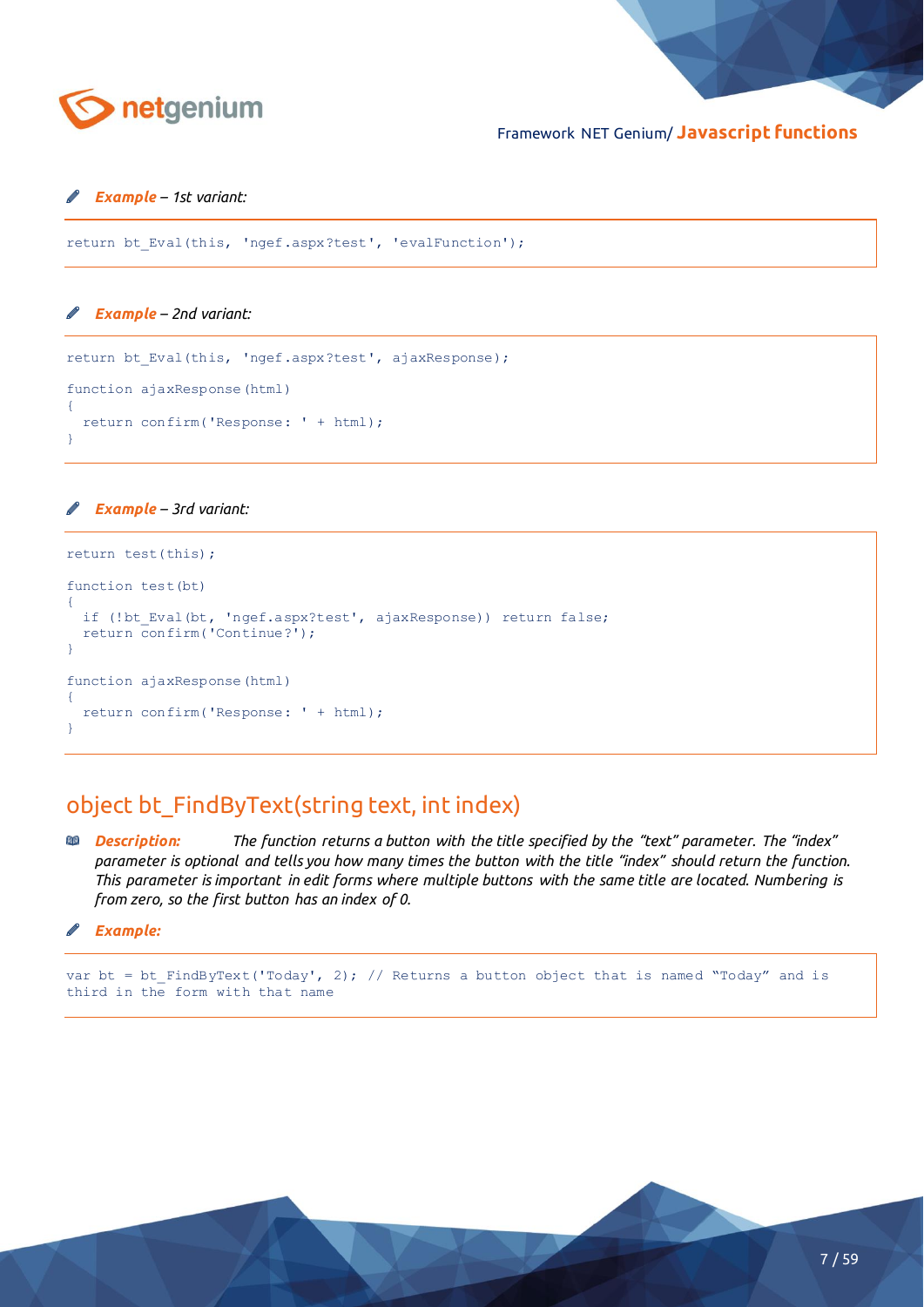*__Example__ – 1st variant:*

```
return bt_Eval(this, 'ngef.aspx?test', 'evalFunction');
```

*__Example__ – 2nd variant:*

```
return bt_Eval(this, 'ngef.aspx?test', ajaxResponse);

function ajaxResponse(html)
{
  return confirm('Response: ' + html);
}
```

*__Example__ – 3rd variant:*

```
return test(this);

function test(bt)
{
  if (!bt_Eval(bt, 'ngef.aspx?test', ajaxResponse)) return false;
  return confirm('Continue?');
}

function ajaxResponse(html)
{
  return confirm('Response: ' + html);
}
```

## object bt_FindByText(string text, int index)

***Description:*** *The function returns a button with the title specified by the "text" parameter. The "index" parameter is optional and tells you how many times the button with the title "index" should return the function. This parameter is important in edit forms where multiple buttons with the same title are located. Numbering is from zero, so the first button has an index of 0.*

***Example:***

```
var bt = bt_FindByText('Today', 2); // Returns a button object that is named "Today" and is
third in the form with that name
```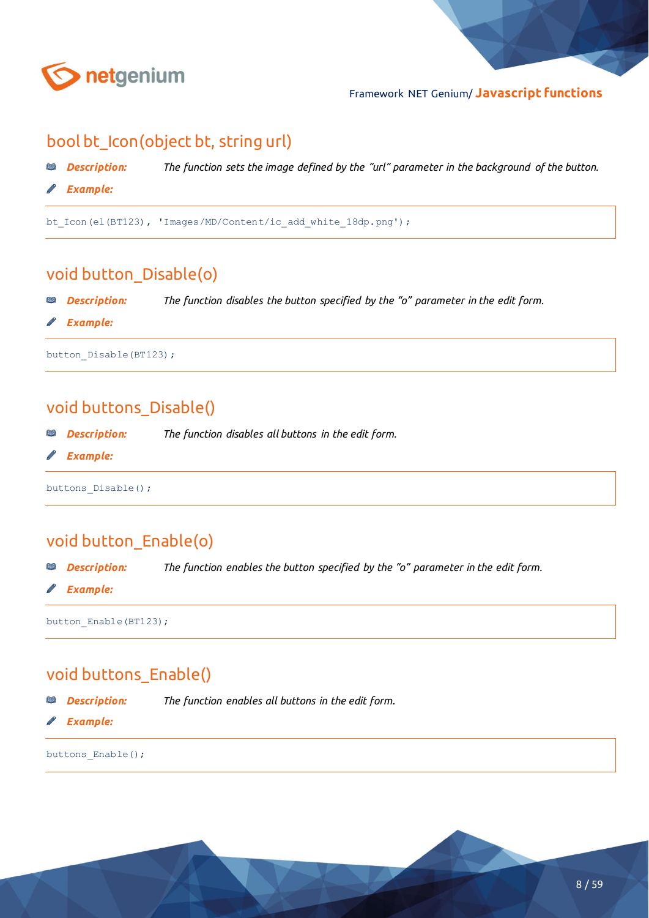## bool bt_Icon(object bt, string url)

***Description:*** *The function sets the image defined by the "url" parameter in the background of the button.*

***Example:***

```
bt_Icon(el(BT123), 'Images/MD/Content/ic_add_white_18dp.png');
```

## void button_Disable(o)

***Description:*** *The function disables the button specified by the "o" parameter in the edit form.*

***Example:***

```
button_Disable(BT123);
```

## void buttons_Disable()

***Description:*** *The function disables all buttons in the edit form.*

***Example:***

```
buttons_Disable();
```

## void button_Enable(o)

***Description:*** *The function enables the button specified by the "o" parameter in the edit form.*

***Example:***

```
button_Enable(BT123);
```

## void buttons_Enable()

***Description:*** *The function enables all buttons in the edit form.*

***Example:***

```
buttons_Enable();
```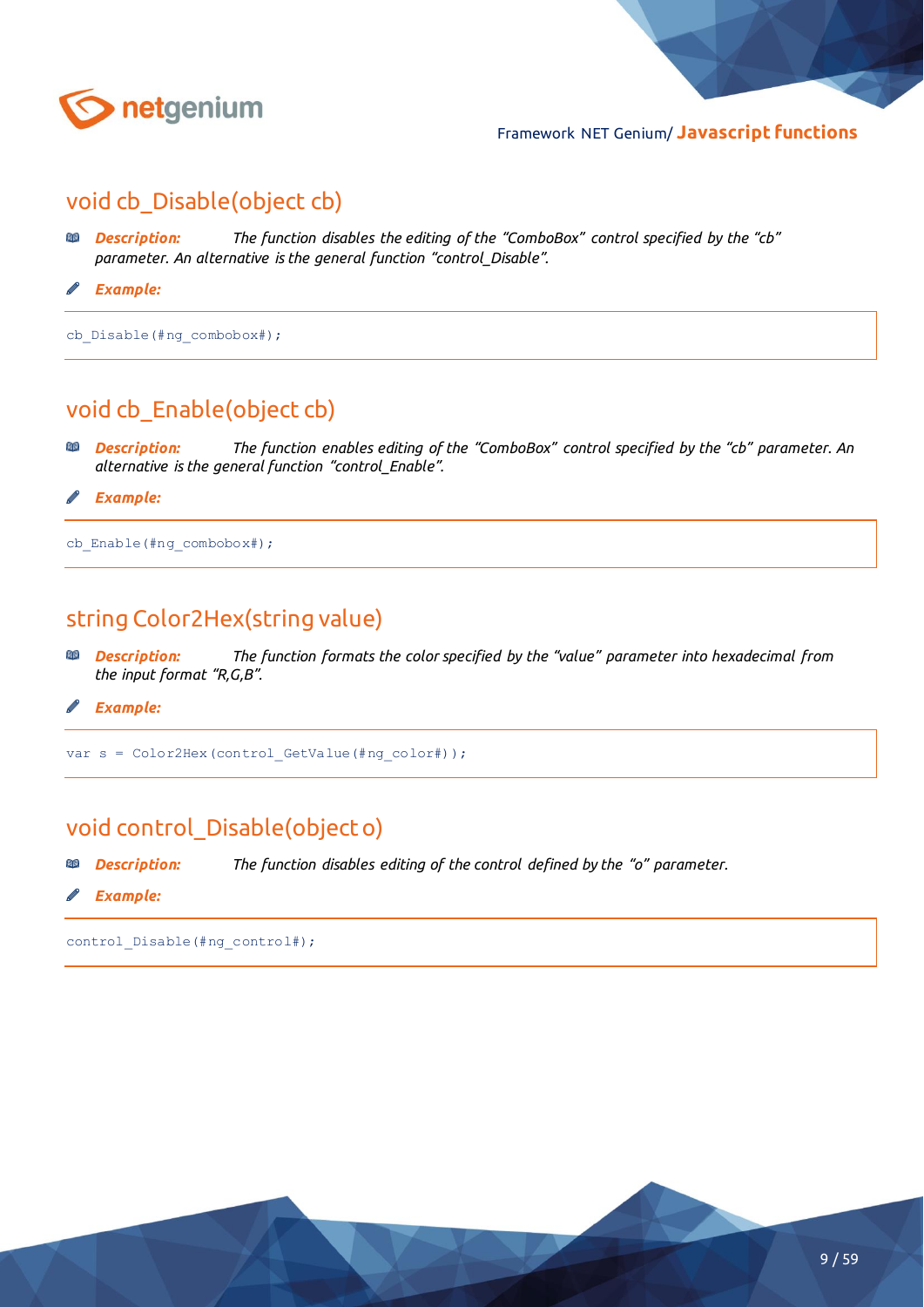## void cb_Disable(object cb)

***Description:*** *The function disables the editing of the "ComboBox" control specified by the "cb" parameter. An alternative is the general function "control_Disable".*

***Example:***

```
cb_Disable(#ng_combobox#);
```

## void cb_Enable(object cb)

***Description:*** *The function enables editing of the "ComboBox" control specified by the "cb" parameter. An alternative is the general function "control_Enable".*

***Example:***

```
cb_Enable(#ng_combobox#);
```

## string Color2Hex(string value)

***Description:*** *The function formats the color specified by the "value" parameter into hexadecimal from the input format "R,G,B".*

***Example:***

```
var s = Color2Hex(control_GetValue(#ng_color#));
```

## void control_Disable(object o)

***Description:*** *The function disables editing of the control defined by the "o" parameter.*

***Example:***

```
control_Disable(#ng_control#);
```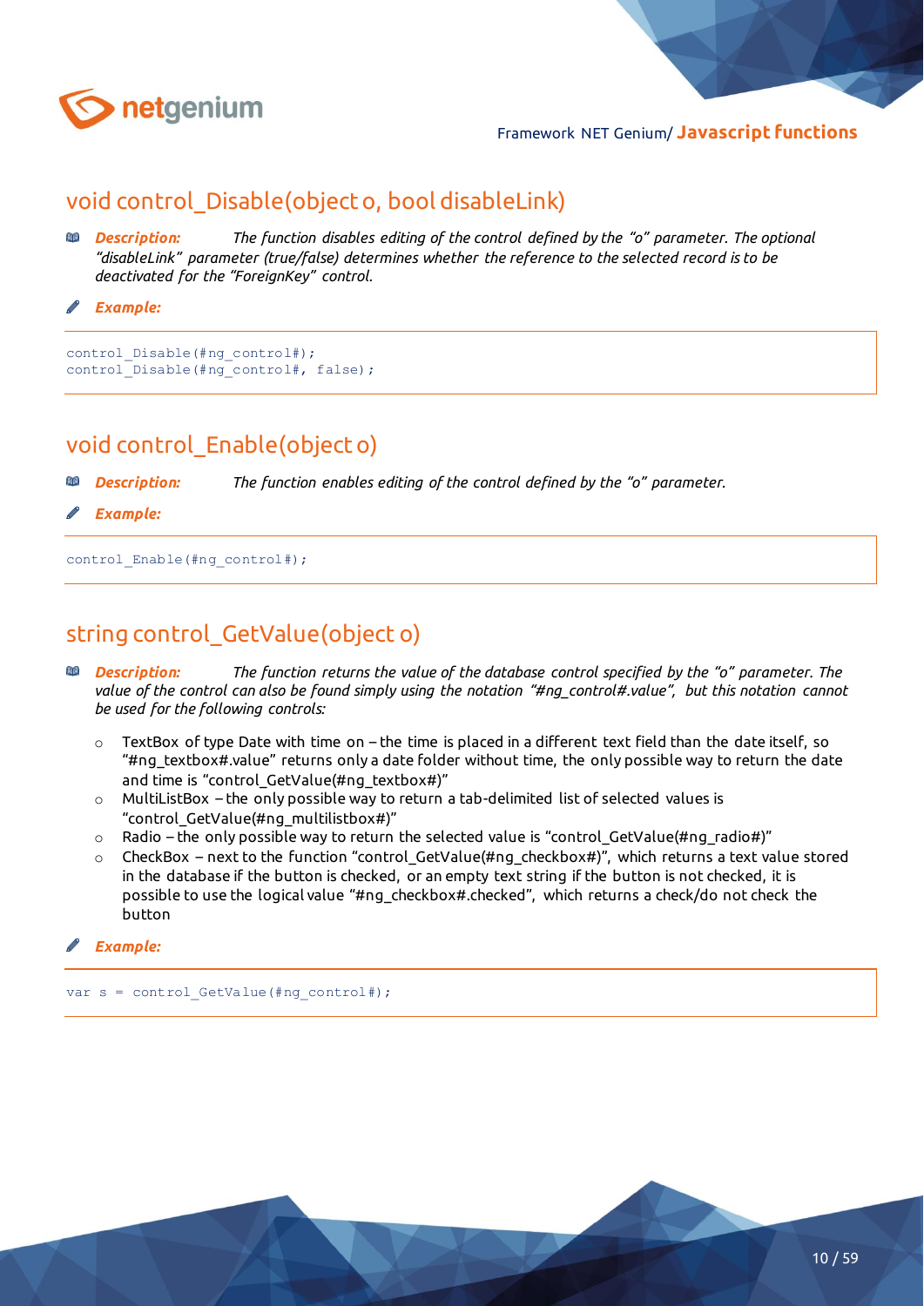## void control_Disable(object o, bool disableLink)

***Description:*** *The function disables editing of the control defined by the "o" parameter. The optional "disableLink" parameter (true/false) determines whether the reference to the selected record is to be deactivated for the "ForeignKey" control.*

***Example:***

```
control_Disable(#ng_control#);
control_Disable(#ng_control#, false);
```

## void control_Enable(object o)

***Description:*** *The function enables editing of the control defined by the "o" parameter.*

***Example:***

```
control_Enable(#ng_control#);
```

## string control_GetValue(object o)

***Description:*** *The function returns the value of the database control specified by the "o" parameter. The value of the control can also be found simply using the notation "#ng_control#.value", but this notation cannot be used for the following controls:*

- TextBox of type Date with time on – the time is placed in a different text field than the date itself, so "#ng_textbox#.value" returns only a date folder without time, the only possible way to return the date and time is "control_GetValue(#ng_textbox#)"
- MultiListBox – the only possible way to return a tab-delimited list of selected values is "control_GetValue(#ng_multilistbox#)"
- Radio – the only possible way to return the selected value is "control_GetValue(#ng_radio#)"
- CheckBox – next to the function "control_GetValue(#ng_checkbox#)", which returns a text value stored in the database if the button is checked, or an empty text string if the button is not checked, it is possible to use the logical value "#ng_checkbox#.checked", which returns a check/do not check the button

***Example:***

```
var s = control_GetValue(#ng_control#);
```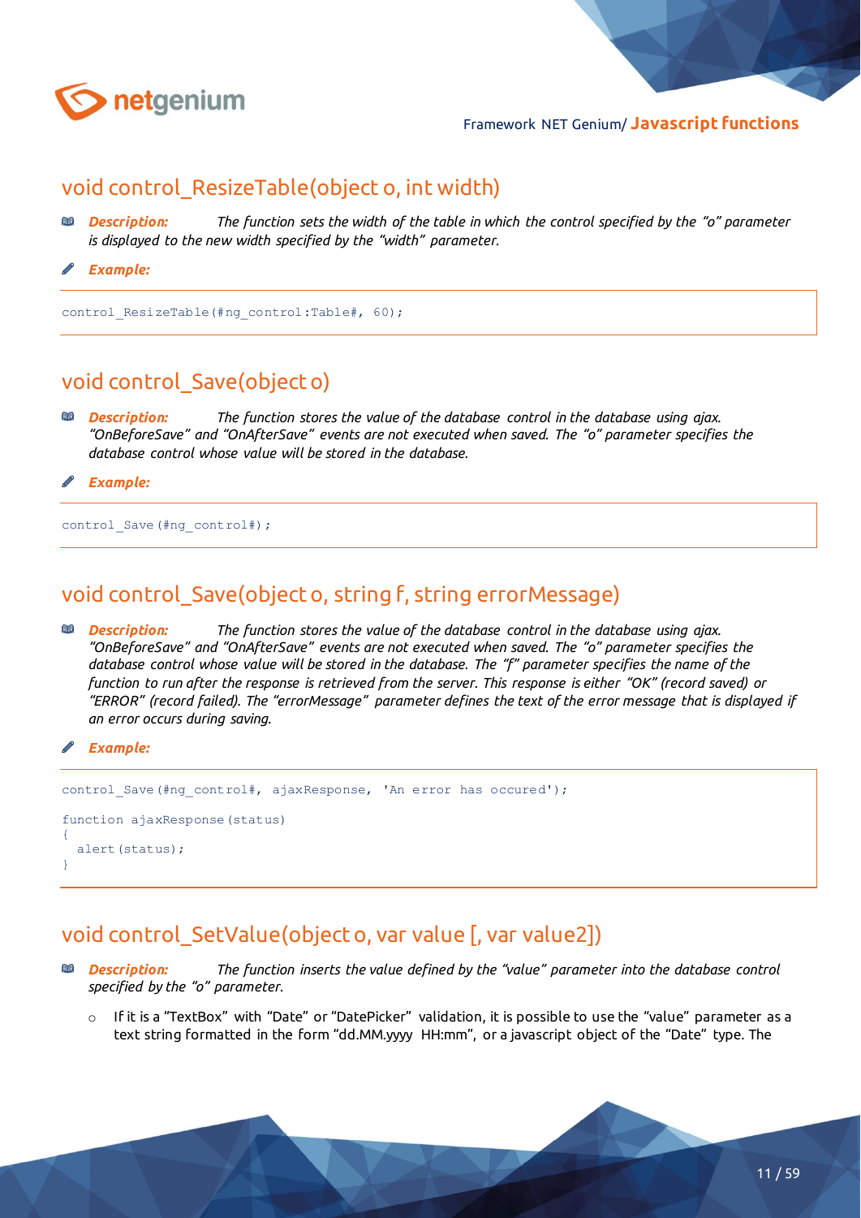## void control_ResizeTable(object o, int width)

***Description:*** *The function sets the width of the table in which the control specified by the "o" parameter is displayed to the new width specified by the "width" parameter.*

***Example:***

```
control_ResizeTable(#ng_control:Table#, 60);
```

## void control_Save(object o)

***Description:*** *The function stores the value of the database control in the database using ajax. "OnBeforeSave" and "OnAfterSave" events are not executed when saved. The "o" parameter specifies the database control whose value will be stored in the database.*

***Example:***

```
control_Save(#ng_control#);
```

## void control_Save(object o, string f, string errorMessage)

***Description:*** *The function stores the value of the database control in the database using ajax. "OnBeforeSave" and "OnAfterSave" events are not executed when saved. The "o" parameter specifies the database control whose value will be stored in the database. The "f" parameter specifies the name of the function to run after the response is retrieved from the server. This response is either "OK" (record saved) or "ERROR" (record failed). The "errorMessage" parameter defines the text of the error message that is displayed if an error occurs during saving.*

***Example:***

```
control_Save(#ng_control#, ajaxResponse, 'An error has occured');

function ajaxResponse(status)
{
  alert(status);
}
```

## void control_SetValue(object o, var value [, var value2])

***Description:*** *The function inserts the value defined by the "value" parameter into the database control specified by the "o" parameter.*

- If it is a "TextBox" with "Date" or "DatePicker" validation, it is possible to use the "value" parameter as a text string formatted in the form "dd.MM.yyyy HH:mm", or a javascript object of the "Date" type. The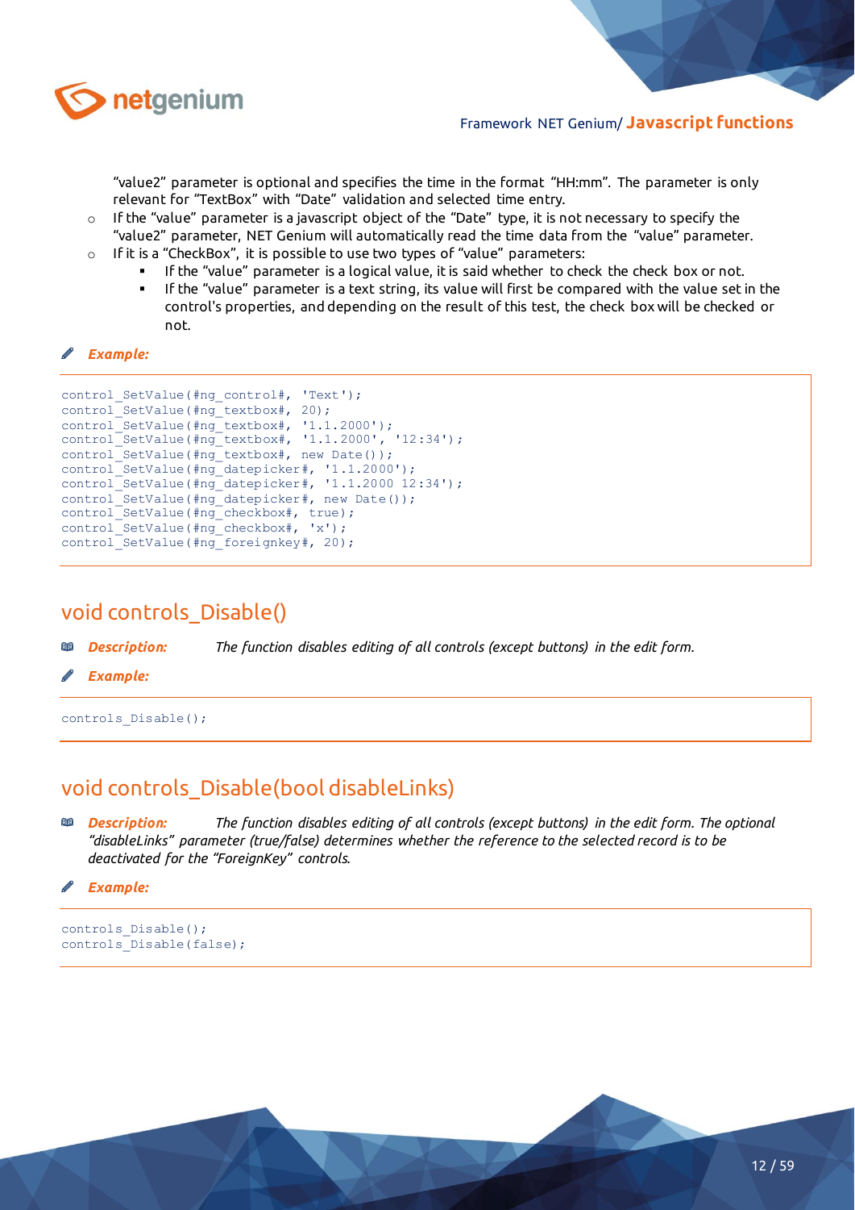"value2" parameter is optional and specifies the time in the format "HH:mm". The parameter is only relevant for "TextBox" with "Date" validation and selected time entry.

- If the "value" parameter is a javascript object of the "Date" type, it is not necessary to specify the "value2" parameter, NET Genium will automatically read the time data from the "value" parameter.
- If it is a "CheckBox", it is possible to use two types of "value" parameters:
  - If the "value" parameter is a logical value, it is said whether to check the check box or not.
  - If the "value" parameter is a text string, its value will first be compared with the value set in the control's properties, and depending on the result of this test, the check box will be checked or not.

***Example:***

```
control_SetValue(#ng_control#, 'Text');
control_SetValue(#ng_textbox#, 20);
control_SetValue(#ng_textbox#, '1.1.2000');
control_SetValue(#ng_textbox#, '1.1.2000', '12:34');
control_SetValue(#ng_textbox#, new Date());
control_SetValue(#ng_datepicker#, '1.1.2000');
control_SetValue(#ng_datepicker#, '1.1.2000 12:34');
control_SetValue(#ng_datepicker#, new Date());
control_SetValue(#ng_checkbox#, true);
control_SetValue(#ng_checkbox#, 'x');
control_SetValue(#ng_foreignkey#, 20);
```

## void controls_Disable()

***Description:*** *The function disables editing of all controls (except buttons) in the edit form.*

***Example:***

```
controls_Disable();
```

## void controls_Disable(bool disableLinks)

***Description:*** *The function disables editing of all controls (except buttons) in the edit form. The optional "disableLinks" parameter (true/false) determines whether the reference to the selected record is to be deactivated for the "ForeignKey" controls.*

***Example:***

```
controls_Disable();
controls_Disable(false);
```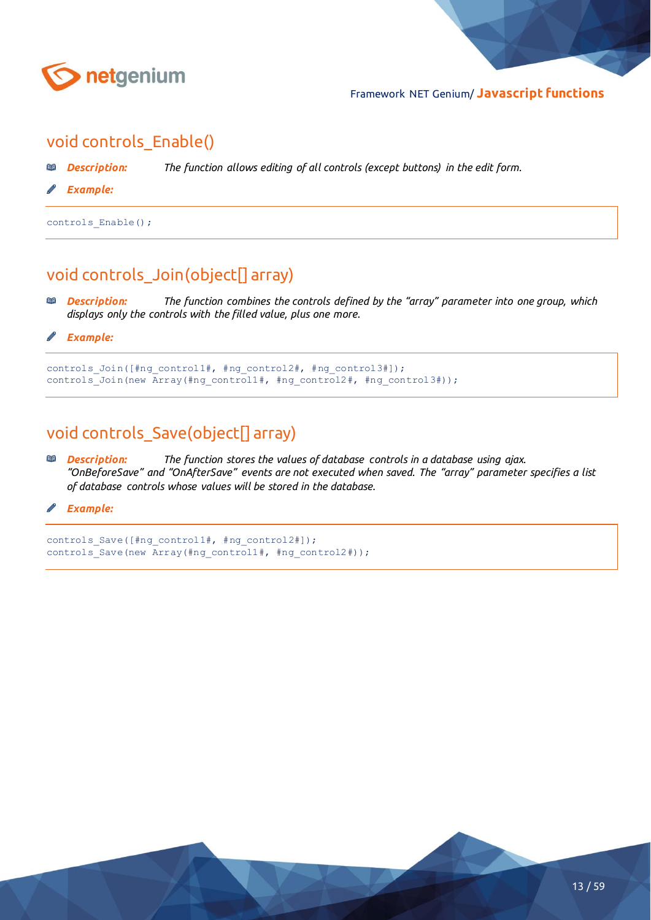## void controls_Enable()

***Description:*** *The function allows editing of all controls (except buttons) in the edit form.*

***Example:***

```
controls_Enable();
```

## void controls_Join(object[] array)

***Description:*** *The function combines the controls defined by the "array" parameter into one group, which displays only the controls with the filled value, plus one more.*

***Example:***

```
controls_Join([#ng_control1#, #ng_control2#, #ng_control3#]);
controls_Join(new Array(#ng_control1#, #ng_control2#, #ng_control3#));
```

## void controls_Save(object[] array)

***Description:*** *The function stores the values of database controls in a database using ajax. "OnBeforeSave" and "OnAfterSave" events are not executed when saved. The "array" parameter specifies a list of database controls whose values will be stored in the database.*

***Example:***

```
controls_Save([#ng_control1#, #ng_control2#]);
controls_Save(new Array(#ng_control1#, #ng_control2#));
```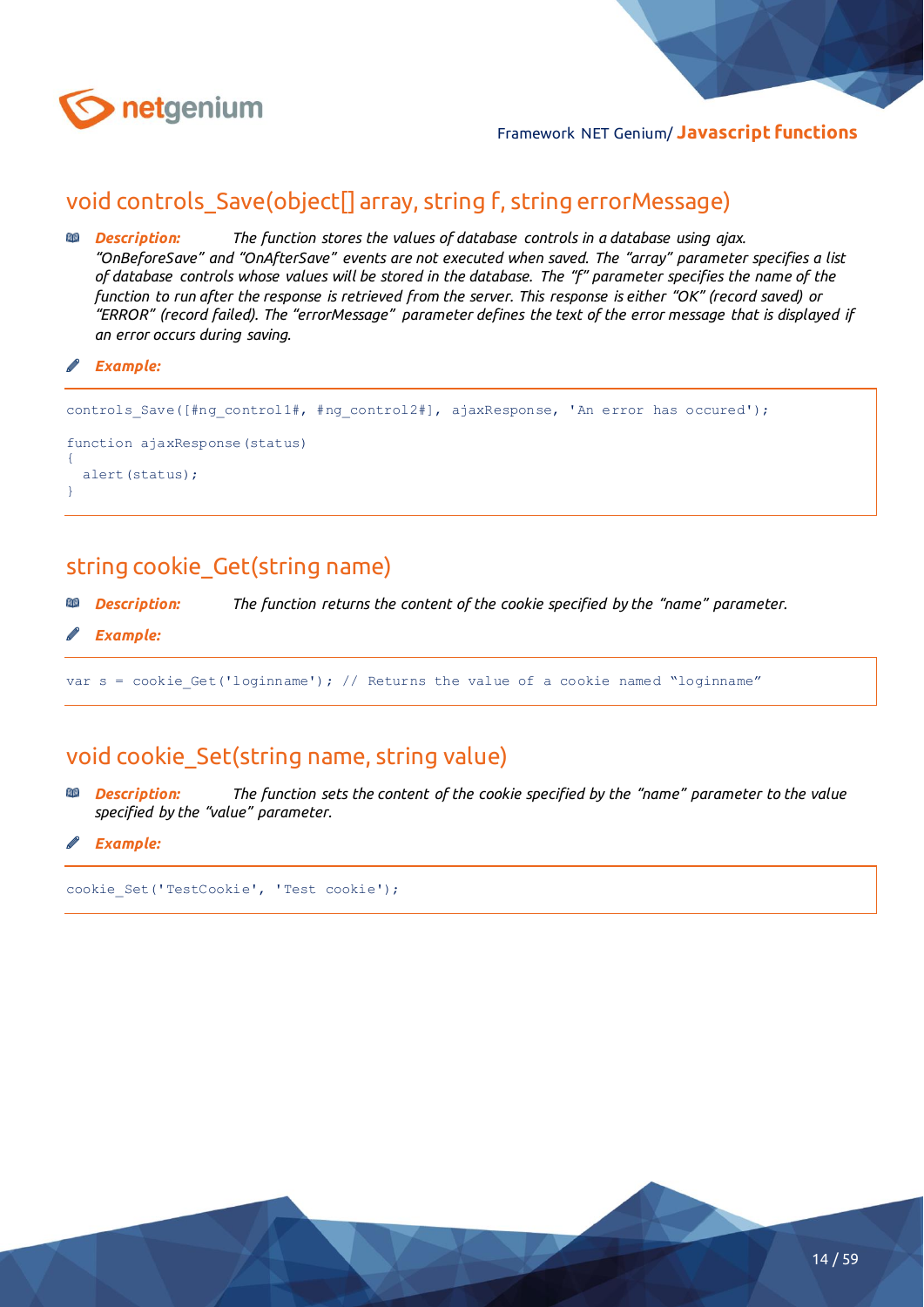## void controls_Save(object[] array, string f, string errorMessage)

***Description:*** *The function stores the values of database controls in a database using ajax. "OnBeforeSave" and "OnAfterSave" events are not executed when saved. The "array" parameter specifies a list of database controls whose values will be stored in the database. The "f" parameter specifies the name of the function to run after the response is retrieved from the server. This response is either "OK" (record saved) or "ERROR" (record failed). The "errorMessage" parameter defines the text of the error message that is displayed if an error occurs during saving.*

***Example:***

```
controls_Save([#ng_control1#, #ng_control2#], ajaxResponse, 'An error has occured');

function ajaxResponse(status)
{
  alert(status);
}
```

## string cookie_Get(string name)

***Description:*** *The function returns the content of the cookie specified by the "name" parameter.*

***Example:***

```
var s = cookie_Get('loginname'); // Returns the value of a cookie named "loginname"
```

## void cookie_Set(string name, string value)

***Description:*** *The function sets the content of the cookie specified by the "name" parameter to the value specified by the "value" parameter.*

***Example:***

```
cookie_Set('TestCookie', 'Test cookie');
```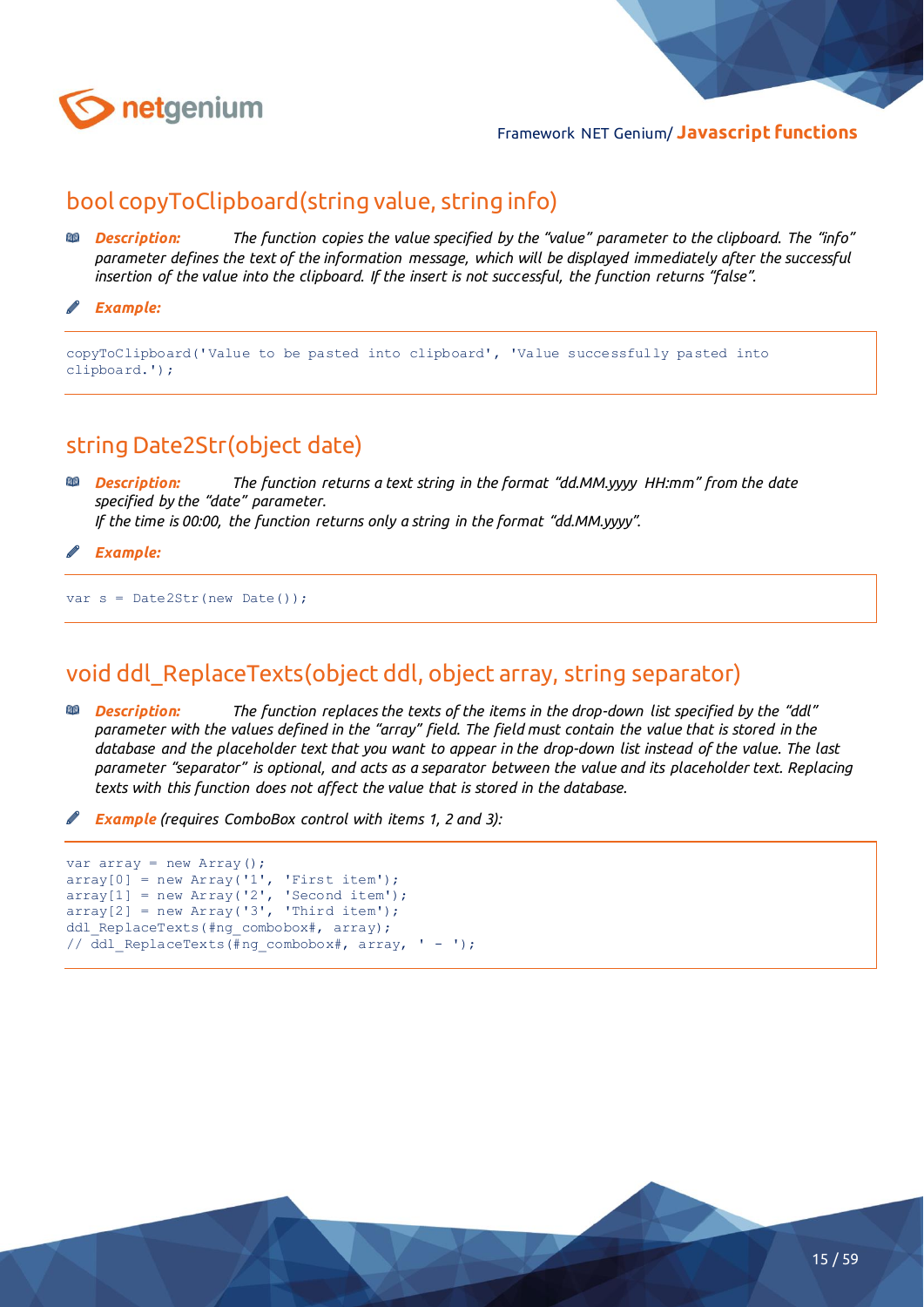## bool copyToClipboard(string value, string info)

***Description:*** *The function copies the value specified by the "value" parameter to the clipboard. The "info" parameter defines the text of the information message, which will be displayed immediately after the successful insertion of the value into the clipboard. If the insert is not successful, the function returns "false".*

***Example:***

```
copyToClipboard('Value to be pasted into clipboard', 'Value successfully pasted into clipboard.');
```

## string Date2Str(object date)

***Description:*** *The function returns a text string in the format "dd.MM.yyyy HH:mm" from the date specified by the "date" parameter.*
*If the time is 00:00, the function returns only a string in the format "dd.MM.yyyy".*

***Example:***

```
var s = Date2Str(new Date());
```

## void ddl_ReplaceTexts(object ddl, object array, string separator)

***Description:*** *The function replaces the texts of the items in the drop-down list specified by the "ddl" parameter with the values defined in the "array" field. The field must contain the value that is stored in the database and the placeholder text that you want to appear in the drop-down list instead of the value. The last parameter "separator" is optional, and acts as a separator between the value and its placeholder text. Replacing texts with this function does not affect the value that is stored in the database.*

***Example*** *(requires ComboBox control with items 1, 2 and 3):*

```
var array = new Array();
array[0] = new Array('1', 'First item');
array[1] = new Array('2', 'Second item');
array[2] = new Array('3', 'Third item');
ddl_ReplaceTexts(#ng_combobox#, array);
// ddl_ReplaceTexts(#ng_combobox#, array, ' - ');
```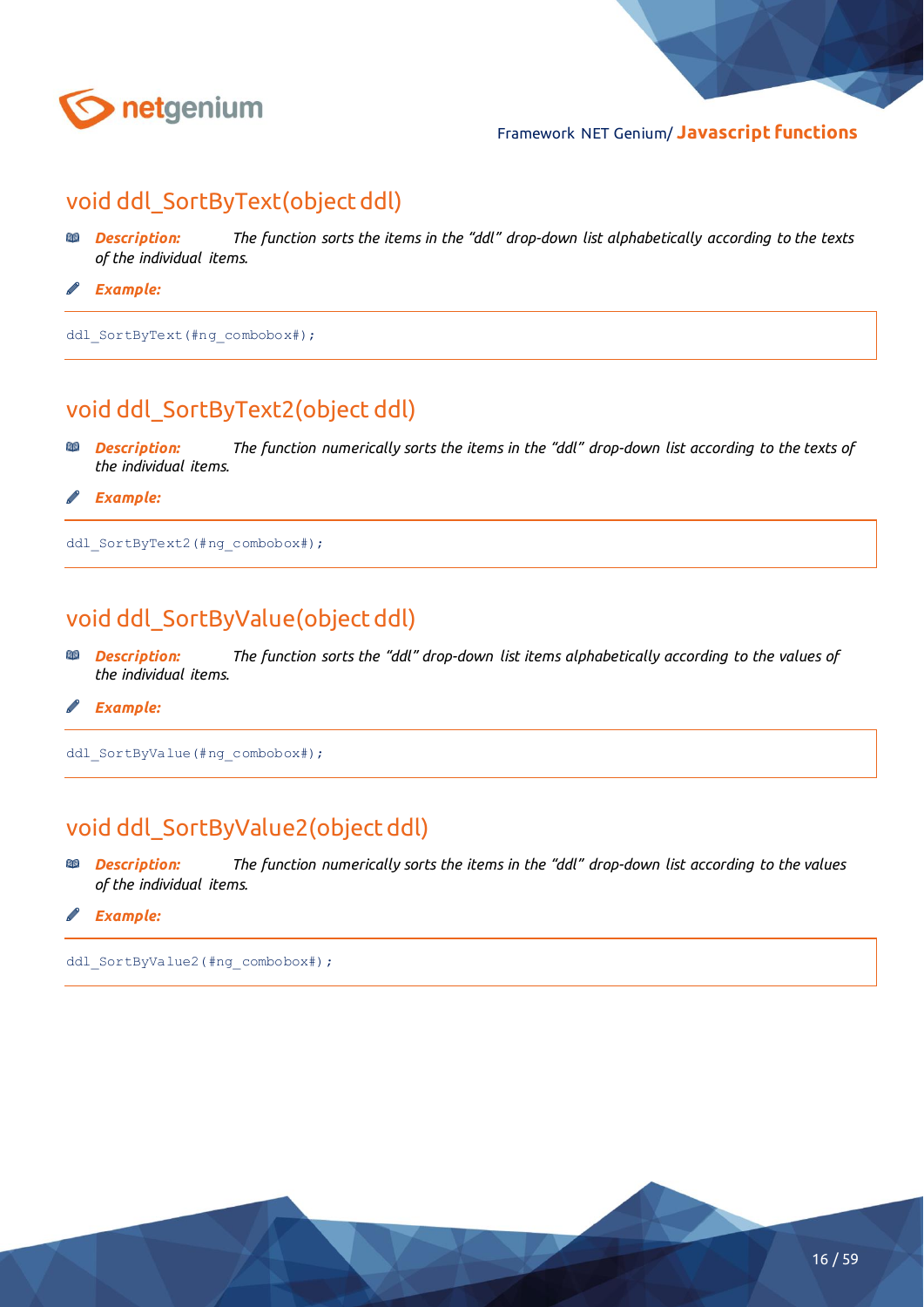## void ddl_SortByText(object ddl)

***Description:*** *The function sorts the items in the "ddl" drop-down list alphabetically according to the texts of the individual items.*

***Example:***

```
ddl_SortByText(#ng_combobox#);
```

## void ddl_SortByText2(object ddl)

***Description:*** *The function numerically sorts the items in the "ddl" drop-down list according to the texts of the individual items.*

***Example:***

```
ddl_SortByText2(#ng_combobox#);
```

## void ddl_SortByValue(object ddl)

***Description:*** *The function sorts the "ddl" drop-down list items alphabetically according to the values of the individual items.*

***Example:***

```
ddl_SortByValue(#ng_combobox#);
```

## void ddl_SortByValue2(object ddl)

***Description:*** *The function numerically sorts the items in the "ddl" drop-down list according to the values of the individual items.*

***Example:***

```
ddl_SortByValue2(#ng_combobox#);
```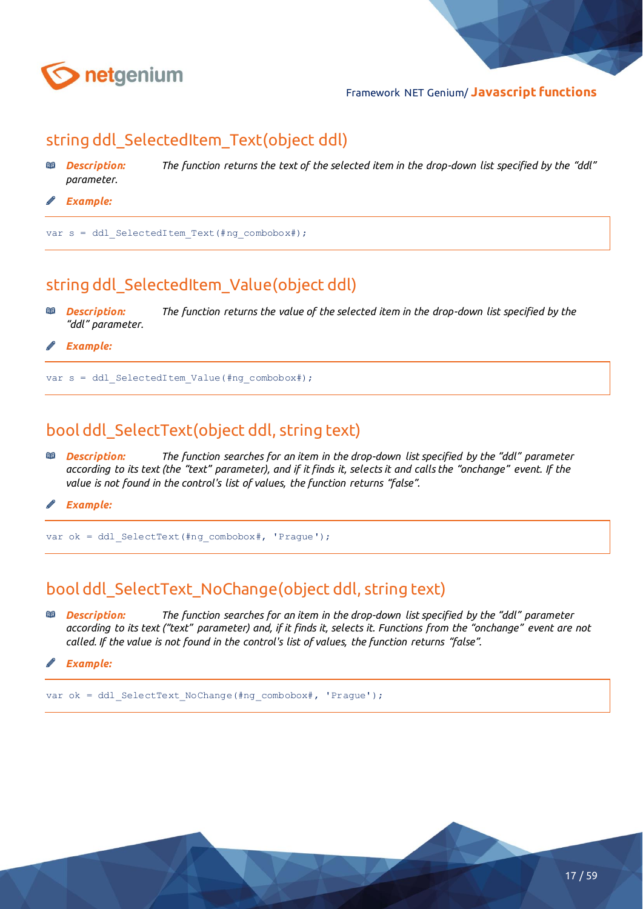## string ddl_SelectedItem_Text(object ddl)

***Description:*** *The function returns the text of the selected item in the drop-down list specified by the "ddl" parameter.*

***Example:***

```
var s = ddl_SelectedItem_Text(#ng_combobox#);
```

## string ddl_SelectedItem_Value(object ddl)

***Description:*** *The function returns the value of the selected item in the drop-down list specified by the "ddl" parameter.*

***Example:***

```
var s = ddl_SelectedItem_Value(#ng_combobox#);
```

## bool ddl_SelectText(object ddl, string text)

***Description:*** *The function searches for an item in the drop-down list specified by the "ddl" parameter according to its text (the "text" parameter), and if it finds it, selects it and calls the "onchange" event. If the value is not found in the control's list of values, the function returns "false".*

***Example:***

```
var ok = ddl_SelectText(#ng_combobox#, 'Prague');
```

## bool ddl_SelectText_NoChange(object ddl, string text)

***Description:*** *The function searches for an item in the drop-down list specified by the "ddl" parameter according to its text ("text" parameter) and, if it finds it, selects it. Functions from the "onchange" event are not called. If the value is not found in the control's list of values, the function returns "false".*

***Example:***

```
var ok = ddl_SelectText_NoChange(#ng_combobox#, 'Prague');
```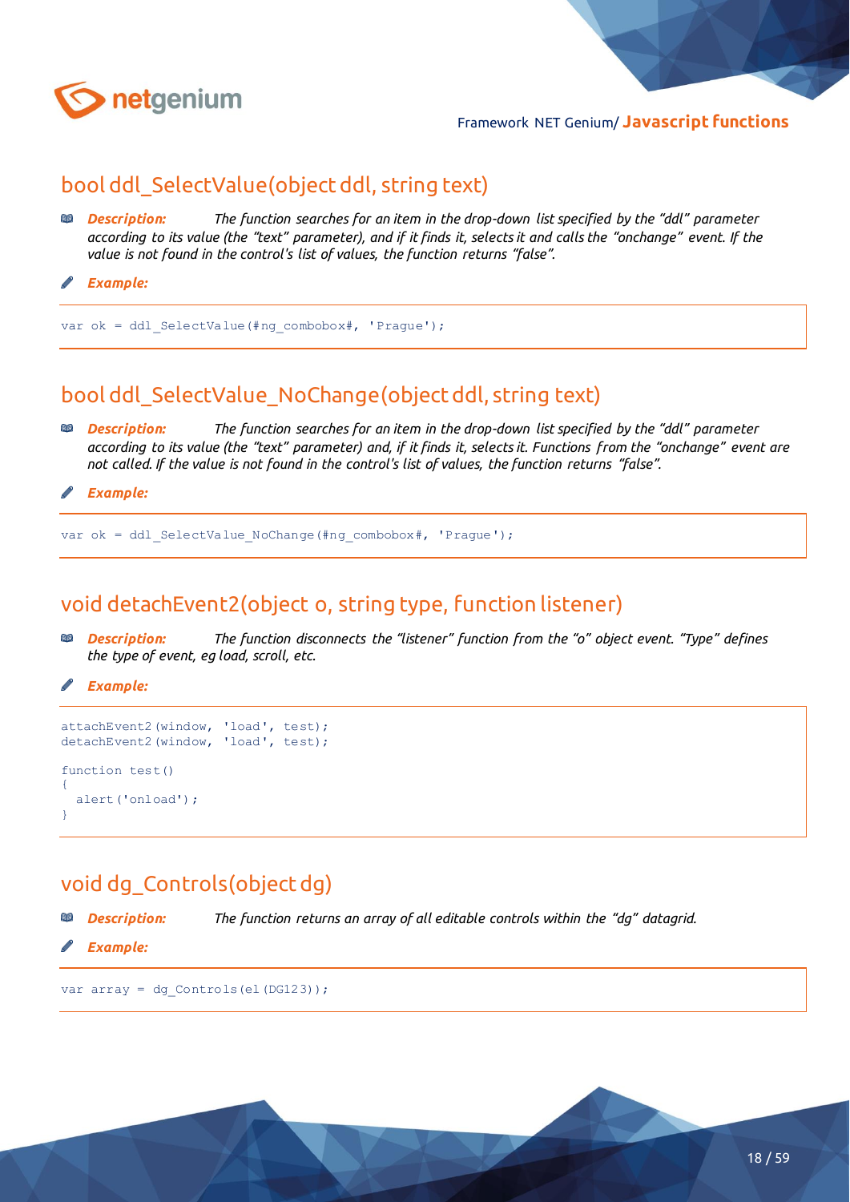## bool ddl_SelectValue(object ddl, string text)

***Description:*** *The function searches for an item in the drop-down list specified by the "ddl" parameter according to its value (the "text" parameter), and if it finds it, selects it and calls the "onchange" event. If the value is not found in the control's list of values, the function returns "false".*

***Example:***

```
var ok = ddl_SelectValue(#ng_combobox#, 'Prague');
```

## bool ddl_SelectValue_NoChange(object ddl, string text)

***Description:*** *The function searches for an item in the drop-down list specified by the "ddl" parameter according to its value (the "text" parameter) and, if it finds it, selects it. Functions from the "onchange" event are not called. If the value is not found in the control's list of values, the function returns "false".*

***Example:***

```
var ok = ddl_SelectValue_NoChange(#ng_combobox#, 'Prague');
```

## void detachEvent2(object o, string type, function listener)

***Description:*** *The function disconnects the "listener" function from the "o" object event. "Type" defines the type of event, eg load, scroll, etc.*

***Example:***

```
attachEvent2(window, 'load', test);
detachEvent2(window, 'load', test);

function test()
{
  alert('onload');
}
```

## void dg_Controls(object dg)

***Description:*** *The function returns an array of all editable controls within the "dg" datagrid.*

***Example:***

```
var array = dg_Controls(el(DG123));
```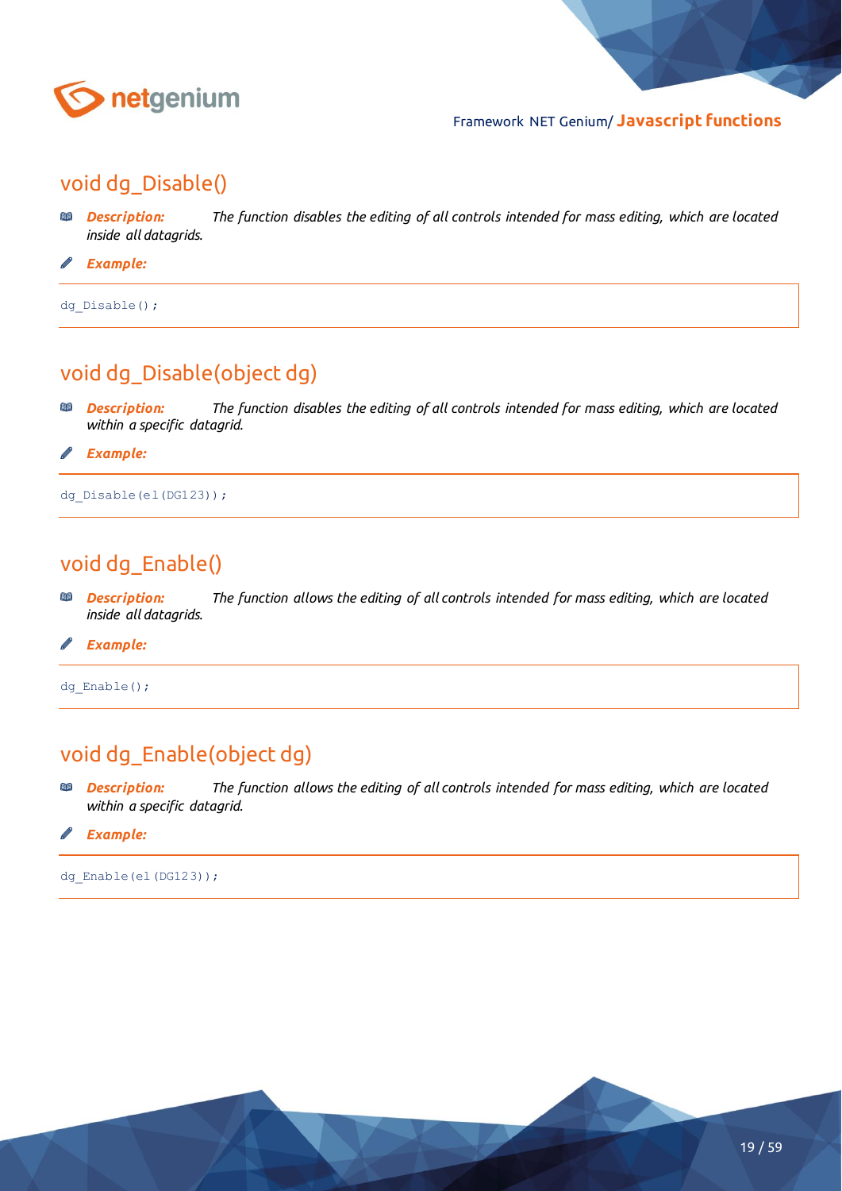## void dg_Disable()

***Description:*** *The function disables the editing of all controls intended for mass editing, which are located inside all datagrids.*

***Example:***

```
dg_Disable();
```

## void dg_Disable(object dg)

***Description:*** *The function disables the editing of all controls intended for mass editing, which are located within a specific datagrid.*

***Example:***

```
dg_Disable(el(DG123));
```

## void dg_Enable()

***Description:*** *The function allows the editing of all controls intended for mass editing, which are located inside all datagrids.*

***Example:***

```
dg_Enable();
```

## void dg_Enable(object dg)

***Description:*** *The function allows the editing of all controls intended for mass editing, which are located within a specific datagrid.*

***Example:***

```
dg_Enable(el(DG123));
```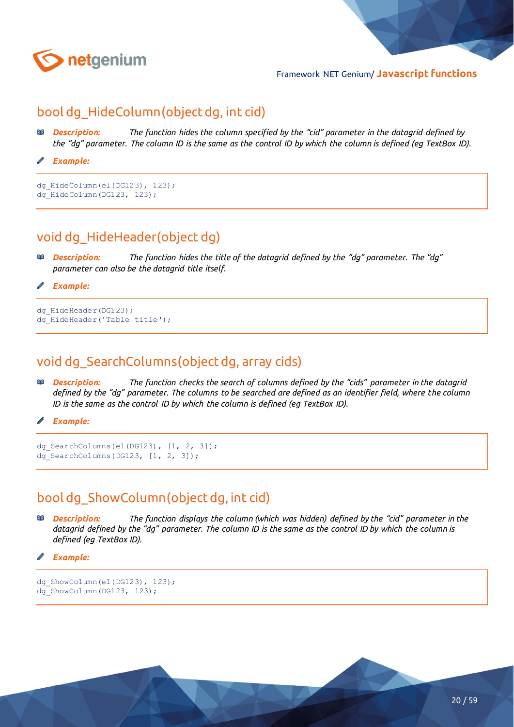## bool dg_HideColumn(object dg, int cid)

***Description:*** *The function hides the column specified by the "cid" parameter in the datagrid defined by the "dg" parameter. The column ID is the same as the control ID by which the column is defined (eg TextBox ID).*

***Example:***

```
dg_HideColumn(el(DG123), 123);
dg_HideColumn(DG123, 123);
```

## void dg_HideHeader(object dg)

***Description:*** *The function hides the title of the datagrid defined by the "dg" parameter. The "dg" parameter can also be the datagrid title itself.*

***Example:***

```
dg_HideHeader(DG123);
dg_HideHeader('Table title');
```

## void dg_SearchColumns(object dg, array cids)

***Description:*** *The function checks the search of columns defined by the "cids" parameter in the datagrid defined by the "dg" parameter. The columns to be searched are defined as an identifier field, where the column ID is the same as the control ID by which the column is defined (eg TextBox ID).*

***Example:***

```
dg_SearchColumns(el(DG123), [1, 2, 3]);
dg_SearchColumns(DG123, [1, 2, 3]);
```

## bool dg_ShowColumn(object dg, int cid)

***Description:*** *The function displays the column (which was hidden) defined by the "cid" parameter in the datagrid defined by the "dg" parameter. The column ID is the same as the control ID by which the column is defined (eg TextBox ID).*

***Example:***

```
dg_ShowColumn(el(DG123), 123);
dg_ShowColumn(DG123, 123);
```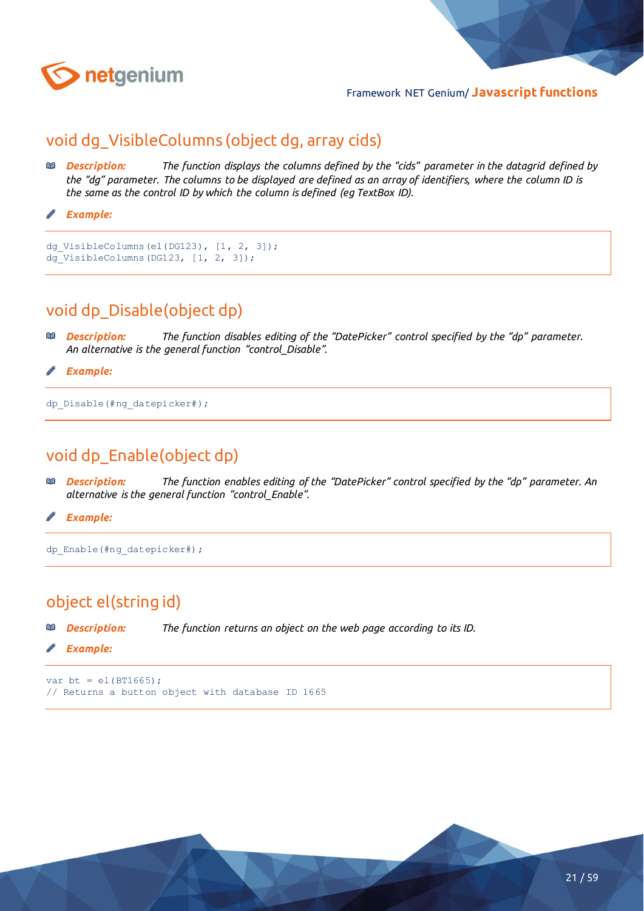## void dg_VisibleColumns (object dg, array cids)

***Description:*** *The function displays the columns defined by the "cids" parameter in the datagrid defined by the "dg" parameter. The columns to be displayed are defined as an array of identifiers, where the column ID is the same as the control ID by which the column is defined (eg TextBox ID).*

***Example:***

```
dg_VisibleColumns(el(DG123), [1, 2, 3]);
dg_VisibleColumns(DG123, [1, 2, 3]);
```

## void dp_Disable(object dp)

***Description:*** *The function disables editing of the "DatePicker" control specified by the "dp" parameter. An alternative is the general function "control_Disable".*

***Example:***

```
dp_Disable(#ng_datepicker#);
```

## void dp_Enable(object dp)

***Description:*** *The function enables editing of the "DatePicker" control specified by the "dp" parameter. An alternative is the general function "control_Enable".*

***Example:***

```
dp_Enable(#ng_datepicker#);
```

## object el(string id)

***Description:*** *The function returns an object on the web page according to its ID.*

***Example:***

```
var bt = el(BT1665);
// Returns a button object with database ID 1665
```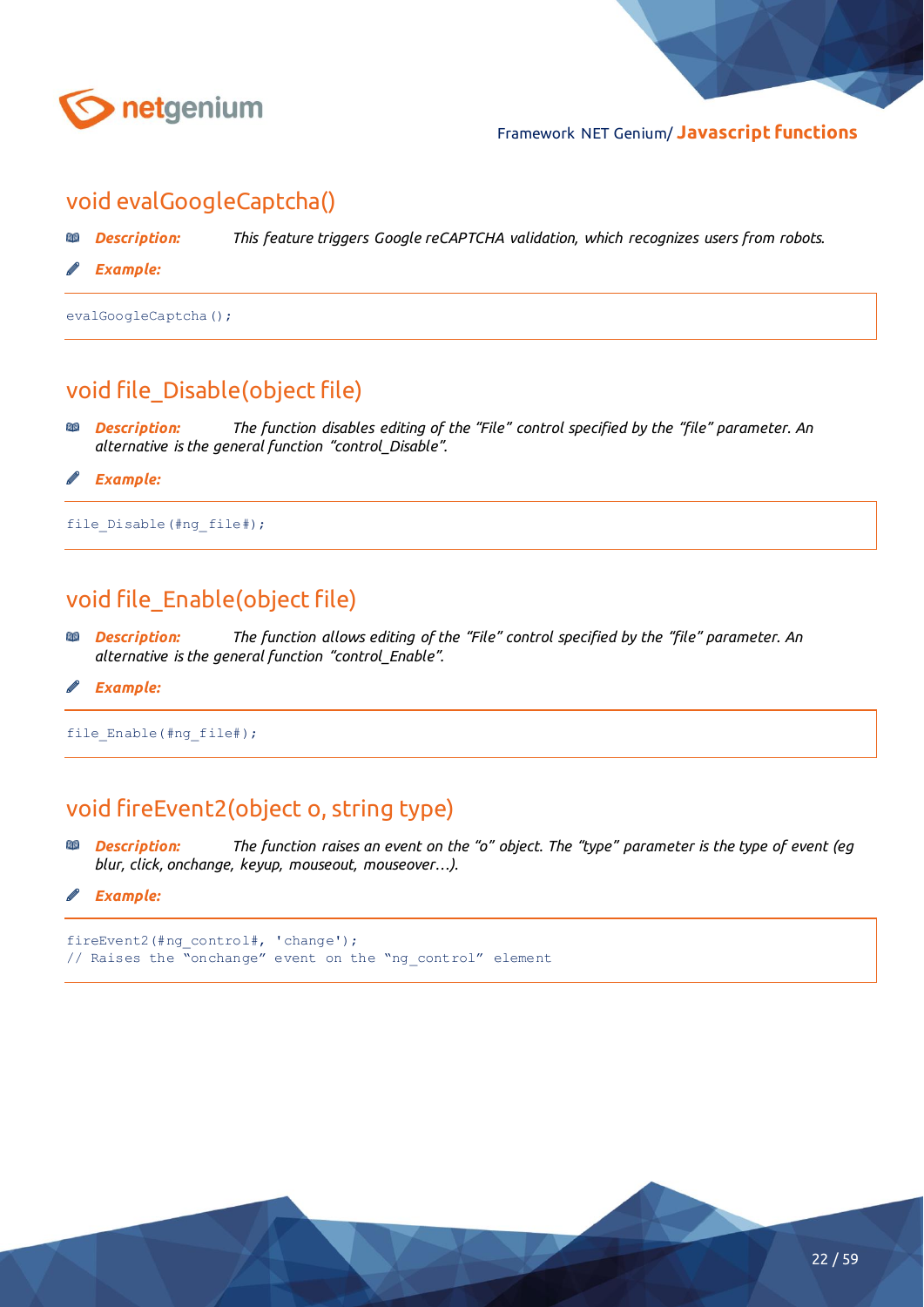## void evalGoogleCaptcha()

***Description:*** *This feature triggers Google reCAPTCHA validation, which recognizes users from robots.*

***Example:***

```
evalGoogleCaptcha();
```

## void file_Disable(object file)

***Description:*** *The function disables editing of the "File" control specified by the "file" parameter. An alternative is the general function "control_Disable".*

***Example:***

```
file_Disable(#ng_file#);
```

## void file_Enable(object file)

***Description:*** *The function allows editing of the "File" control specified by the "file" parameter. An alternative is the general function "control_Enable".*

***Example:***

```
file_Enable(#ng_file#);
```

## void fireEvent2(object o, string type)

***Description:*** *The function raises an event on the "o" object. The "type" parameter is the type of event (eg blur, click, onchange, keyup, mouseout, mouseover…).*

***Example:***

```
fireEvent2(#ng_control#, 'change');
// Raises the "onchange" event on the "ng_control" element
```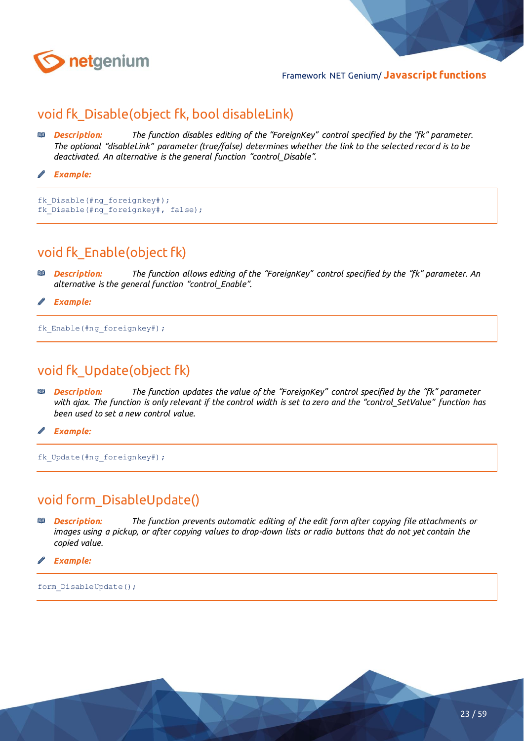## void fk_Disable(object fk, bool disableLink)

***Description:*** *The function disables editing of the "ForeignKey" control specified by the "fk" parameter. The optional "disableLink" parameter (true/false) determines whether the link to the selected record is to be deactivated. An alternative is the general function "control_Disable".*

***Example:***

```
fk_Disable(#ng_foreignkey#);
fk_Disable(#ng_foreignkey#, false);
```

## void fk_Enable(object fk)

***Description:*** *The function allows editing of the "ForeignKey" control specified by the "fk" parameter. An alternative is the general function "control_Enable".*

***Example:***

```
fk_Enable(#ng_foreignkey#);
```

## void fk_Update(object fk)

***Description:*** *The function updates the value of the "ForeignKey" control specified by the "fk" parameter with ajax. The function is only relevant if the control width is set to zero and the "control_SetValue" function has been used to set a new control value.*

***Example:***

```
fk_Update(#ng_foreignkey#);
```

## void form_DisableUpdate()

***Description:*** *The function prevents automatic editing of the edit form after copying file attachments or images using a pickup, or after copying values to drop-down lists or radio buttons that do not yet contain the copied value.*

***Example:***

```
form_DisableUpdate();
```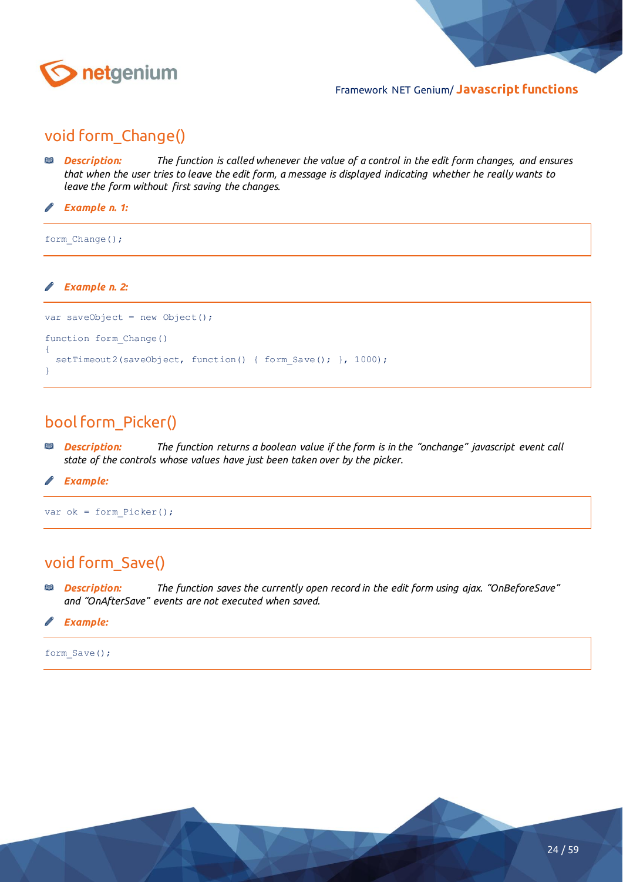## void form_Change()

***Description:*** *The function is called whenever the value of a control in the edit form changes, and ensures that when the user tries to leave the edit form, a message is displayed indicating whether he really wants to leave the form without first saving the changes.*

***Example n. 1:***

```
form_Change();
```

***Example n. 2:***

```
var saveObject = new Object();

function form_Change()
{
  setTimeout2(saveObject, function() { form_Save(); }, 1000);
}
```

## bool form_Picker()

***Description:*** *The function returns a boolean value if the form is in the "onchange" javascript event call state of the controls whose values have just been taken over by the picker.*

***Example:***

```
var ok = form_Picker();
```

## void form_Save()

***Description:*** *The function saves the currently open record in the edit form using ajax. "OnBeforeSave" and "OnAfterSave" events are not executed when saved.*

***Example:***

```
form_Save();
```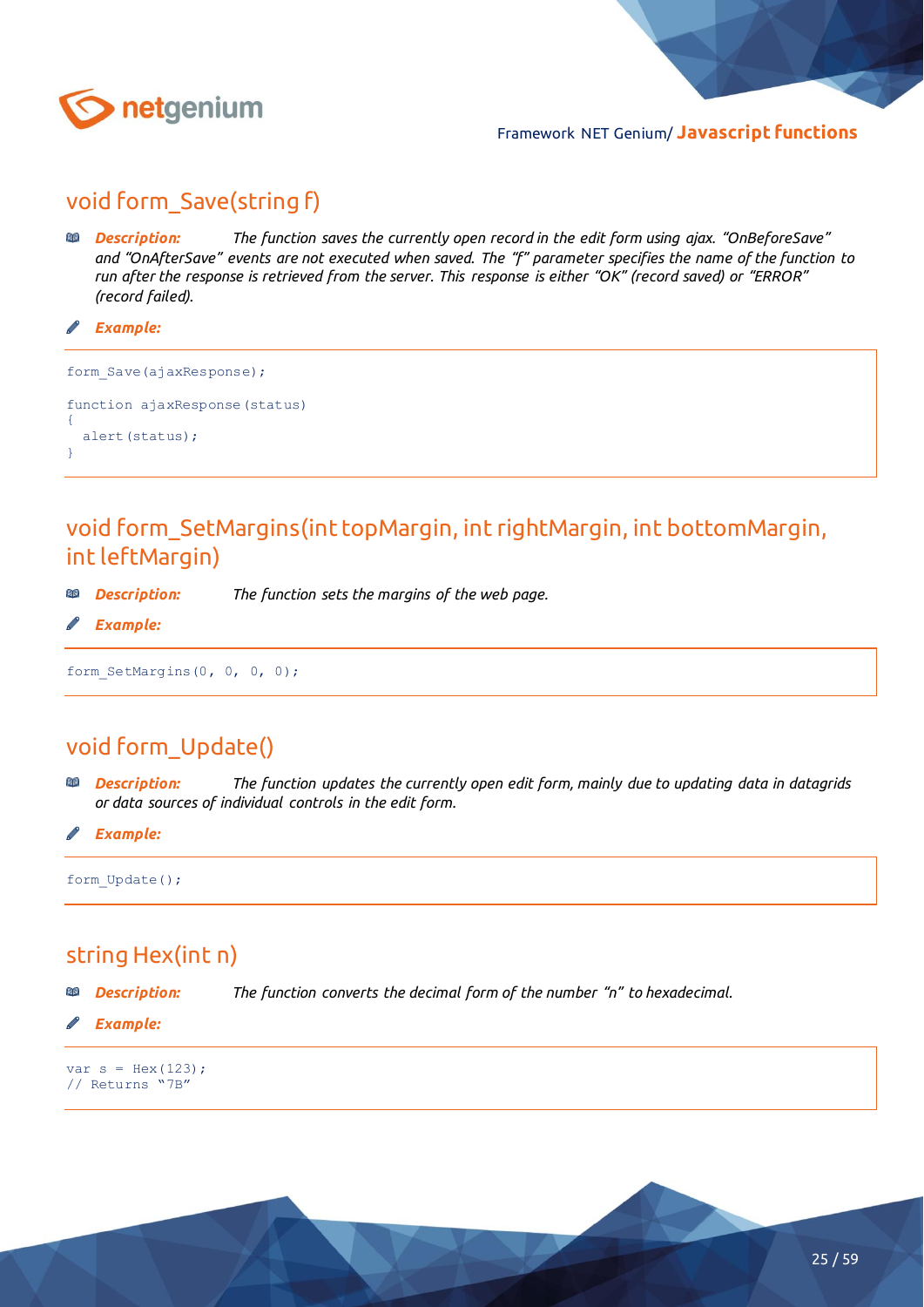## void form_Save(string f)

***Description:*** *The function saves the currently open record in the edit form using ajax. "OnBeforeSave" and "OnAfterSave" events are not executed when saved. The "f" parameter specifies the name of the function to run after the response is retrieved from the server. This response is either "OK" (record saved) or "ERROR" (record failed).*

***Example:***

```
form_Save(ajaxResponse);

function ajaxResponse(status)
{
  alert(status);
}
```

## void form_SetMargins(int topMargin, int rightMargin, int bottomMargin, int leftMargin)

***Description:*** *The function sets the margins of the web page.*

***Example:***

```
form_SetMargins(0, 0, 0, 0);
```

## void form_Update()

***Description:*** *The function updates the currently open edit form, mainly due to updating data in datagrids or data sources of individual controls in the edit form.*

***Example:***

```
form_Update();
```

## string Hex(int n)

***Description:*** *The function converts the decimal form of the number "n" to hexadecimal.*

***Example:***

```
var s = Hex(123);
// Returns "7B"
```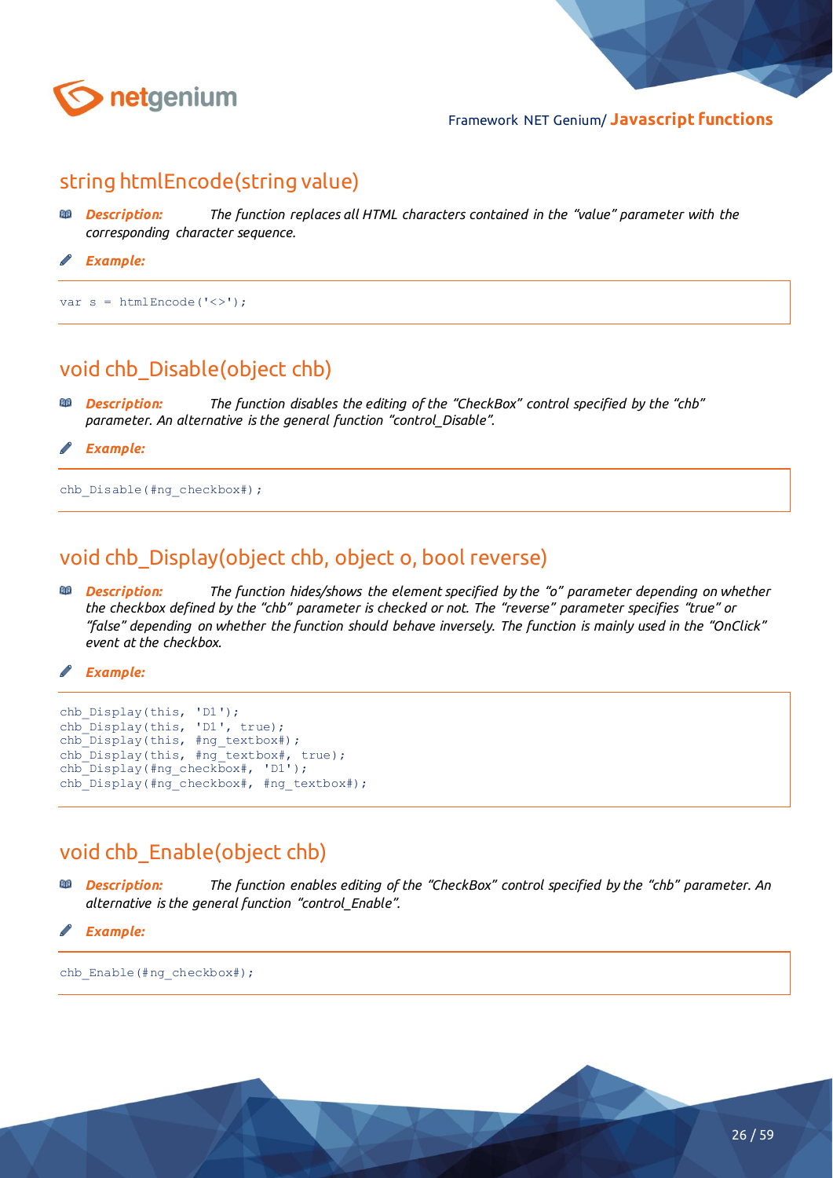## string htmlEncode(string value)

***Description:*** *The function replaces all HTML characters contained in the "value" parameter with the corresponding character sequence.*

***Example:***

```
var s = htmlEncode('<>');
```

## void chb_Disable(object chb)

***Description:*** *The function disables the editing of the "CheckBox" control specified by the "chb" parameter. An alternative is the general function "control_Disable".*

***Example:***

```
chb_Disable(#ng_checkbox#);
```

## void chb_Display(object chb, object o, bool reverse)

***Description:*** *The function hides/shows the element specified by the "o" parameter depending on whether the checkbox defined by the "chb" parameter is checked or not. The "reverse" parameter specifies "true" or "false" depending on whether the function should behave inversely. The function is mainly used in the "OnClick" event at the checkbox.*

***Example:***

```
chb_Display(this, 'D1');
chb_Display(this, 'D1', true);
chb_Display(this, #ng_textbox#);
chb_Display(this, #ng_textbox#, true);
chb_Display(#ng_checkbox#, 'D1');
chb_Display(#ng_checkbox#, #ng_textbox#);
```

## void chb_Enable(object chb)

***Description:*** *The function enables editing of the "CheckBox" control specified by the "chb" parameter. An alternative is the general function "control_Enable".*

***Example:***

```
chb_Enable(#ng_checkbox#);
```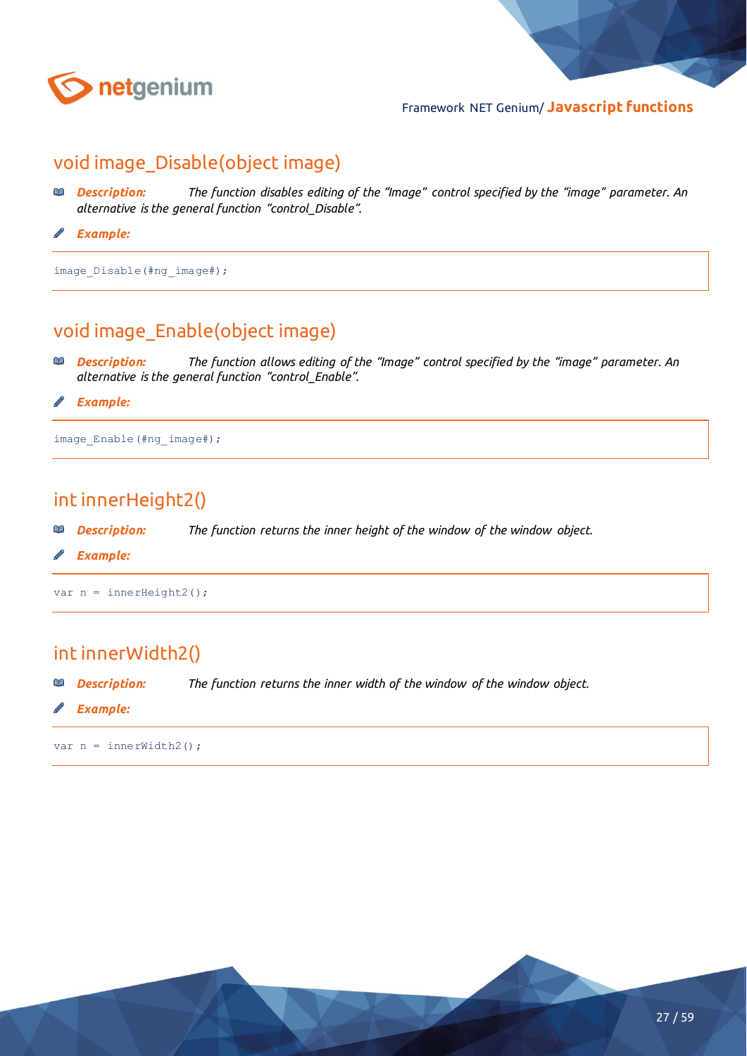## void image_Disable(object image)

***Description:*** *The function disables editing of the "Image" control specified by the "image" parameter. An alternative is the general function "control_Disable".*

***Example:***

```
image_Disable(#ng_image#);
```

## void image_Enable(object image)

***Description:*** *The function allows editing of the "Image" control specified by the "image" parameter. An alternative is the general function "control_Enable".*

***Example:***

```
image_Enable(#ng_image#);
```

## int innerHeight2()

***Description:*** *The function returns the inner height of the window of the window object.*

***Example:***

```
var n = innerHeight2();
```

## int innerWidth2()

***Description:*** *The function returns the inner width of the window of the window object.*

***Example:***

```
var n = innerWidth2();
```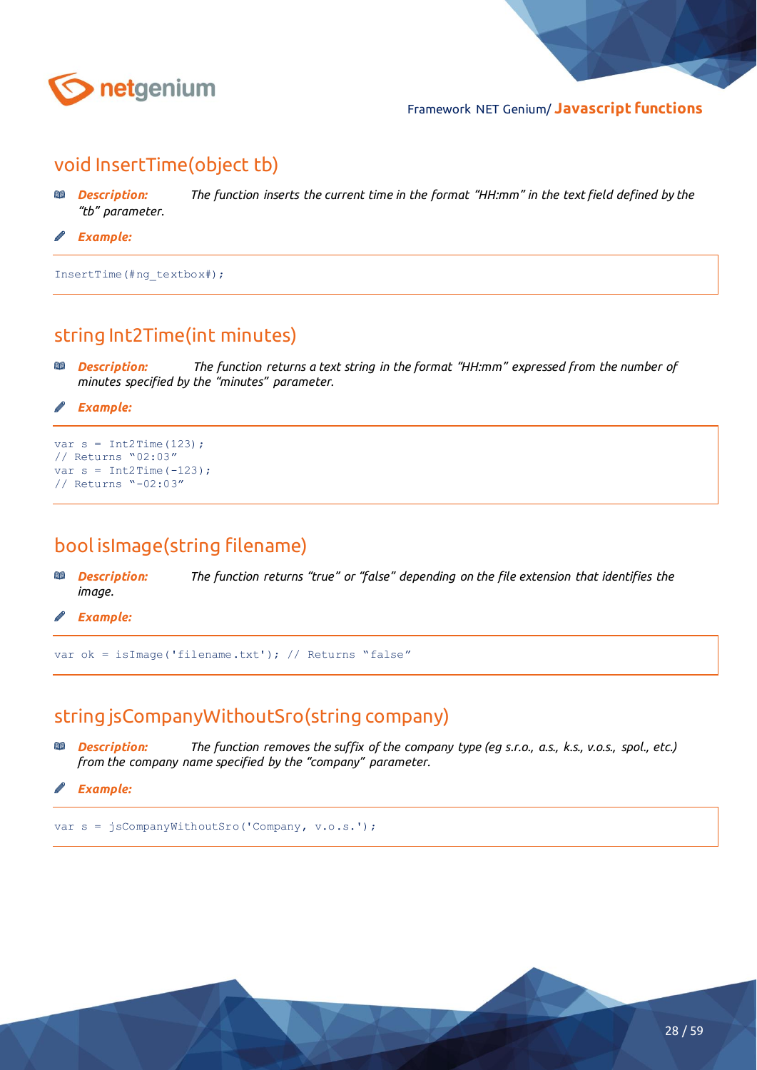## void InsertTime(object tb)

***Description:*** *The function inserts the current time in the format "HH:mm" in the text field defined by the "tb" parameter.*

***Example:***

```
InsertTime(#ng_textbox#);
```

## string Int2Time(int minutes)

***Description:*** *The function returns a text string in the format "HH:mm" expressed from the number of minutes specified by the "minutes" parameter.*

***Example:***

```
var s = Int2Time(123);
// Returns "02:03"
var s = Int2Time(-123);
// Returns "-02:03"
```

## bool isImage(string filename)

***Description:*** *The function returns "true" or "false" depending on the file extension that identifies the image.*

***Example:***

```
var ok = isImage('filename.txt'); // Returns "false"
```

## string jsCompanyWithoutSro(string company)

***Description:*** *The function removes the suffix of the company type (eg s.r.o., a.s., k.s., v.o.s., spol., etc.) from the company name specified by the "company" parameter.*

***Example:***

```
var s = jsCompanyWithoutSro('Company, v.o.s.');
```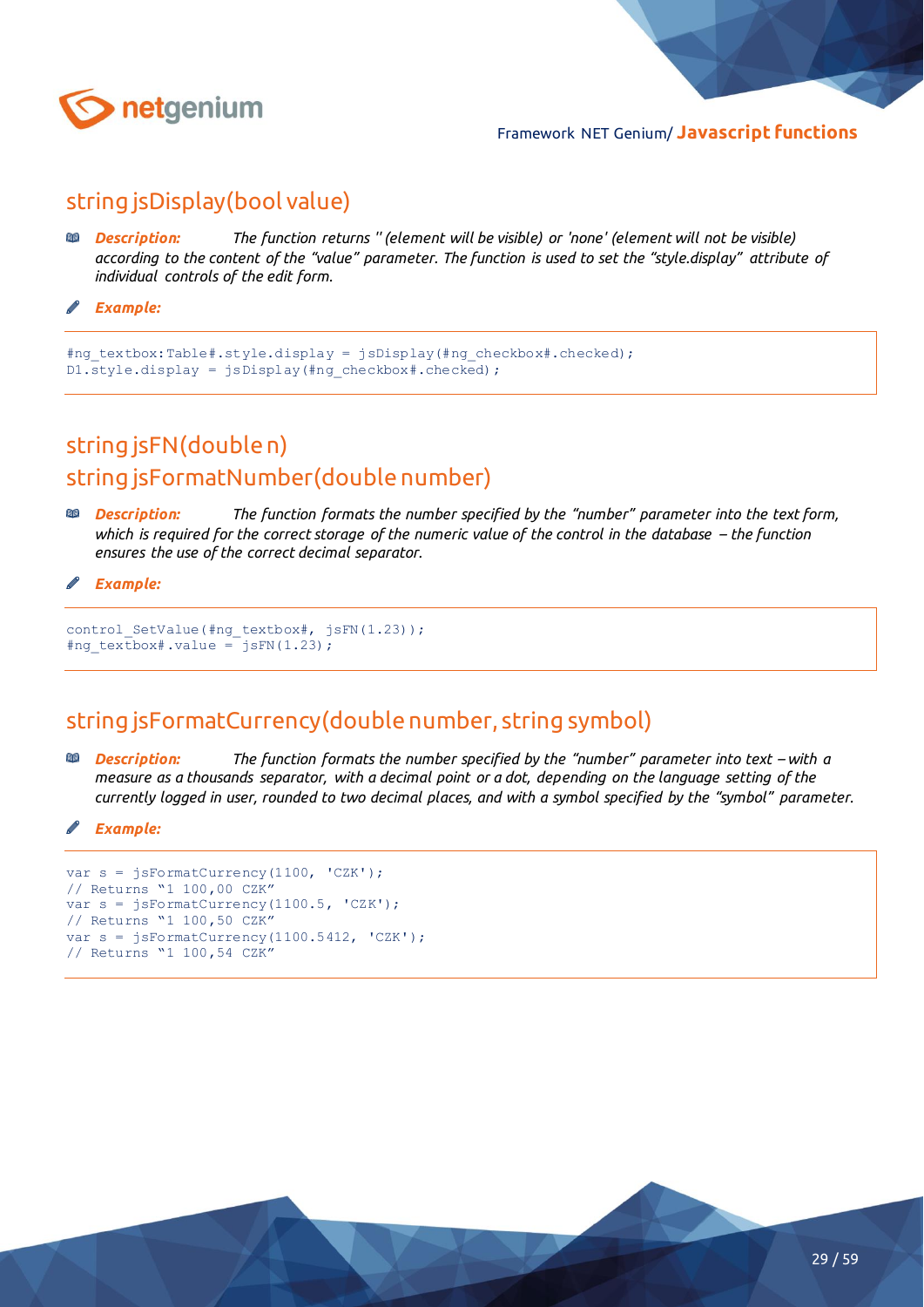## string jsDisplay(bool value)

***Description:*** *The function returns '' (element will be visible) or 'none' (element will not be visible) according to the content of the "value" parameter. The function is used to set the "style.display" attribute of individual controls of the edit form.*

***Example:***

```
#ng_textbox:Table#.style.display = jsDisplay(#ng_checkbox#.checked);
D1.style.display = jsDisplay(#ng_checkbox#.checked);
```

## string jsFN(double n)
## string jsFormatNumber(double number)

***Description:*** *The function formats the number specified by the "number" parameter into the text form, which is required for the correct storage of the numeric value of the control in the database – the function ensures the use of the correct decimal separator.*

***Example:***

```
control_SetValue(#ng_textbox#, jsFN(1.23));
#ng_textbox#.value = jsFN(1.23);
```

## string jsFormatCurrency(double number, string symbol)

***Description:*** *The function formats the number specified by the "number" parameter into text – with a measure as a thousands separator, with a decimal point or a dot, depending on the language setting of the currently logged in user, rounded to two decimal places, and with a symbol specified by the "symbol" parameter.*

***Example:***

```
var s = jsFormatCurrency(1100, 'CZK');
// Returns "1 100,00 CZK"
var s = jsFormatCurrency(1100.5, 'CZK');
// Returns "1 100,50 CZK"
var s = jsFormatCurrency(1100.5412, 'CZK');
// Returns "1 100,54 CZK"
```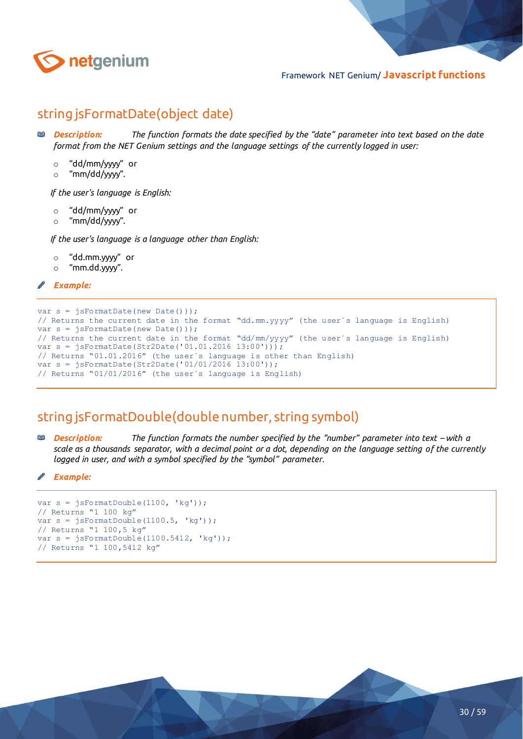## string jsFormatDate(object date)

***Description:*** *The function formats the date specified by the "date" parameter into text based on the date format from the NET Genium settings and the language settings of the currently logged in user:*

- "dd/mm/yyyy" or
- "mm/dd/yyyy".

*If the user's language is English:*

- "dd/mm/yyyy" or
- "mm/dd/yyyy".

*If the user's language is a language other than English:*

- "dd.mm.yyyy" or
- "mm.dd.yyyy".

***Example:***

```
var s = jsFormatDate(new Date()));
// Returns the current date in the format "dd.mm.yyyy" (the user´s language is English)
var s = jsFormatDate(new Date()));
// Returns the current date in the format "dd/mm/yyyy" (the user´s language is English)
var s = jsFormatDate(Str2Date('01.01.2016 13:00')));
// Returns "01.01.2016" (the user´s language is other than English)
var s = jsFormatDate(Str2Date('01/01/2016 13:00'));
// Returns "01/01/2016" (the user´s language is English)
```

## string jsFormatDouble(double number, string symbol)

***Description:*** *The function formats the number specified by the "number" parameter into text – with a scale as a thousands separator, with a decimal point or a dot, depending on the language setting of the currently logged in user, and with a symbol specified by the "symbol" parameter.*

***Example:***

```
var s = jsFormatDouble(1100, 'kg'));
// Returns "1 100 kg"
var s = jsFormatDouble(1100.5, 'kg'));
// Returns "1 100,5 kg"
var s = jsFormatDouble(1100.5412, 'kg'));
// Returns "1 100,5412 kg"
```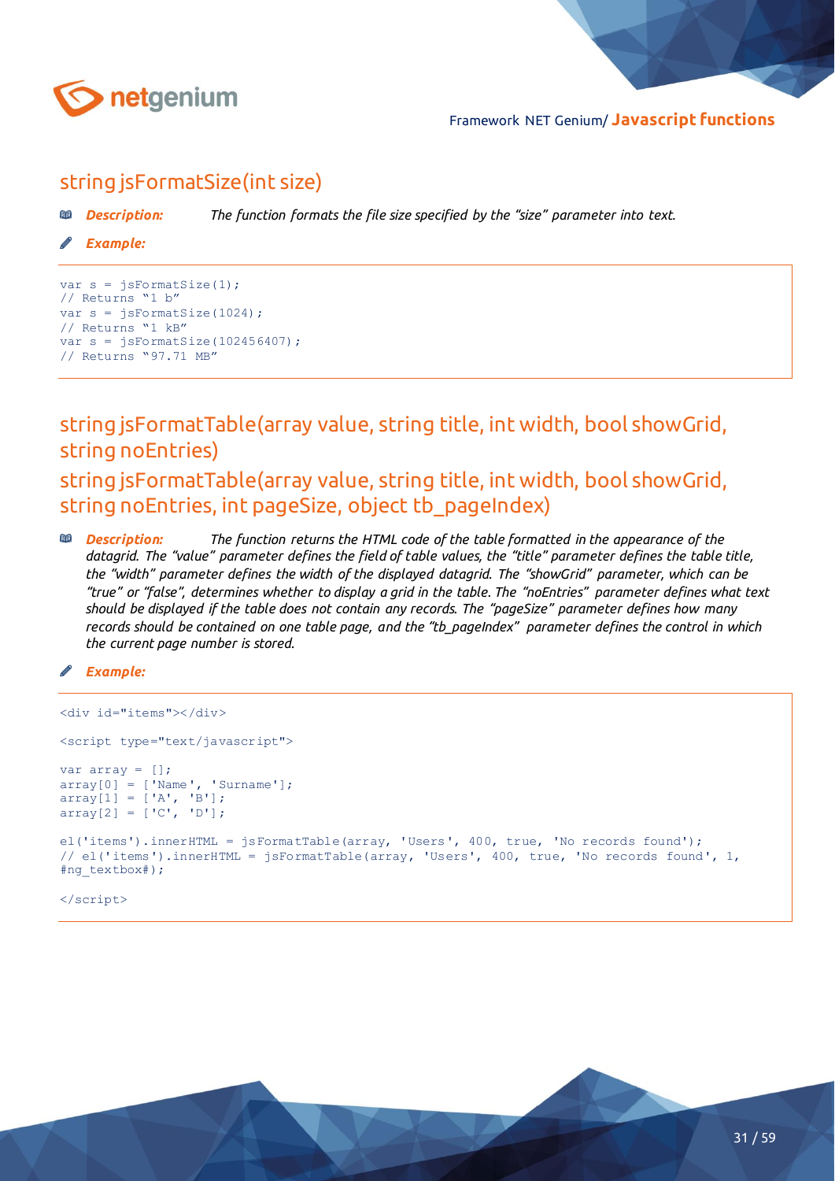## string jsFormatSize(int size)

***Description:*** *The function formats the file size specified by the "size" parameter into text.*

***Example:***

```
var s = jsFormatSize(1);
// Returns "1 b"
var s = jsFormatSize(1024);
// Returns "1 kB"
var s = jsFormatSize(102456407);
// Returns "97.71 MB"
```

## string jsFormatTable(array value, string title, int width, bool showGrid, string noEntries)

## string jsFormatTable(array value, string title, int width, bool showGrid, string noEntries, int pageSize, object tb_pageIndex)

***Description:*** *The function returns the HTML code of the table formatted in the appearance of the datagrid. The "value" parameter defines the field of table values, the "title" parameter defines the table title, the "width" parameter defines the width of the displayed datagrid. The "showGrid" parameter, which can be "true" or "false", determines whether to display a grid in the table. The "noEntries" parameter defines what text should be displayed if the table does not contain any records. The "pageSize" parameter defines how many records should be contained on one table page, and the "tb_pageIndex" parameter defines the control in which the current page number is stored.*

***Example:***

```
<div id="items"></div>

<script type="text/javascript">

var array = [];
array[0] = ['Name', 'Surname'];
array[1] = ['A', 'B'];
array[2] = ['C', 'D'];

el('items').innerHTML = jsFormatTable(array, 'Users', 400, true, 'No records found');
// el('items').innerHTML = jsFormatTable(array, 'Users', 400, true, 'No records found', 1,
#ng_textbox#);

</script>
```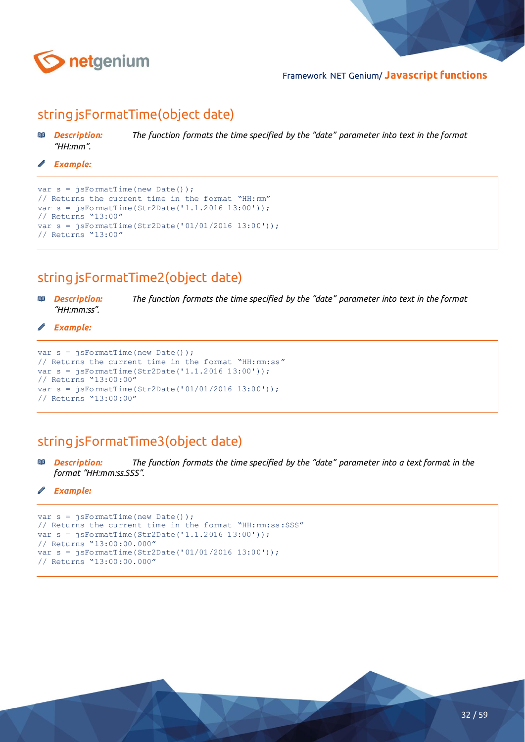## string jsFormatTime(object date)

***Description:*** *The function formats the time specified by the "date" parameter into text in the format "HH:mm".*

***Example:***

```
var s = jsFormatTime(new Date());
// Returns the current time in the format "HH:mm"
var s = jsFormatTime(Str2Date('1.1.2016 13:00'));
// Returns "13:00"
var s = jsFormatTime(Str2Date('01/01/2016 13:00'));
// Returns "13:00"
```

## string jsFormatTime2(object date)

***Description:*** *The function formats the time specified by the "date" parameter into text in the format "HH:mm:ss".*

***Example:***

```
var s = jsFormatTime(new Date());
// Returns the current time in the format "HH:mm:ss"
var s = jsFormatTime(Str2Date('1.1.2016 13:00'));
// Returns "13:00:00"
var s = jsFormatTime(Str2Date('01/01/2016 13:00'));
// Returns "13:00:00"
```

## string jsFormatTime3(object date)

***Description:*** *The function formats the time specified by the "date" parameter into a text format in the format "HH:mm:ss.SSS".*

***Example:***

```
var s = jsFormatTime(new Date());
// Returns the current time in the format "HH:mm:ss:SSS"
var s = jsFormatTime(Str2Date('1.1.2016 13:00'));
// Returns "13:00:00.000"
var s = jsFormatTime(Str2Date('01/01/2016 13:00'));
// Returns "13:00:00.000"
```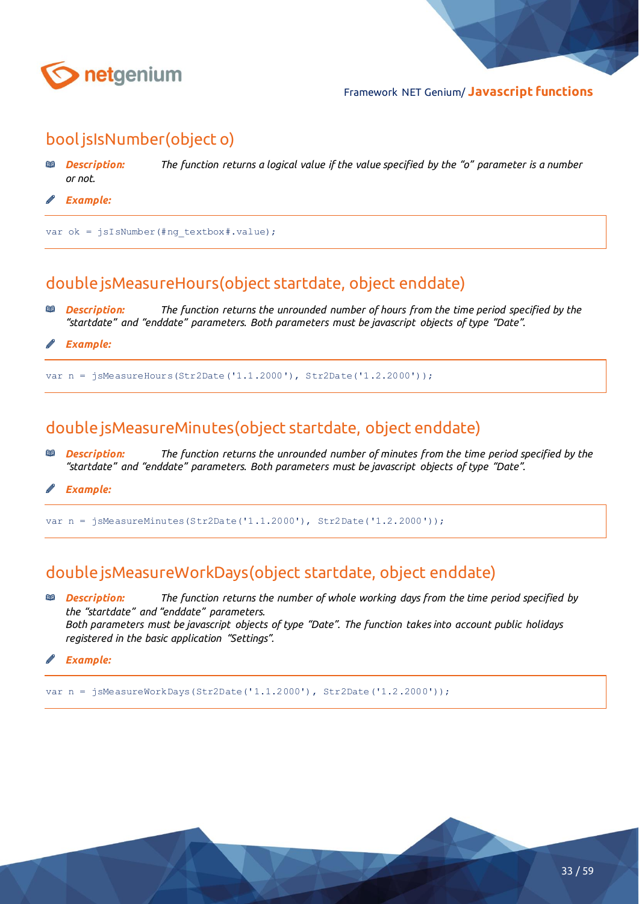## bool jsIsNumber(object o)

***Description:*** *The function returns a logical value if the value specified by the "o" parameter is a number or not.*

***Example:***

```
var ok = jsIsNumber(#ng_textbox#.value);
```

## double jsMeasureHours(object startdate, object enddate)

***Description:*** *The function returns the unrounded number of hours from the time period specified by the "startdate" and "enddate" parameters. Both parameters must be javascript objects of type "Date".*

***Example:***

```
var n = jsMeasureHours(Str2Date('1.1.2000'), Str2Date('1.2.2000'));
```

## double jsMeasureMinutes(object startdate, object enddate)

***Description:*** *The function returns the unrounded number of minutes from the time period specified by the "startdate" and "enddate" parameters. Both parameters must be javascript objects of type "Date".*

***Example:***

```
var n = jsMeasureMinutes(Str2Date('1.1.2000'), Str2Date('1.2.2000'));
```

## double jsMeasureWorkDays(object startdate, object enddate)

***Description:*** *The function returns the number of whole working days from the time period specified by the "startdate" and "enddate" parameters.*
*Both parameters must be javascript objects of type "Date". The function takes into account public holidays registered in the basic application "Settings".*

***Example:***

```
var n = jsMeasureWorkDays(Str2Date('1.1.2000'), Str2Date('1.2.2000'));
```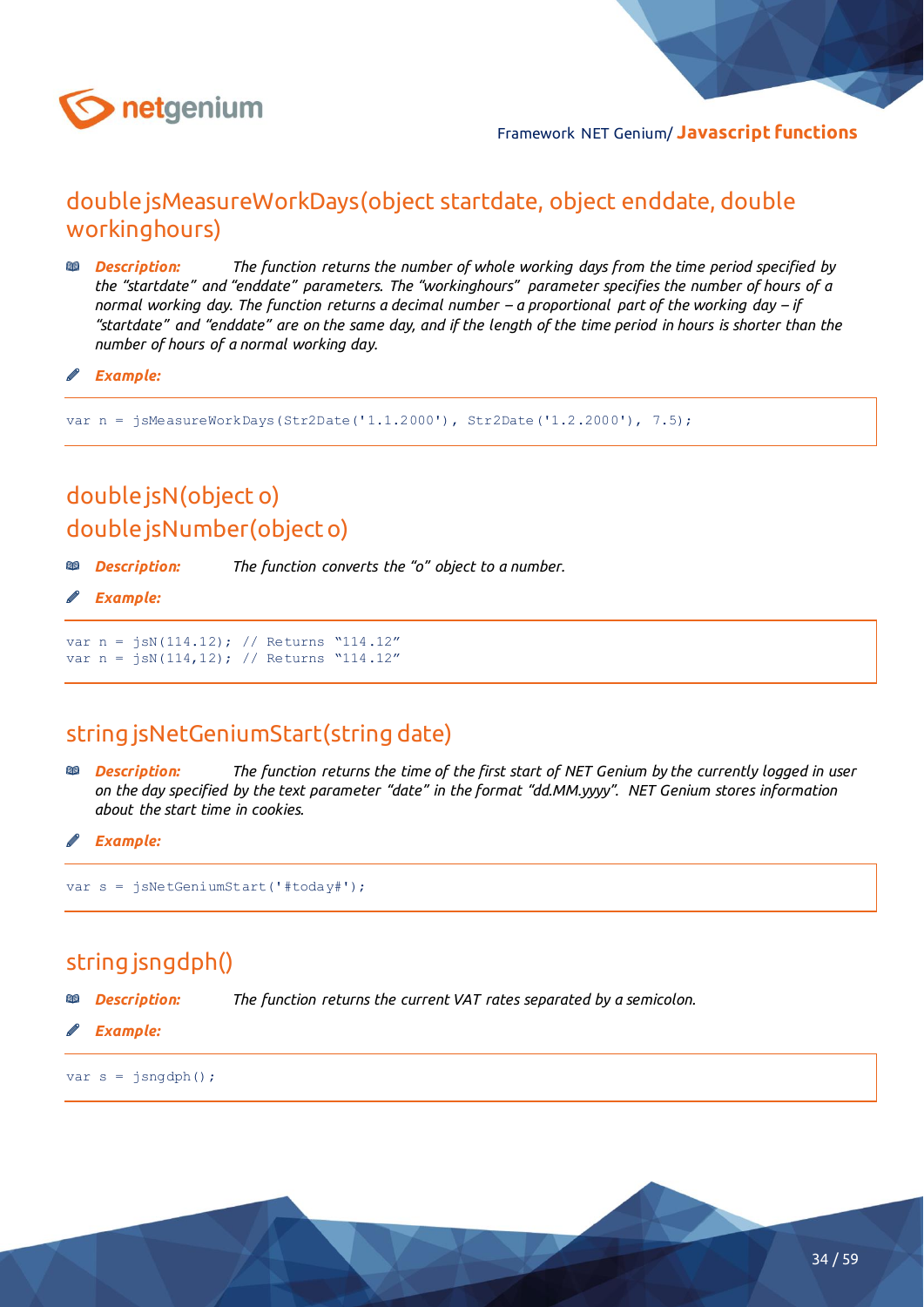## double jsMeasureWorkDays(object startdate, object enddate, double workinghours)

***Description:*** *The function returns the number of whole working days from the time period specified by the "startdate" and "enddate" parameters. The "workinghours" parameter specifies the number of hours of a normal working day. The function returns a decimal number – a proportional part of the working day – if "startdate" and "enddate" are on the same day, and if the length of the time period in hours is shorter than the number of hours of a normal working day.*

***Example:***

```
var n = jsMeasureWorkDays(Str2Date('1.1.2000'), Str2Date('1.2.2000'), 7.5);
```

## double jsN(object o)
## double jsNumber(object o)

***Description:*** *The function converts the "o" object to a number.*

***Example:***

```
var n = jsN(114.12); // Returns "114.12"
var n = jsN(114,12); // Returns "114.12"
```

## string jsNetGeniumStart(string date)

***Description:*** *The function returns the time of the first start of NET Genium by the currently logged in user on the day specified by the text parameter "date" in the format "dd.MM.yyyy". NET Genium stores information about the start time in cookies.*

***Example:***

```
var s = jsNetGeniumStart('#today#');
```

## string jsngdph()

***Description:*** *The function returns the current VAT rates separated by a semicolon.*

***Example:***

```
var s = jsngdph();
```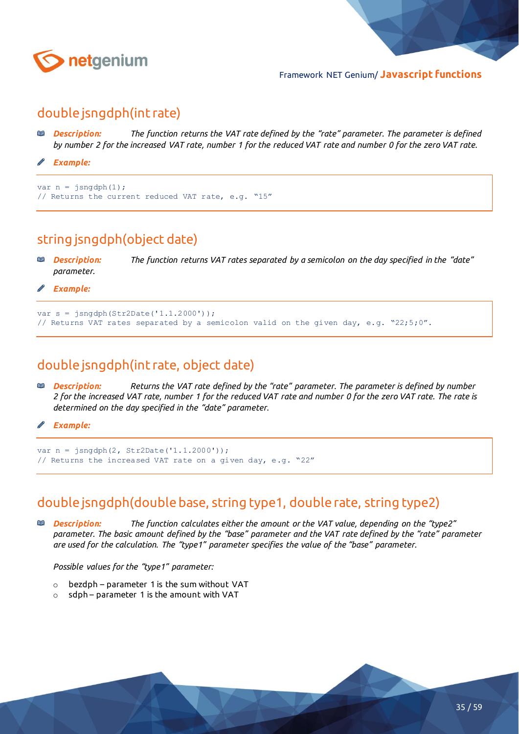## double jsngdph(int rate)

***Description:*** *The function returns the VAT rate defined by the "rate" parameter. The parameter is defined by number 2 for the increased VAT rate, number 1 for the reduced VAT rate and number 0 for the zero VAT rate.*

***Example:***

```
var n = jsngdph(1);
// Returns the current reduced VAT rate, e.g. "15"
```

## string jsngdph(object date)

***Description:*** *The function returns VAT rates separated by a semicolon on the day specified in the "date" parameter.*

***Example:***

```
var s = jsngdph(Str2Date('1.1.2000'));
// Returns VAT rates separated by a semicolon valid on the given day, e.g. "22;5;0".
```

## double jsngdph(int rate, object date)

***Description:*** *Returns the VAT rate defined by the "rate" parameter. The parameter is defined by number 2 for the increased VAT rate, number 1 for the reduced VAT rate and number 0 for the zero VAT rate. The rate is determined on the day specified in the "date" parameter.*

***Example:***

```
var n = jsngdph(2, Str2Date('1.1.2000'));
// Returns the increased VAT rate on a given day, e.g. "22"
```

## double jsngdph(double base, string type1, double rate, string type2)

***Description:*** *The function calculates either the amount or the VAT value, depending on the "type2" parameter. The basic amount defined by the "base" parameter and the VAT rate defined by the "rate" parameter are used for the calculation. The "type1" parameter specifies the value of the "base" parameter.*

*Possible values for the "type1" parameter:*

- bezdph – parameter 1 is the sum without VAT
- sdph – parameter 1 is the amount with VAT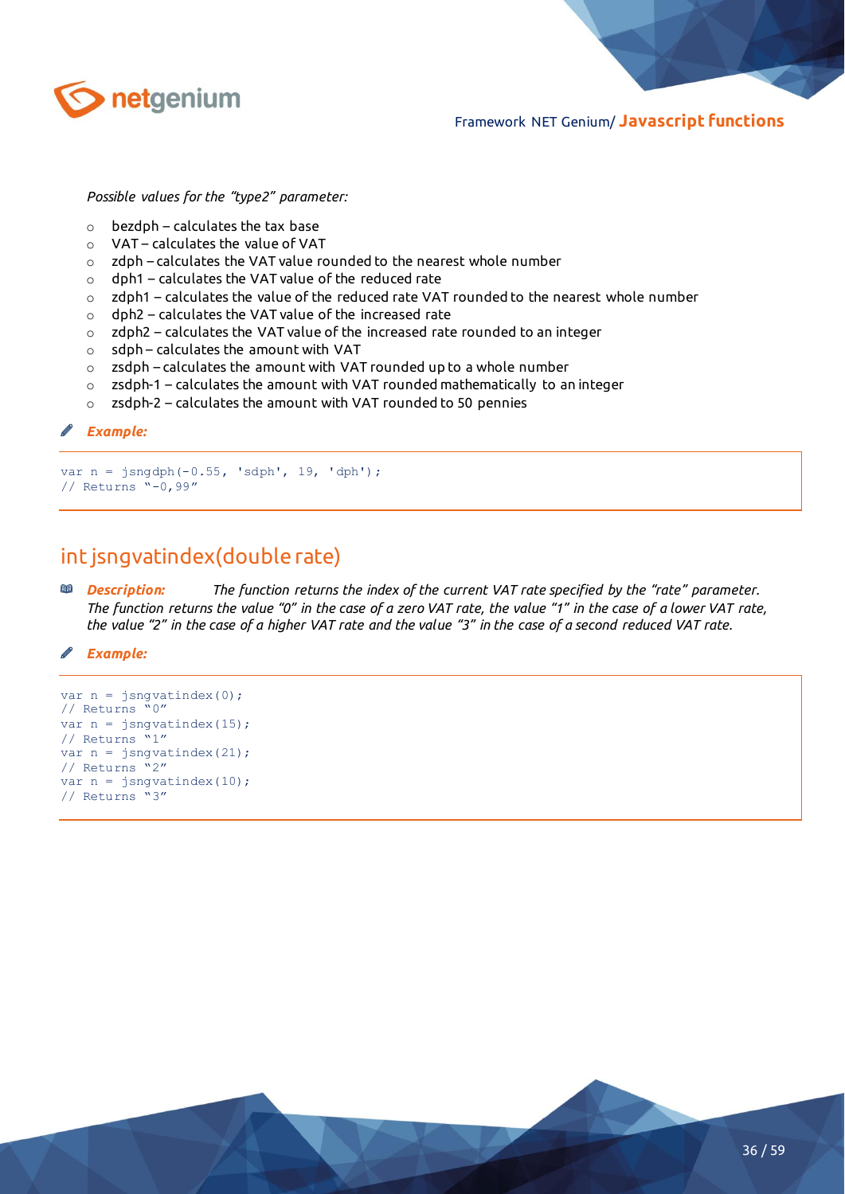*Possible values for the "type2" parameter:*

- bezdph – calculates the tax base
- VAT – calculates the value of VAT
- zdph – calculates the VAT value rounded to the nearest whole number
- dph1 – calculates the VAT value of the reduced rate
- zdph1 – calculates the value of the reduced rate VAT rounded to the nearest whole number
- dph2 – calculates the VAT value of the increased rate
- zdph2 – calculates the VAT value of the increased rate rounded to an integer
- sdph – calculates the amount with VAT
- zsdph – calculates the amount with VAT rounded up to a whole number
- zsdph-1 – calculates the amount with VAT rounded mathematically to an integer
- zsdph-2 – calculates the amount with VAT rounded to 50 pennies

***Example:***

```
var n = jsngdph(-0.55, 'sdph', 19, 'dph');
// Returns "-0,99"
```

## int jsngvatindex(double rate)

***Description:*** *The function returns the index of the current VAT rate specified by the "rate" parameter. The function returns the value "0" in the case of a zero VAT rate, the value "1" in the case of a lower VAT rate, the value "2" in the case of a higher VAT rate and the value "3" in the case of a second reduced VAT rate.*

***Example:***

```
var n = jsngvatindex(0);
// Returns "0"
var n = jsngvatindex(15);
// Returns "1"
var n = jsngvatindex(21);
// Returns "2"
var n = jsngvatindex(10);
// Returns "3"
```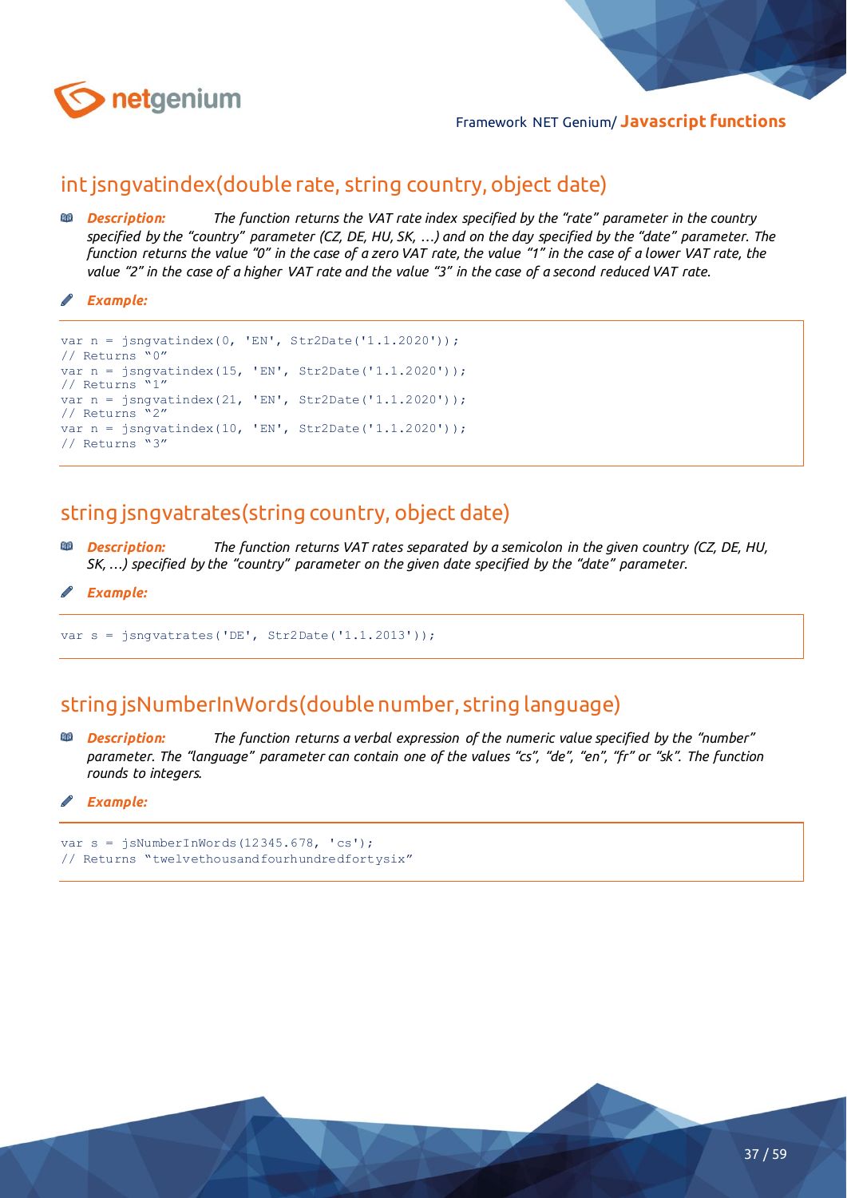## int jsngvatindex(double rate, string country, object date)

***Description:*** *The function returns the VAT rate index specified by the "rate" parameter in the country specified by the "country" parameter (CZ, DE, HU, SK, …) and on the day specified by the "date" parameter. The function returns the value "0" in the case of a zero VAT rate, the value "1" in the case of a lower VAT rate, the value "2" in the case of a higher VAT rate and the value "3" in the case of a second reduced VAT rate.*

***Example:***

```
var n = jsngvatindex(0, 'EN', Str2Date('1.1.2020'));
// Returns "0"
var n = jsngvatindex(15, 'EN', Str2Date('1.1.2020'));
// Returns "1"
var n = jsngvatindex(21, 'EN', Str2Date('1.1.2020'));
// Returns "2"
var n = jsngvatindex(10, 'EN', Str2Date('1.1.2020'));
// Returns "3"
```

## string jsngvatrates(string country, object date)

***Description:*** *The function returns VAT rates separated by a semicolon in the given country (CZ, DE, HU, SK, …) specified by the "country" parameter on the given date specified by the "date" parameter.*

***Example:***

```
var s = jsngvatrates('DE', Str2Date('1.1.2013'));
```

## string jsNumberInWords(double number, string language)

***Description:*** *The function returns a verbal expression of the numeric value specified by the "number" parameter. The "language" parameter can contain one of the values "cs", "de", "en", "fr" or "sk". The function rounds to integers.*

***Example:***

```
var s = jsNumberInWords(12345.678, 'cs');
// Returns "twelvethousandfourhundredfortysix"
```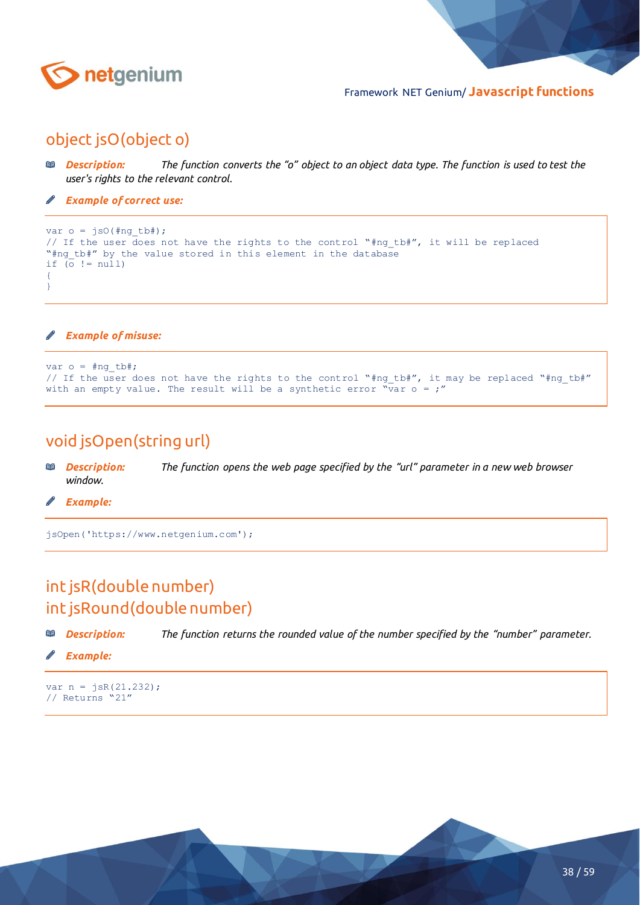## object jsO(object o)

***Description:*** *The function converts the "o" object to an object data type. The function is used to test the user's rights to the relevant control.*

***Example of correct use:***

```
var o = jsO(#ng_tb#);
// If the user does not have the rights to the control "#ng_tb#", it will be replaced
"#ng_tb#" by the value stored in this element in the database
if (o != null)
{
}
```

***Example of misuse:***

```
var o = #ng_tb#;
// If the user does not have the rights to the control "#ng_tb#", it may be replaced "#ng_tb#"
with an empty value. The result will be a synthetic error "var o = ;"
```

## void jsOpen(string url)

***Description:*** *The function opens the web page specified by the "url" parameter in a new web browser window.*

***Example:***

```
jsOpen('https://www.netgenium.com');
```

## int jsR(double number)
## int jsRound(double number)

***Description:*** *The function returns the rounded value of the number specified by the "number" parameter.*

***Example:***

```
var n = jsR(21.232);
// Returns "21"
```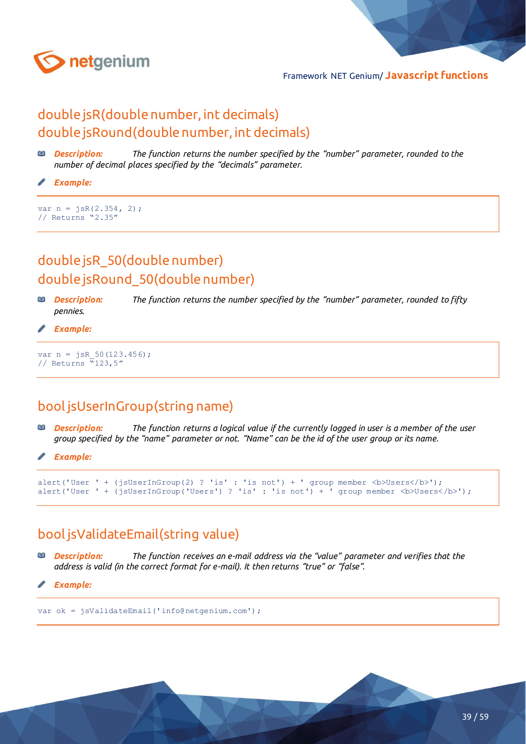## double jsR(double number, int decimals)
## double jsRound(double number, int decimals)

***Description:*** *The function returns the number specified by the "number" parameter, rounded to the number of decimal places specified by the "decimals" parameter.*

***Example:***

```
var n = jsR(2.354, 2);
// Returns "2.35"
```

## double jsR_50(double number)
## double jsRound_50(double number)

***Description:*** *The function returns the number specified by the "number" parameter, rounded to fifty pennies.*

***Example:***

```
var n = jsR_50(123.456);
// Returns "123,5"
```

## bool jsUserInGroup(string name)

***Description:*** *The function returns a logical value if the currently logged in user is a member of the user group specified by the "name" parameter or not. "Name" can be the id of the user group or its name.*

***Example:***

```
alert('User ' + (jsUserInGroup(2) ? 'is' : 'is not') + ' group member <b>Users</b>');
alert('User ' + (jsUserInGroup('Users') ? 'is' : 'is not') + ' group member <b>Users</b>');
```

## bool jsValidateEmail(string value)

***Description:*** *The function receives an e-mail address via the "value" parameter and verifies that the address is valid (in the correct format for e-mail). It then returns "true" or "false".*

***Example:***

```
var ok = jsValidateEmail('info@netgenium.com');
```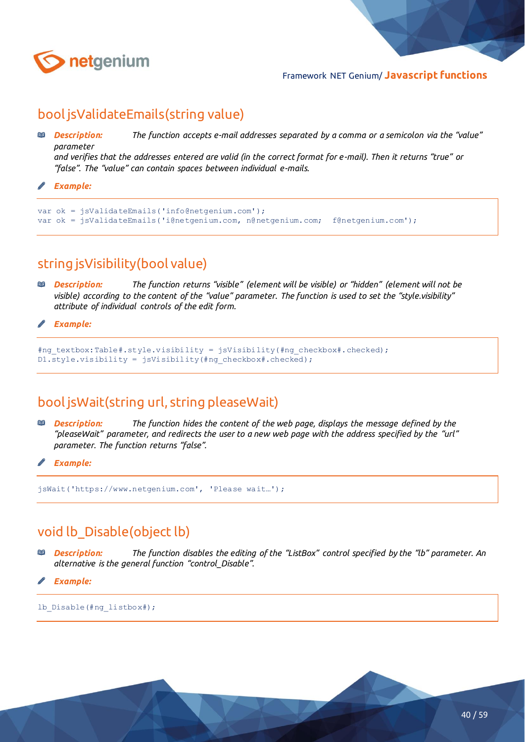## bool jsValidateEmails(string value)

***Description:*** *The function accepts e-mail addresses separated by a comma or a semicolon via the "value" parameter and verifies that the addresses entered are valid (in the correct format for e-mail). Then it returns "true" or "false". The "value" can contain spaces between individual e-mails.*

***Example:***

```
var ok = jsValidateEmails('info@netgenium.com');
var ok = jsValidateEmails('i@netgenium.com, n@netgenium.com;  f@netgenium.com');
```

## string jsVisibility(bool value)

***Description:*** *The function returns "visible" (element will be visible) or "hidden" (element will not be visible) according to the content of the "value" parameter. The function is used to set the "style.visibility" attribute of individual controls of the edit form.*

***Example:***

```
#ng_textbox:Table#.style.visibility = jsVisibility(#ng_checkbox#.checked);
D1.style.visibility = jsVisibility(#ng_checkbox#.checked);
```

## bool jsWait(string url, string pleaseWait)

***Description:*** *The function hides the content of the web page, displays the message defined by the "pleaseWait" parameter, and redirects the user to a new web page with the address specified by the "url" parameter. The function returns "false".*

***Example:***

```
jsWait('https://www.netgenium.com', 'Please wait…');
```

## void lb_Disable(object lb)

***Description:*** *The function disables the editing of the "ListBox" control specified by the "lb" parameter. An alternative is the general function "control_Disable".*

***Example:***

```
lb_Disable(#ng_listbox#);
```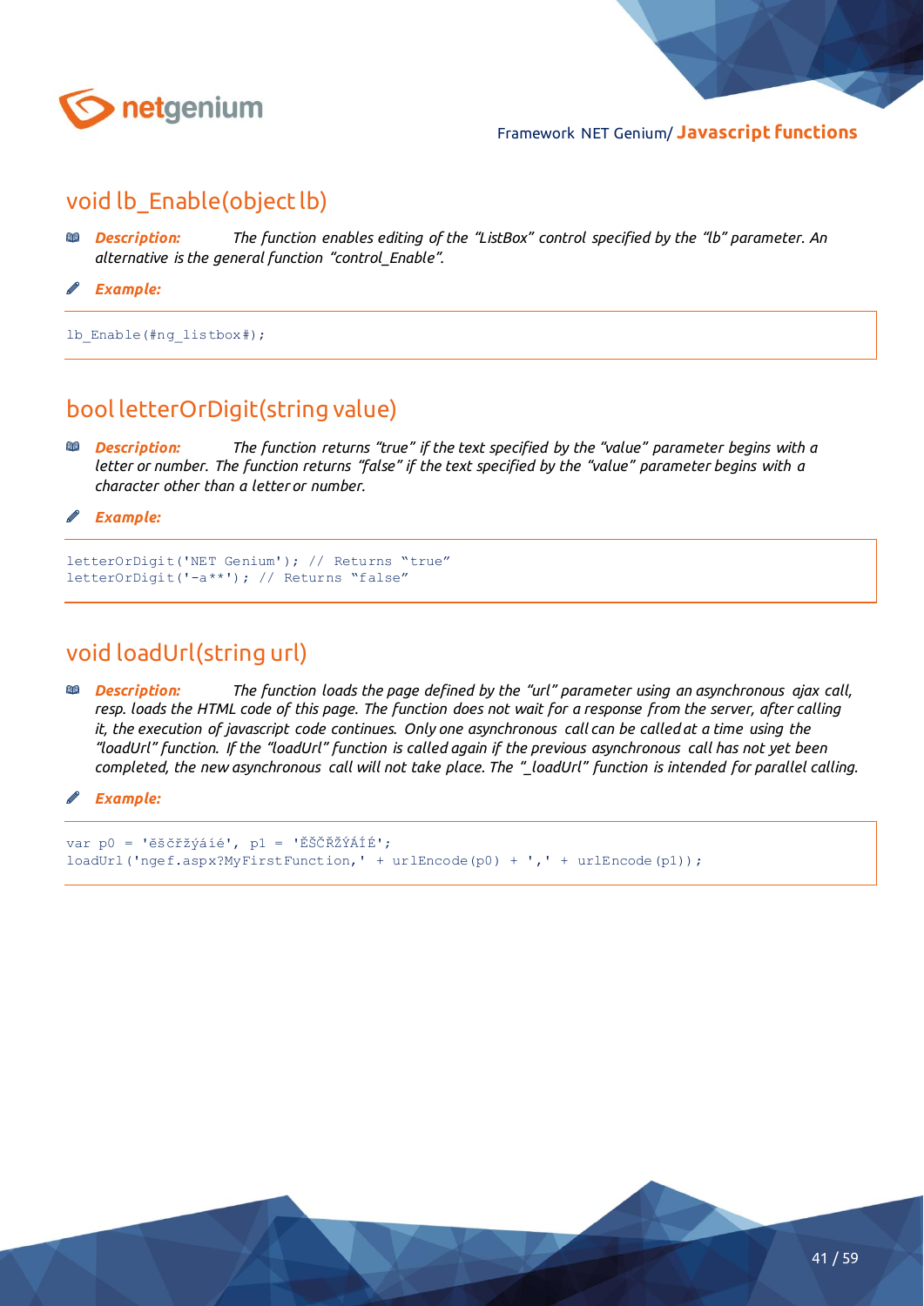## void lb_Enable(object lb)

***Description:*** *The function enables editing of the "ListBox" control specified by the "lb" parameter. An alternative is the general function "control_Enable".*

***Example:***

```
lb_Enable(#ng_listbox#);
```

## bool letterOrDigit(string value)

***Description:*** *The function returns "true" if the text specified by the "value" parameter begins with a letter or number. The function returns "false" if the text specified by the "value" parameter begins with a character other than a letter or number.*

***Example:***

```
letterOrDigit('NET Genium'); // Returns "true"
letterOrDigit('-a**'); // Returns "false"
```

## void loadUrl(string url)

***Description:*** *The function loads the page defined by the "url" parameter using an asynchronous ajax call, resp. loads the HTML code of this page. The function does not wait for a response from the server, after calling it, the execution of javascript code continues. Only one asynchronous call can be called at a time using the "loadUrl" function. If the "loadUrl" function is called again if the previous asynchronous call has not yet been completed, the new asynchronous call will not take place. The "_loadUrl" function is intended for parallel calling.*

***Example:***

```
var p0 = 'ěščřžýáíé', p1 = 'ĚŠČŘŽÝÁÍÉ';
loadUrl('ngef.aspx?MyFirstFunction,' + urlEncode(p0) + ',' + urlEncode(p1));
```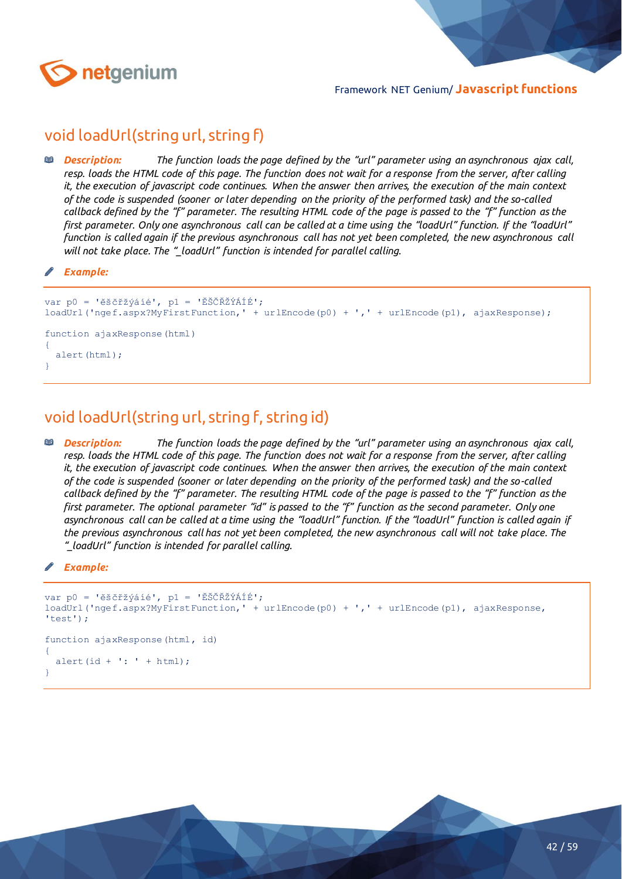## void loadUrl(string url, string f)

***Description:*** *The function loads the page defined by the "url" parameter using an asynchronous ajax call, resp. loads the HTML code of this page. The function does not wait for a response from the server, after calling it, the execution of javascript code continues. When the answer then arrives, the execution of the main context of the code is suspended (sooner or later depending on the priority of the performed task) and the so-called callback defined by the "f" parameter. The resulting HTML code of the page is passed to the "f" function as the first parameter. Only one asynchronous call can be called at a time using the "loadUrl" function. If the "loadUrl" function is called again if the previous asynchronous call has not yet been completed, the new asynchronous call will not take place. The "_loadUrl" function is intended for parallel calling.*

***Example:***

```
var p0 = 'ěščřžýáíé', p1 = 'ĚŠČŘŽÝÁÍÉ';
loadUrl('ngef.aspx?MyFirstFunction,' + urlEncode(p0) + ',' + urlEncode(p1), ajaxResponse);

function ajaxResponse(html)
{
  alert(html);
}
```

## void loadUrl(string url, string f, string id)

***Description:*** *The function loads the page defined by the "url" parameter using an asynchronous ajax call, resp. loads the HTML code of this page. The function does not wait for a response from the server, after calling it, the execution of javascript code continues. When the answer then arrives, the execution of the main context of the code is suspended (sooner or later depending on the priority of the performed task) and the so-called callback defined by the "f" parameter. The resulting HTML code of the page is passed to the "f" function as the first parameter. The optional parameter "id" is passed to the "f" function as the second parameter. Only one asynchronous call can be called at a time using the "loadUrl" function. If the "loadUrl" function is called again if the previous asynchronous call has not yet been completed, the new asynchronous call will not take place. The "_loadUrl" function is intended for parallel calling.*

***Example:***

```
var p0 = 'ěščřžýáíé', p1 = 'ĚŠČŘŽÝÁÍÉ';
loadUrl('ngef.aspx?MyFirstFunction,' + urlEncode(p0) + ',' + urlEncode(p1), ajaxResponse,
'test');

function ajaxResponse(html, id)
{
  alert(id + ': ' + html);
}
```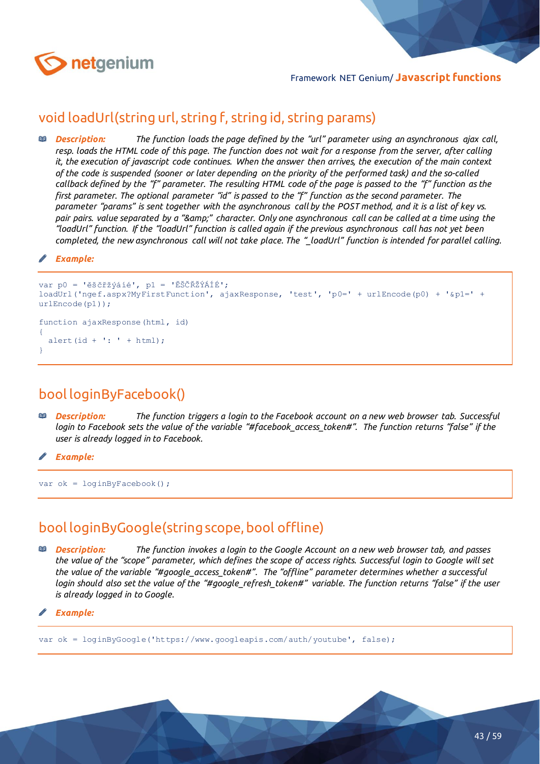## void loadUrl(string url, string f, string id, string params)

***Description:*** *The function loads the page defined by the "url" parameter using an asynchronous ajax call, resp. loads the HTML code of this page. The function does not wait for a response from the server, after calling it, the execution of javascript code continues. When the answer then arrives, the execution of the main context of the code is suspended (sooner or later depending on the priority of the performed task) and the so-called callback defined by the "f" parameter. The resulting HTML code of the page is passed to the "f" function as the first parameter. The optional parameter "id" is passed to the "f" function as the second parameter. The parameter "params" is sent together with the asynchronous call by the POST method, and it is a list of key vs. pair pairs. value separated by a "&amp;" character. Only one asynchronous call can be called at a time using the "loadUrl" function. If the "loadUrl" function is called again if the previous asynchronous call has not yet been completed, the new asynchronous call will not take place. The "_loadUrl" function is intended for parallel calling.*

***Example:***

```
var p0 = 'ěščřžýáíé', p1 = 'ĚŠČŘŽÝÁÍÉ';
loadUrl('ngef.aspx?MyFirstFunction', ajaxResponse, 'test', 'p0=' + urlEncode(p0) + '&p1=' +
urlEncode(p1));

function ajaxResponse(html, id)
{
  alert(id + ': ' + html);
}
```

## bool loginByFacebook()

***Description:*** *The function triggers a login to the Facebook account on a new web browser tab. Successful login to Facebook sets the value of the variable "#facebook_access_token#". The function returns "false" if the user is already logged in to Facebook.*

***Example:***

```
var ok = loginByFacebook();
```

## bool loginByGoogle(string scope, bool offline)

***Description:*** *The function invokes a login to the Google Account on a new web browser tab, and passes the value of the "scope" parameter, which defines the scope of access rights. Successful login to Google will set the value of the variable "#google_access_token#". The "offline" parameter determines whether a successful login should also set the value of the "#google_refresh_token#" variable. The function returns "false" if the user is already logged in to Google.*

***Example:***

```
var ok = loginByGoogle('https://www.googleapis.com/auth/youtube', false);
```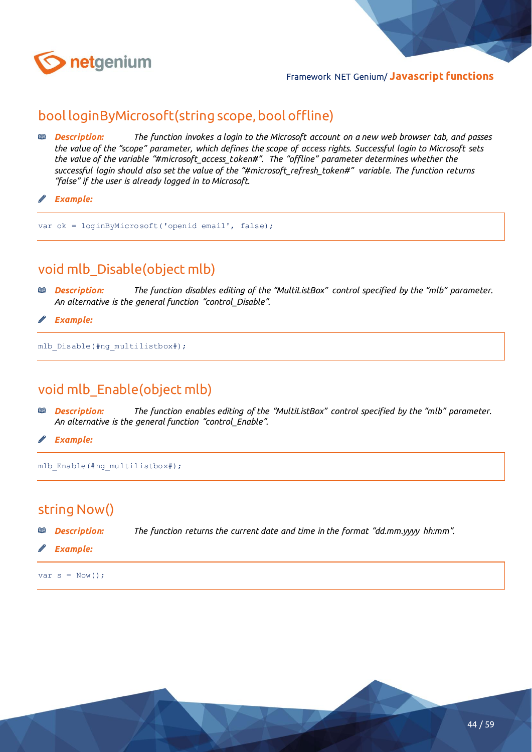## bool loginByMicrosoft(string scope, bool offline)

***Description:*** *The function invokes a login to the Microsoft account on a new web browser tab, and passes the value of the "scope" parameter, which defines the scope of access rights. Successful login to Microsoft sets the value of the variable "#microsoft_access_token#". The "offline" parameter determines whether the successful login should also set the value of the "#microsoft_refresh_token#" variable. The function returns "false" if the user is already logged in to Microsoft.*

***Example:***

```
var ok = loginByMicrosoft('openid email', false);
```

## void mlb_Disable(object mlb)

***Description:*** *The function disables editing of the "MultiListBox" control specified by the "mlb" parameter. An alternative is the general function "control_Disable".*

***Example:***

```
mlb_Disable(#ng_multilistbox#);
```

## void mlb_Enable(object mlb)

***Description:*** *The function enables editing of the "MultiListBox" control specified by the "mlb" parameter. An alternative is the general function "control_Enable".*

***Example:***

```
mlb_Enable(#ng_multilistbox#);
```

## string Now()

***Description:*** *The function returns the current date and time in the format "dd.mm.yyyy hh:mm".*

***Example:***

```
var s = Now();
```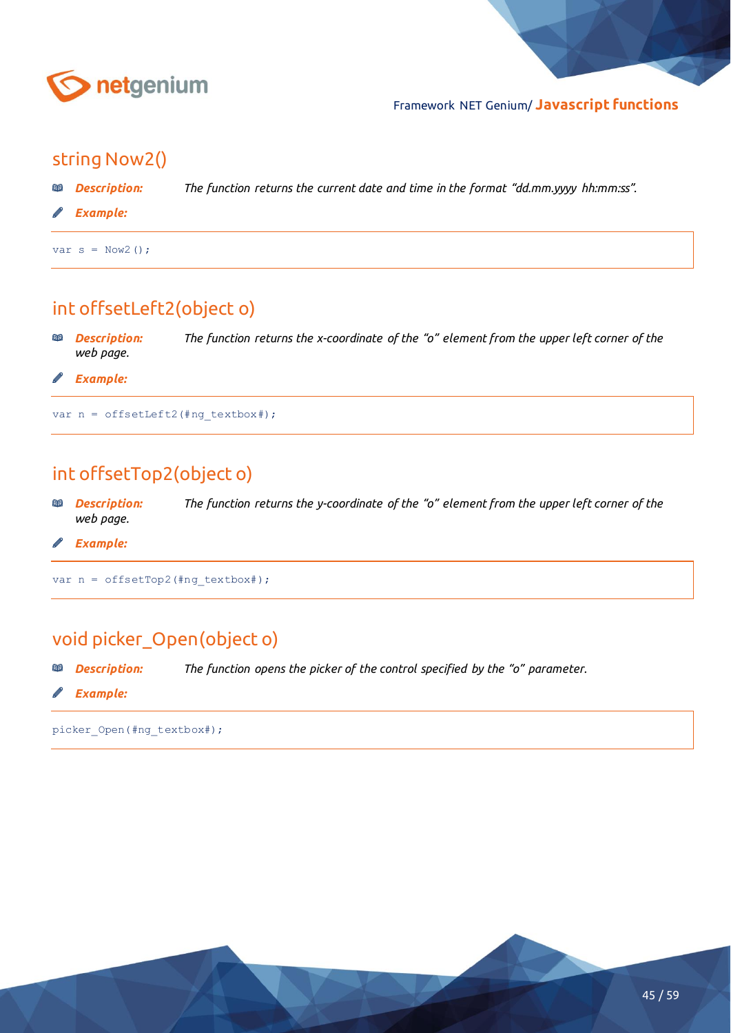## string Now2()

***Description:*** *The function returns the current date and time in the format "dd.mm.yyyy hh:mm:ss".*

***Example:***

```
var s = Now2();
```

## int offsetLeft2(object o)

***Description:*** *The function returns the x-coordinate of the "o" element from the upper left corner of the web page.*

***Example:***

```
var n = offsetLeft2(#ng_textbox#);
```

## int offsetTop2(object o)

***Description:*** *The function returns the y-coordinate of the "o" element from the upper left corner of the web page.*

***Example:***

```
var n = offsetTop2(#ng_textbox#);
```

## void picker_Open(object o)

***Description:*** *The function opens the picker of the control specified by the "o" parameter.*

***Example:***

```
picker_Open(#ng_textbox#);
```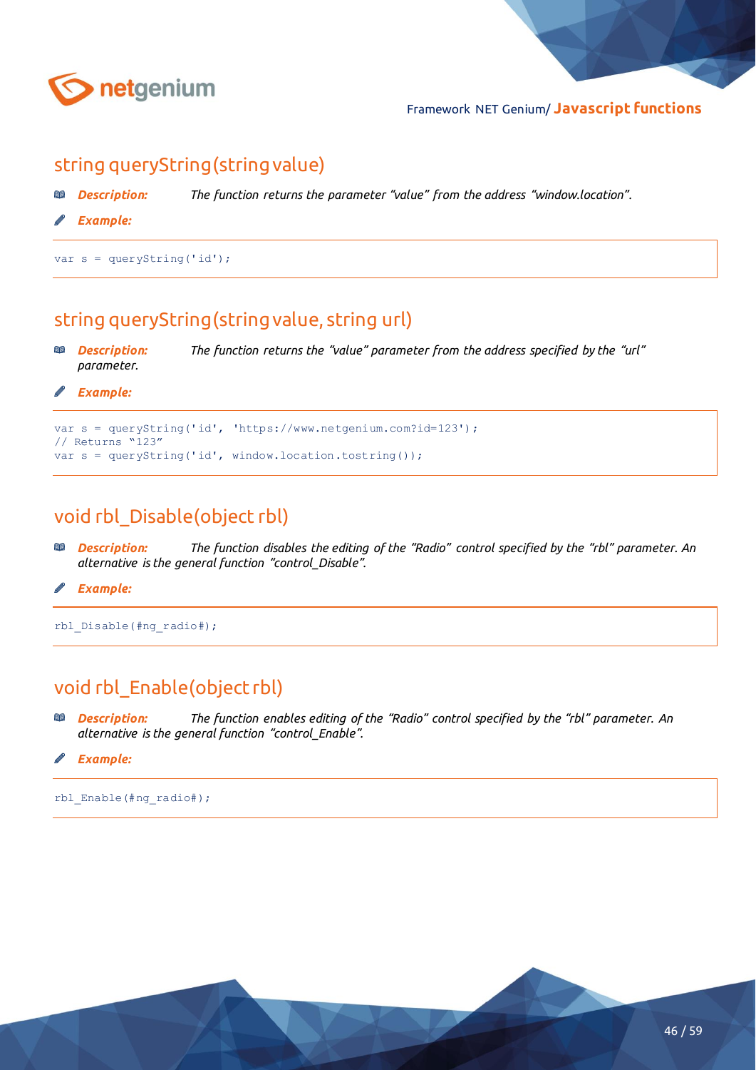## string queryString(string value)

***Description:*** *The function returns the parameter "value" from the address "window.location".*

***Example:***

```
var s = queryString('id');
```

## string queryString(string value, string url)

***Description:*** *The function returns the "value" parameter from the address specified by the "url" parameter.*

***Example:***

```
var s = queryString('id', 'https://www.netgenium.com?id=123');
// Returns "123"
var s = queryString('id', window.location.tostring());
```

## void rbl_Disable(object rbl)

***Description:*** *The function disables the editing of the "Radio" control specified by the "rbl" parameter. An alternative is the general function "control_Disable".*

***Example:***

```
rbl_Disable(#ng_radio#);
```

## void rbl_Enable(object rbl)

***Description:*** *The function enables editing of the "Radio" control specified by the "rbl" parameter. An alternative is the general function "control_Enable".*

***Example:***

```
rbl_Enable(#ng_radio#);
```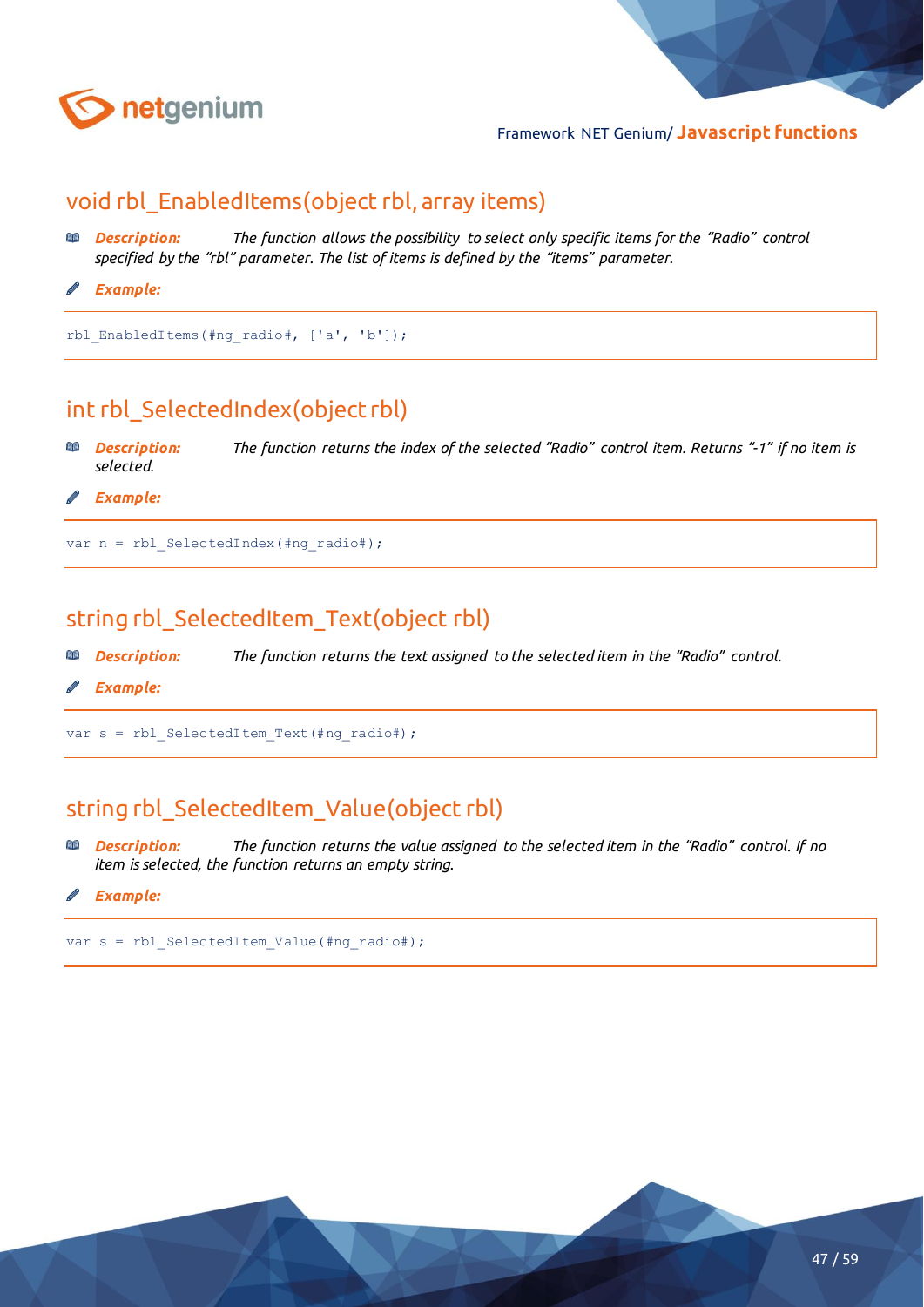## void rbl_EnabledItems(object rbl, array items)

***Description:*** *The function allows the possibility to select only specific items for the “Radio” control specified by the “rbl” parameter. The list of items is defined by the “items” parameter.*

***Example:***

```
rbl_EnabledItems(#ng_radio#, ['a', 'b']);
```

## int rbl_SelectedIndex(object rbl)

***Description:*** *The function returns the index of the selected “Radio” control item. Returns “-1” if no item is selected.*

***Example:***

```
var n = rbl_SelectedIndex(#ng_radio#);
```

## string rbl_SelectedItem_Text(object rbl)

***Description:*** *The function returns the text assigned to the selected item in the “Radio” control.*

***Example:***

```
var s = rbl_SelectedItem_Text(#ng_radio#);
```

## string rbl_SelectedItem_Value(object rbl)

***Description:*** *The function returns the value assigned to the selected item in the “Radio” control. If no item is selected, the function returns an empty string.*

***Example:***

```
var s = rbl_SelectedItem_Value(#ng_radio#);
```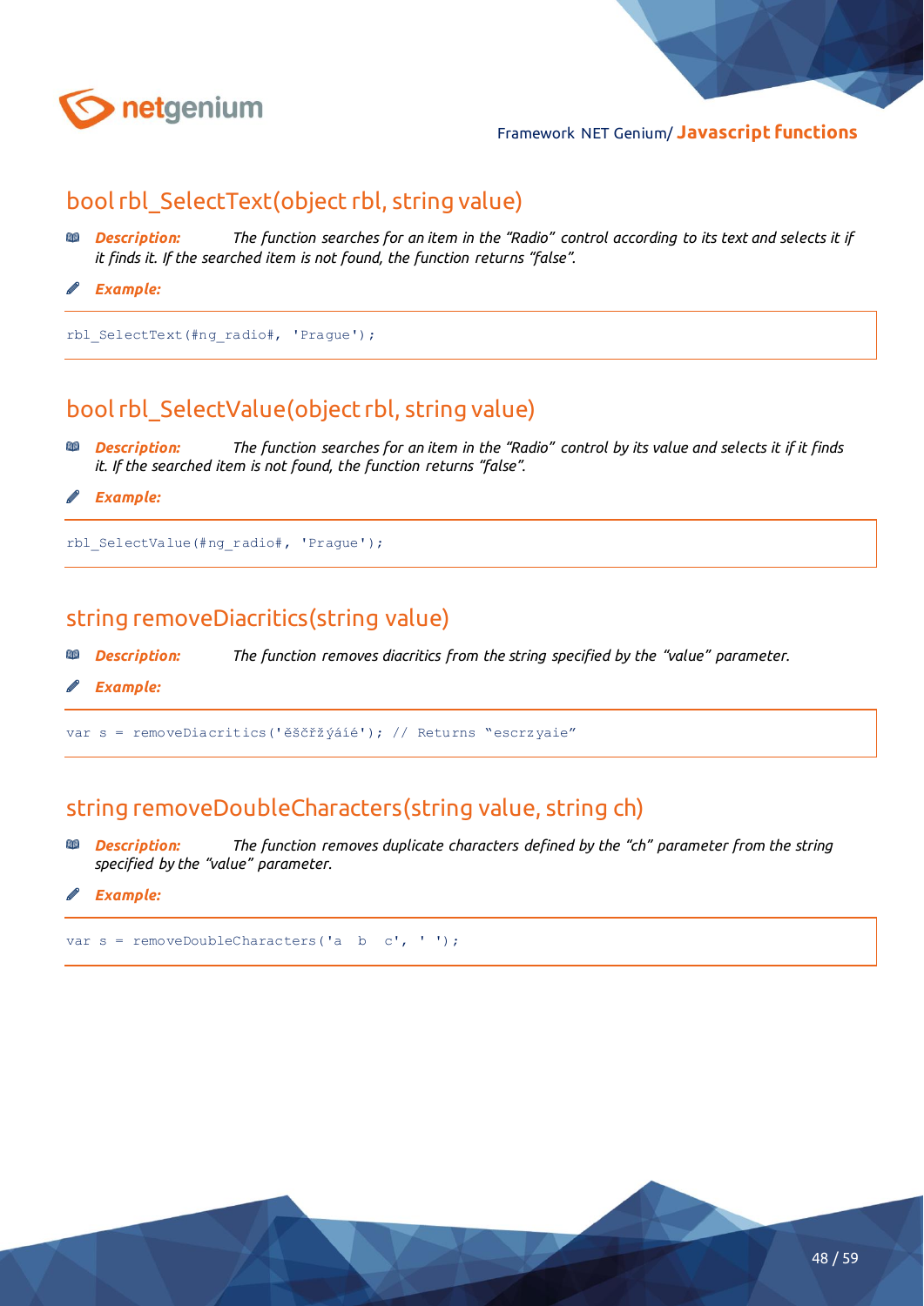## bool rbl_SelectText(object rbl, string value)

***Description:*** *The function searches for an item in the "Radio" control according to its text and selects it if it finds it. If the searched item is not found, the function returns "false".*

***Example:***

```
rbl_SelectText(#ng_radio#, 'Prague');
```

## bool rbl_SelectValue(object rbl, string value)

***Description:*** *The function searches for an item in the "Radio" control by its value and selects it if it finds it. If the searched item is not found, the function returns "false".*

***Example:***

```
rbl_SelectValue(#ng_radio#, 'Prague');
```

## string removeDiacritics(string value)

***Description:*** *The function removes diacritics from the string specified by the "value" parameter.*

***Example:***

```
var s = removeDiacritics('ěščřžýáíé'); // Returns "escrzyaie"
```

## string removeDoubleCharacters(string value, string ch)

***Description:*** *The function removes duplicate characters defined by the "ch" parameter from the string specified by the "value" parameter.*

***Example:***

```
var s = removeDoubleCharacters('a  b  c', ' ');
```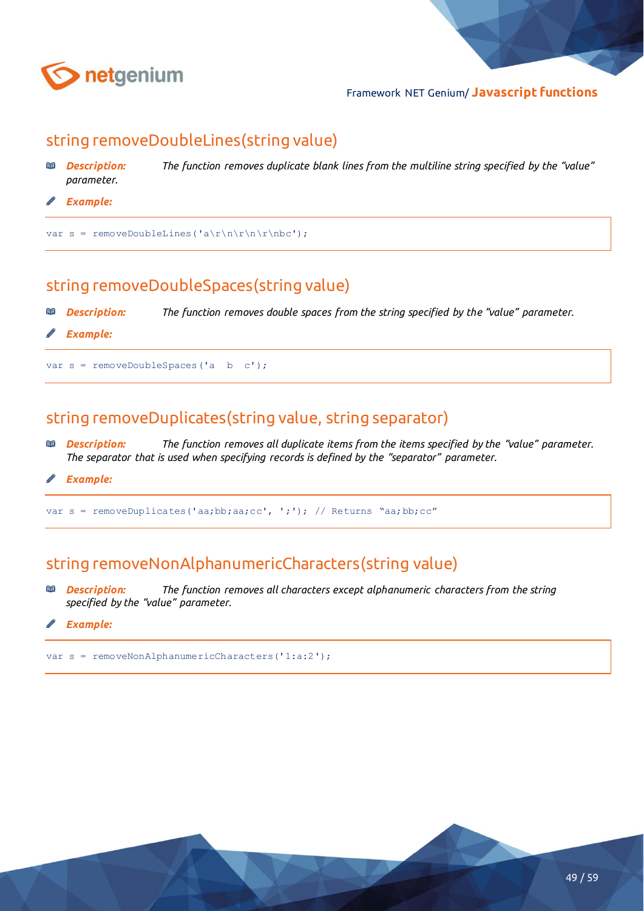## string removeDoubleLines(string value)

***Description:*** *The function removes duplicate blank lines from the multiline string specified by the "value" parameter.*

***Example:***

```
var s = removeDoubleLines('a\r\n\r\n\r\nbc');
```

## string removeDoubleSpaces(string value)

***Description:*** *The function removes double spaces from the string specified by the "value" parameter.*

***Example:***

```
var s = removeDoubleSpaces('a  b  c');
```

## string removeDuplicates(string value, string separator)

***Description:*** *The function removes all duplicate items from the items specified by the "value" parameter. The separator that is used when specifying records is defined by the "separator" parameter.*

***Example:***

```
var s = removeDuplicates('aa;bb;aa;cc', ';'); // Returns "aa;bb;cc"
```

## string removeNonAlphanumericCharacters(string value)

***Description:*** *The function removes all characters except alphanumeric characters from the string specified by the "value" parameter.*

***Example:***

```
var s = removeNonAlphanumericCharacters('1:a:2');
```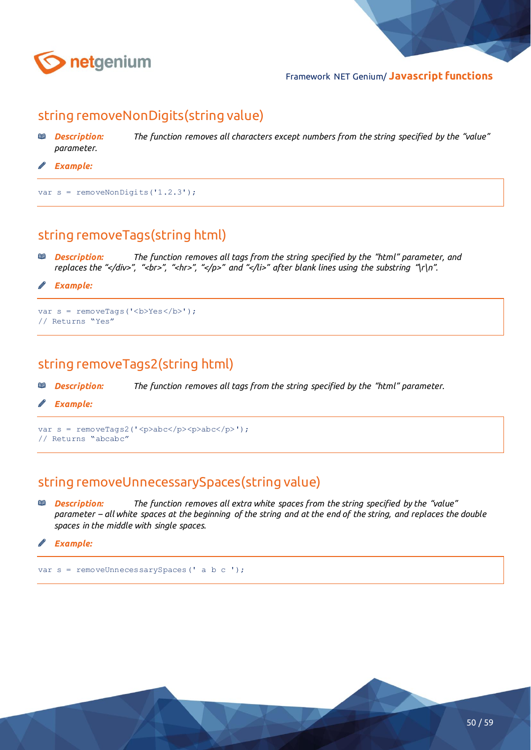## string removeNonDigits(string value)

***Description:*** *The function removes all characters except numbers from the string specified by the "value" parameter.*

***Example:***

```
var s = removeNonDigits('1.2.3');
```

## string removeTags(string html)

***Description:*** *The function removes all tags from the string specified by the "html" parameter, and replaces the "</div>", "<br>", "<hr>", "</p>" and "</li>" after blank lines using the substring "\r\n".*

***Example:***

```
var s = removeTags('<b>Yes</b>');
// Returns "Yes"
```

## string removeTags2(string html)

***Description:*** *The function removes all tags from the string specified by the "html" parameter.*

***Example:***

```
var s = removeTags2('<p>abc</p><p>abc</p>');
// Returns "abcabc"
```

## string removeUnnecessarySpaces(string value)

***Description:*** *The function removes all extra white spaces from the string specified by the "value" parameter – all white spaces at the beginning of the string and at the end of the string, and replaces the double spaces in the middle with single spaces.*

***Example:***

```
var s = removeUnnecessarySpaces(' a b c ');
```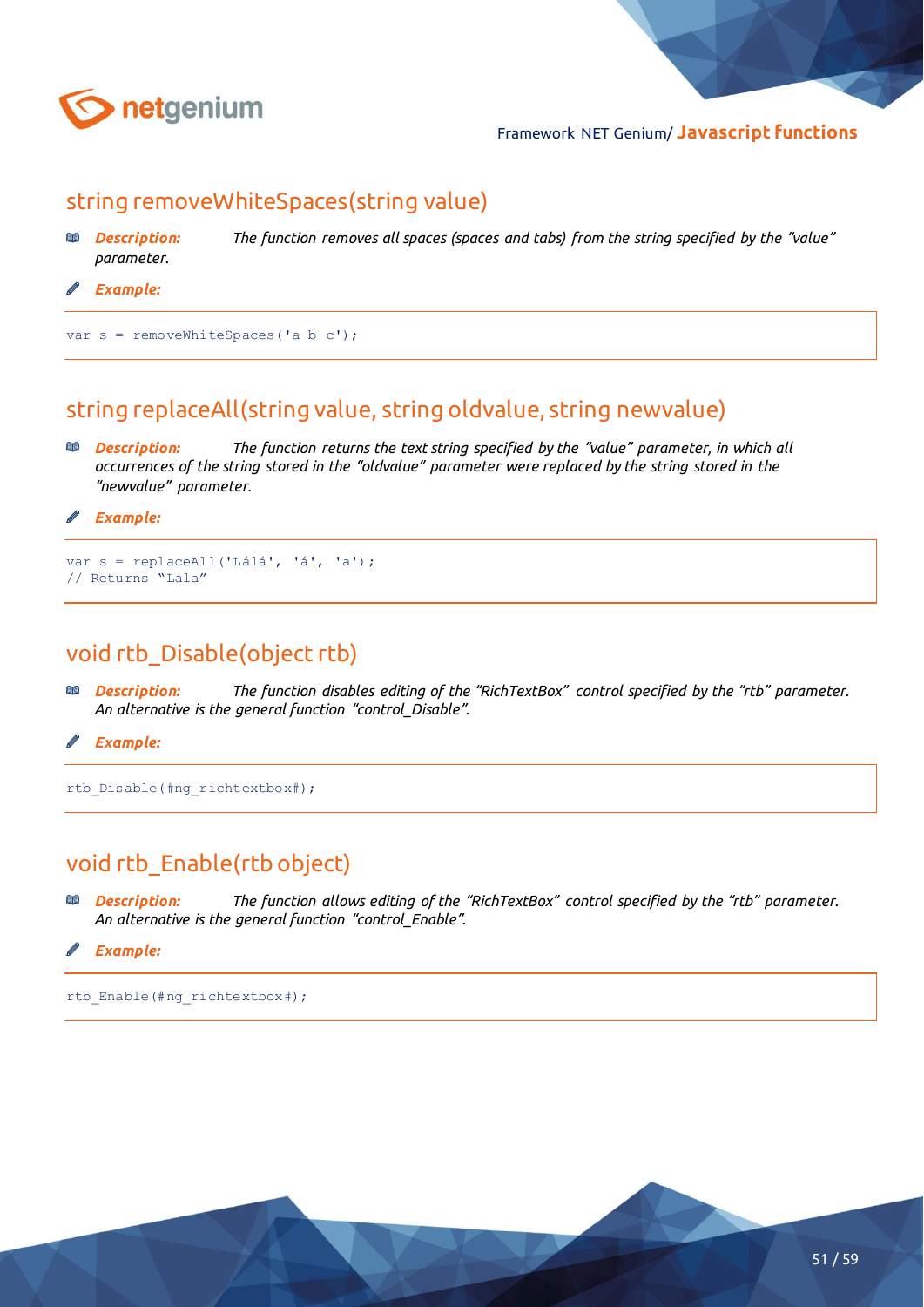## string removeWhiteSpaces(string value)

***Description:*** *The function removes all spaces (spaces and tabs) from the string specified by the "value" parameter.*

***Example:***

```
var s = removeWhiteSpaces('a b c');
```

## string replaceAll(string value, string oldvalue, string newvalue)

***Description:*** *The function returns the text string specified by the "value" parameter, in which all occurrences of the string stored in the "oldvalue" parameter were replaced by the string stored in the "newvalue" parameter.*

***Example:***

```
var s = replaceAll('Lálá', 'á', 'a');
// Returns "Lala"
```

## void rtb_Disable(object rtb)

***Description:*** *The function disables editing of the "RichTextBox" control specified by the "rtb" parameter. An alternative is the general function "control_Disable".*

***Example:***

```
rtb_Disable(#ng_richtextbox#);
```

## void rtb_Enable(rtb object)

***Description:*** *The function allows editing of the "RichTextBox" control specified by the "rtb" parameter. An alternative is the general function "control_Enable".*

***Example:***

```
rtb_Enable(#ng_richtextbox#);
```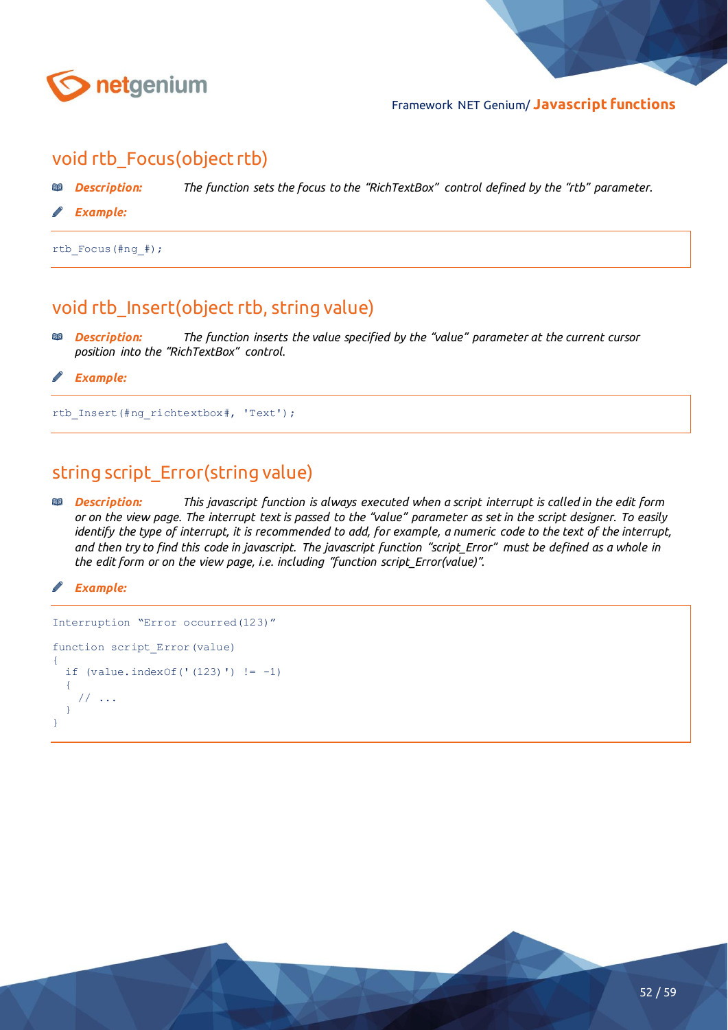## void rtb_Focus(object rtb)

***Description:*** *The function sets the focus to the "RichTextBox" control defined by the "rtb" parameter.*

***Example:***

```
rtb_Focus(#ng_#);
```

## void rtb_Insert(object rtb, string value)

***Description:*** *The function inserts the value specified by the "value" parameter at the current cursor position into the "RichTextBox" control.*

***Example:***

```
rtb_Insert(#ng_richtextbox#, 'Text');
```

## string script_Error(string value)

***Description:*** *This javascript function is always executed when a script interrupt is called in the edit form or on the view page. The interrupt text is passed to the "value" parameter as set in the script designer. To easily identify the type of interrupt, it is recommended to add, for example, a numeric code to the text of the interrupt, and then try to find this code in javascript. The javascript function "script_Error" must be defined as a whole in the edit form or on the view page, i.e. including "function script_Error(value)".*

***Example:***

```
Interruption "Error occurred(123)"

function script_Error(value)
{
  if (value.indexOf('(123)') != -1)
  {
    // ...
  }
}
```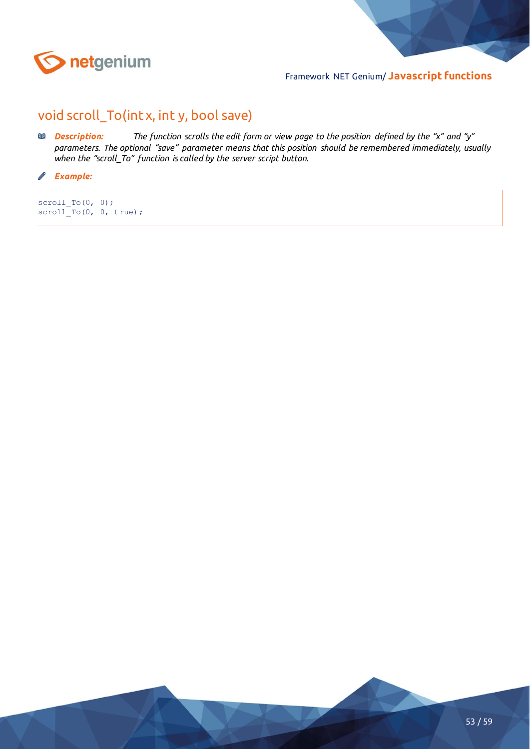## void scroll_To(int x, int y, bool save)

***Description:*** *The function scrolls the edit form or view page to the position defined by the "x" and "y" parameters. The optional "save" parameter means that this position should be remembered immediately, usually when the "scroll_To" function is called by the server script button.*

***Example:***

```
scroll_To(0, 0);
scroll_To(0, 0, true);
```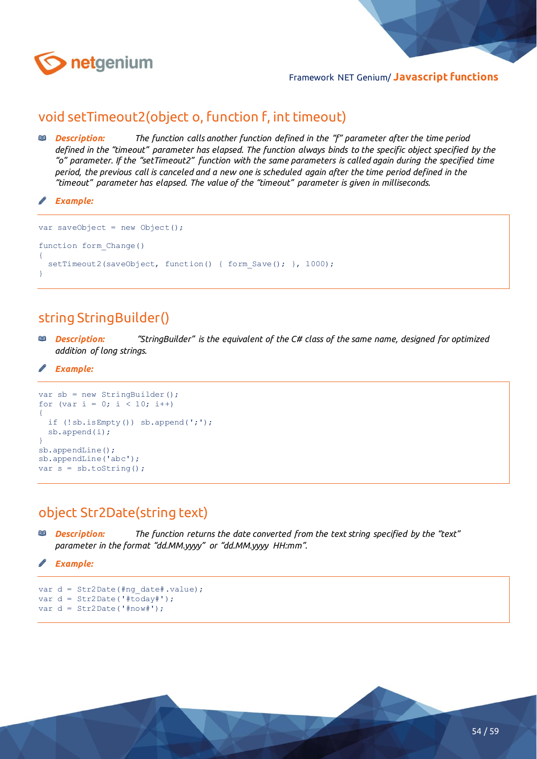## void setTimeout2(object o, function f, int timeout)

***Description:*** *The function calls another function defined in the "f" parameter after the time period defined in the "timeout" parameter has elapsed. The function always binds to the specific object specified by the "o" parameter. If the "setTimeout2" function with the same parameters is called again during the specified time period, the previous call is canceled and a new one is scheduled again after the time period defined in the "timeout" parameter has elapsed. The value of the "timeout" parameter is given in milliseconds.*

***Example:***

```
var saveObject = new Object();

function form_Change()
{
  setTimeout2(saveObject, function() { form_Save(); }, 1000);
}
```

## string StringBuilder()

***Description:*** *"StringBuilder" is the equivalent of the C# class of the same name, designed for optimized addition of long strings.*

***Example:***

```
var sb = new StringBuilder();
for (var i = 0; i < 10; i++)
{
  if (!sb.isEmpty()) sb.append(';');
  sb.append(i);
}
sb.appendLine();
sb.appendLine('abc');
var s = sb.toString();
```

## object Str2Date(string text)

***Description:*** *The function returns the date converted from the text string specified by the "text" parameter in the format "dd.MM.yyyy" or "dd.MM.yyyy HH:mm".*

***Example:***

```
var d = Str2Date(#ng_date#.value);
var d = Str2Date('#today#');
var d = Str2Date('#now#');
```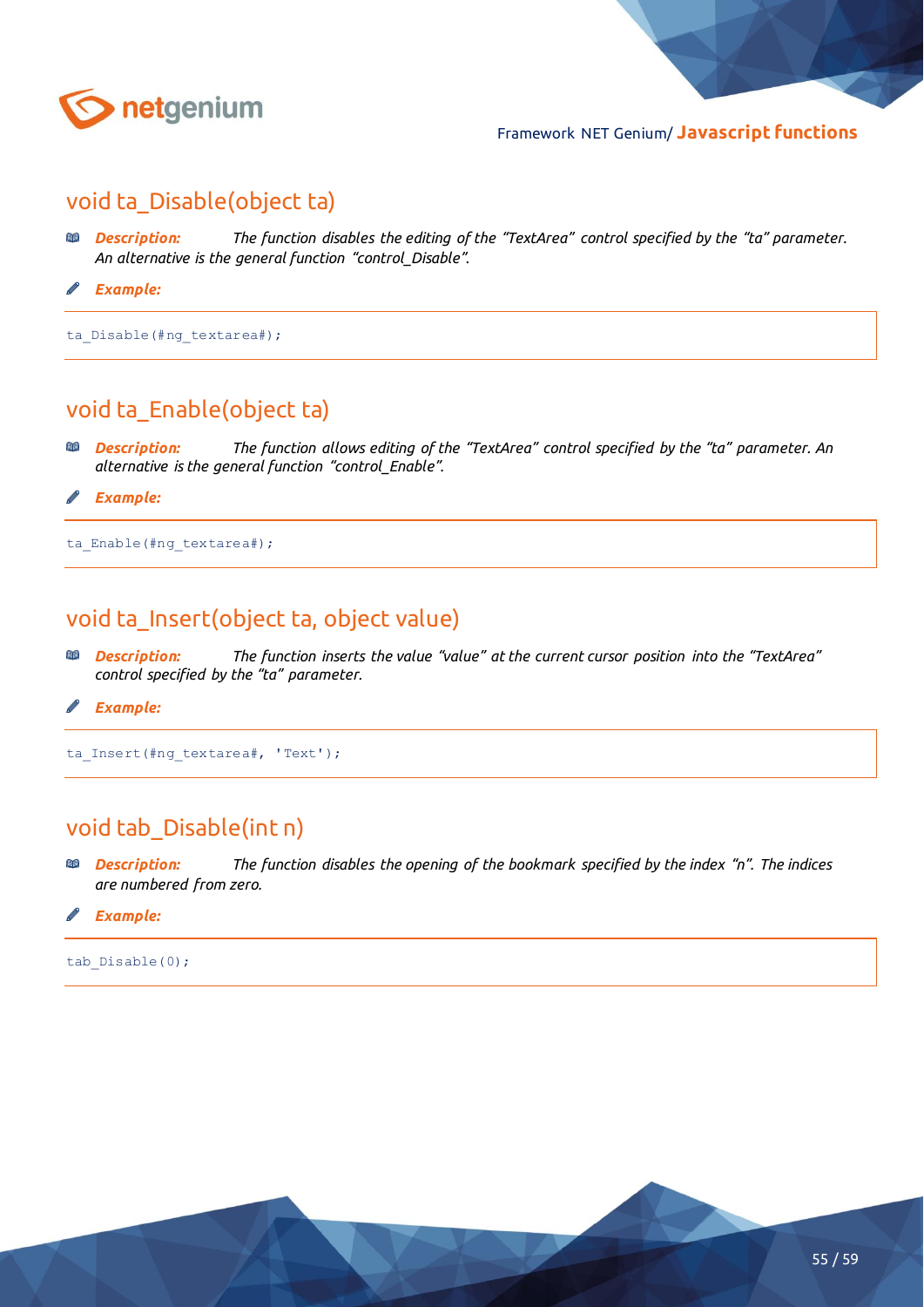## void ta_Disable(object ta)

***Description:*** *The function disables the editing of the “TextArea” control specified by the “ta” parameter. An alternative is the general function “control_Disable”.*

***Example:***

```
ta_Disable(#ng_textarea#);
```

## void ta_Enable(object ta)

***Description:*** *The function allows editing of the “TextArea” control specified by the “ta” parameter. An alternative is the general function “control_Enable”.*

***Example:***

```
ta_Enable(#ng_textarea#);
```

## void ta_Insert(object ta, object value)

***Description:*** *The function inserts the value “value” at the current cursor position into the “TextArea” control specified by the “ta” parameter.*

***Example:***

```
ta_Insert(#ng_textarea#, 'Text');
```

## void tab_Disable(int n)

***Description:*** *The function disables the opening of the bookmark specified by the index “n”. The indices are numbered from zero.*

***Example:***

```
tab_Disable(0);
```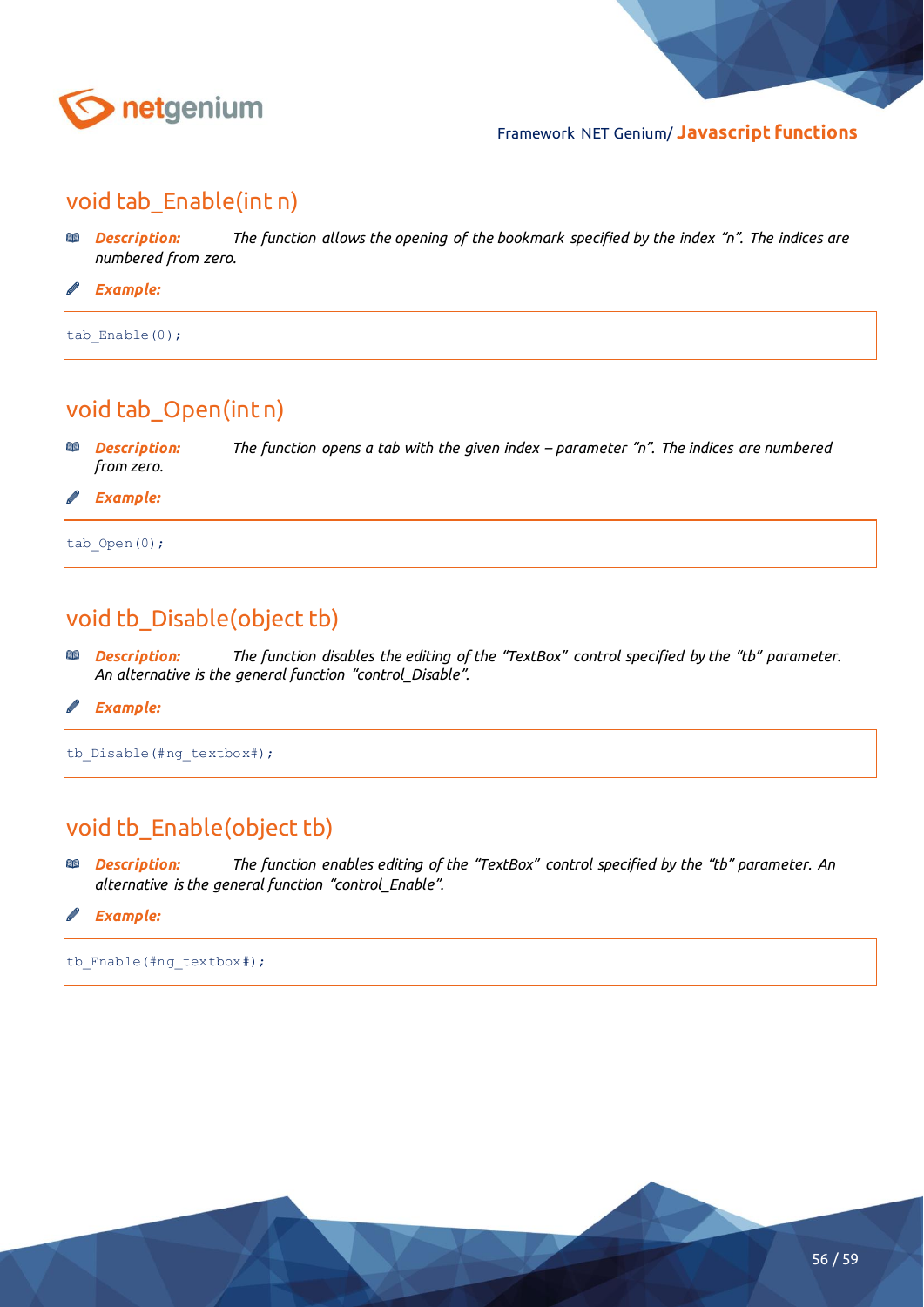## void tab_Enable(int n)

***Description:*** *The function allows the opening of the bookmark specified by the index "n". The indices are numbered from zero.*

***Example:***

```
tab_Enable(0);
```

## void tab_Open(int n)

***Description:*** *The function opens a tab with the given index – parameter "n". The indices are numbered from zero.*

***Example:***

```
tab_Open(0);
```

## void tb_Disable(object tb)

***Description:*** *The function disables the editing of the "TextBox" control specified by the "tb" parameter. An alternative is the general function "control_Disable".*

***Example:***

```
tb_Disable(#ng_textbox#);
```

## void tb_Enable(object tb)

***Description:*** *The function enables editing of the "TextBox" control specified by the "tb" parameter. An alternative is the general function "control_Enable".*

***Example:***

```
tb_Enable(#ng_textbox#);
```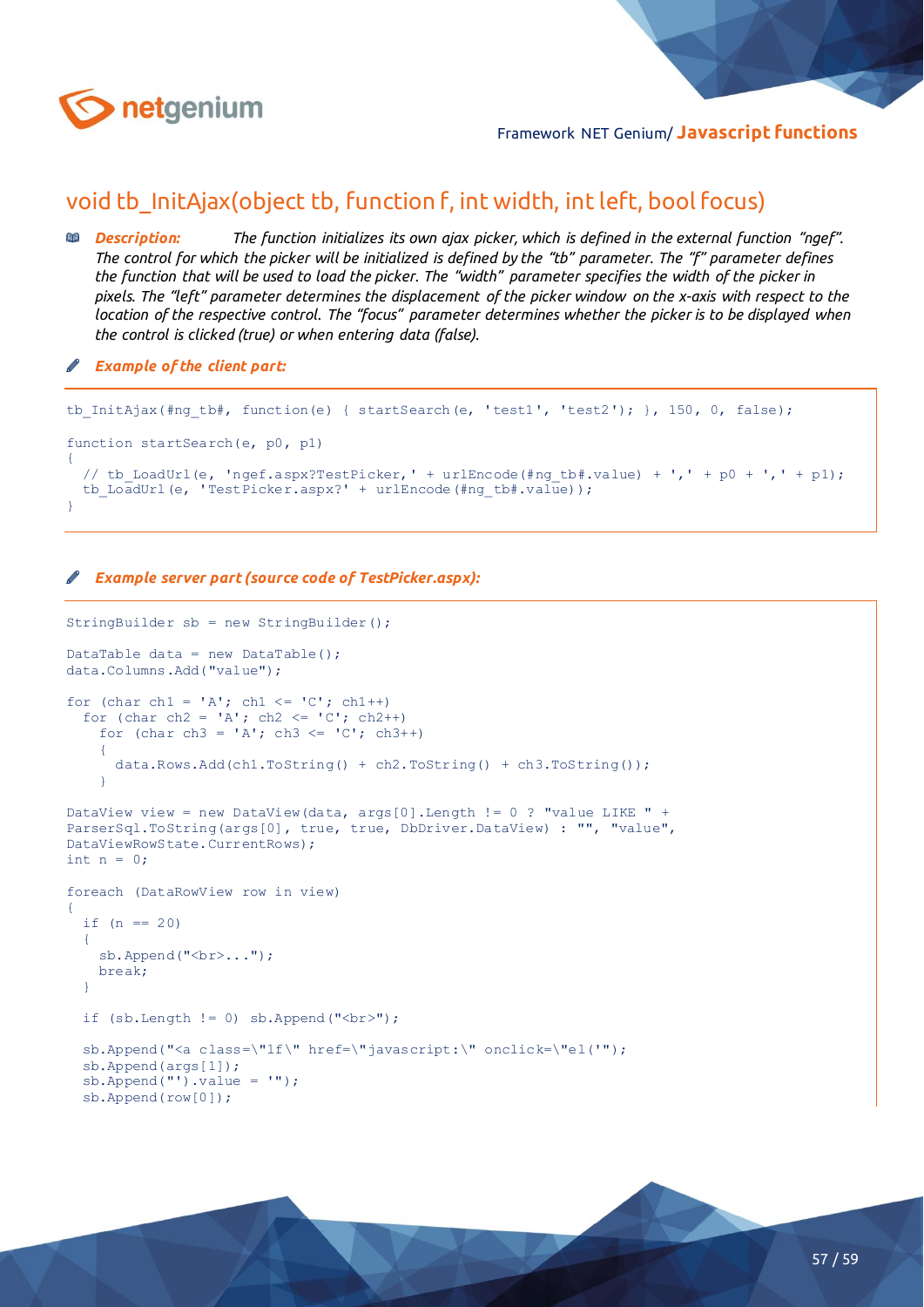# void tb_InitAjax(object tb, function f, int width, int left, bool focus)

***Description:*** *The function initializes its own ajax picker, which is defined in the external function "ngef". The control for which the picker will be initialized is defined by the "tb" parameter. The "f" parameter defines the function that will be used to load the picker. The "width" parameter specifies the width of the picker in pixels. The "left" parameter determines the displacement of the picker window on the x-axis with respect to the location of the respective control. The "focus" parameter determines whether the picker is to be displayed when the control is clicked (true) or when entering data (false).*

***Example of the client part:***

```
tb_InitAjax(#ng_tb#, function(e) { startSearch(e, 'test1', 'test2'); }, 150, 0, false);

function startSearch(e, p0, p1)
{
  // tb_LoadUrl(e, 'ngef.aspx?TestPicker,' + urlEncode(#ng_tb#.value) + ',' + p0 + ',' + p1);
  tb_LoadUrl(e, 'TestPicker.aspx?' + urlEncode(#ng_tb#.value));
}
```

***Example server part (source code of TestPicker.aspx):***

```
StringBuilder sb = new StringBuilder();

DataTable data = new DataTable();
data.Columns.Add("value");

for (char ch1 = 'A'; ch1 <= 'C'; ch1++)
  for (char ch2 = 'A'; ch2 <= 'C'; ch2++)
    for (char ch3 = 'A'; ch3 <= 'C'; ch3++)
    {
      data.Rows.Add(ch1.ToString() + ch2.ToString() + ch3.ToString());
    }

DataView view = new DataView(data, args[0].Length != 0 ? "value LIKE " +
ParserSql.ToString(args[0], true, true, DbDriver.DataView) : "", "value",
DataViewRowState.CurrentRows);
int n = 0;

foreach (DataRowView row in view)
{
  if (n == 20)
  {
    sb.Append("<br>...");
    break;
  }

  if (sb.Length != 0) sb.Append("<br>");

  sb.Append("<a class=\"lf\" href=\"javascript:\" onclick=\"el('");
  sb.Append(args[1]);
  sb.Append("').value = '");
  sb.Append(row[0]);
```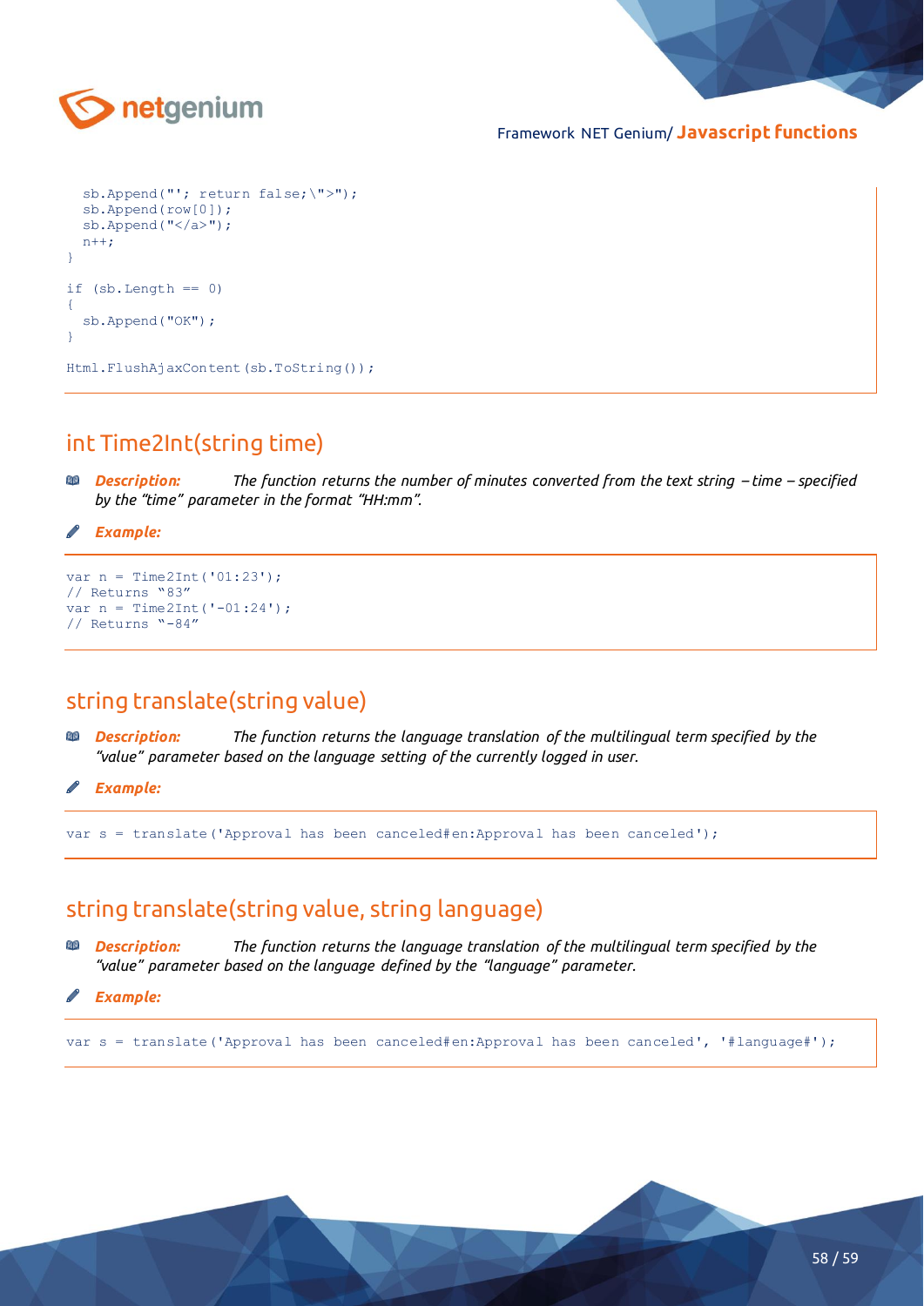```
  sb.Append("'; return false;\">");
  sb.Append(row[0]);
  sb.Append("</a>");
  n++;
}

if (sb.Length == 0)
{
  sb.Append("OK");
}

Html.FlushAjaxContent(sb.ToString());
```

## int Time2Int(string time)

***Description:*** *The function returns the number of minutes converted from the text string – time – specified by the "time" parameter in the format "HH:mm".*

***Example:***

```
var n = Time2Int('01:23');
// Returns "83"
var n = Time2Int('-01:24');
// Returns "-84"
```

## string translate(string value)

***Description:*** *The function returns the language translation of the multilingual term specified by the "value" parameter based on the language setting of the currently logged in user.*

***Example:***

```
var s = translate('Approval has been canceled#en:Approval has been canceled');
```

## string translate(string value, string language)

***Description:*** *The function returns the language translation of the multilingual term specified by the "value" parameter based on the language defined by the "language" parameter.*

***Example:***

```
var s = translate('Approval has been canceled#en:Approval has been canceled', '#language#');
```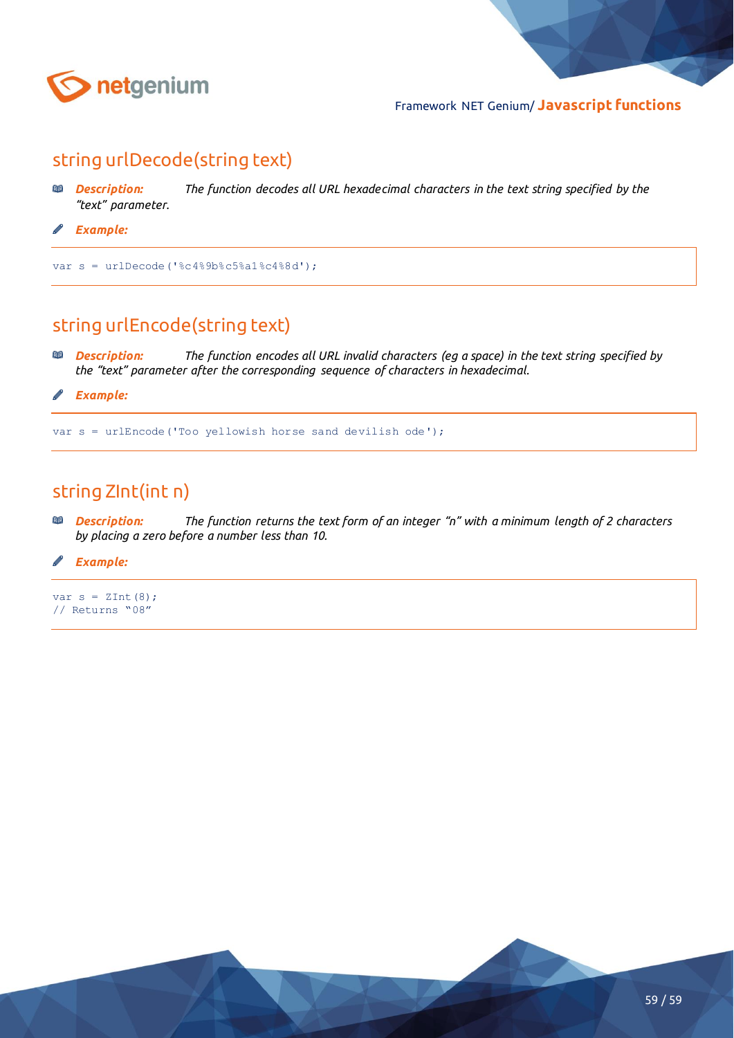## string urlDecode(string text)

***Description:*** *The function decodes all URL hexadecimal characters in the text string specified by the "text" parameter.*

***Example:***

```
var s = urlDecode('%c4%9b%c5%a1%c4%8d');
```

## string urlEncode(string text)

***Description:*** *The function encodes all URL invalid characters (eg a space) in the text string specified by the "text" parameter after the corresponding sequence of characters in hexadecimal.*

***Example:***

```
var s = urlEncode('Too yellowish horse sand devilish ode');
```

## string ZInt(int n)

***Description:*** *The function returns the text form of an integer "n" with a minimum length of 2 characters by placing a zero before a number less than 10.*

***Example:***

```
var s = ZInt(8);
// Returns "08"
```